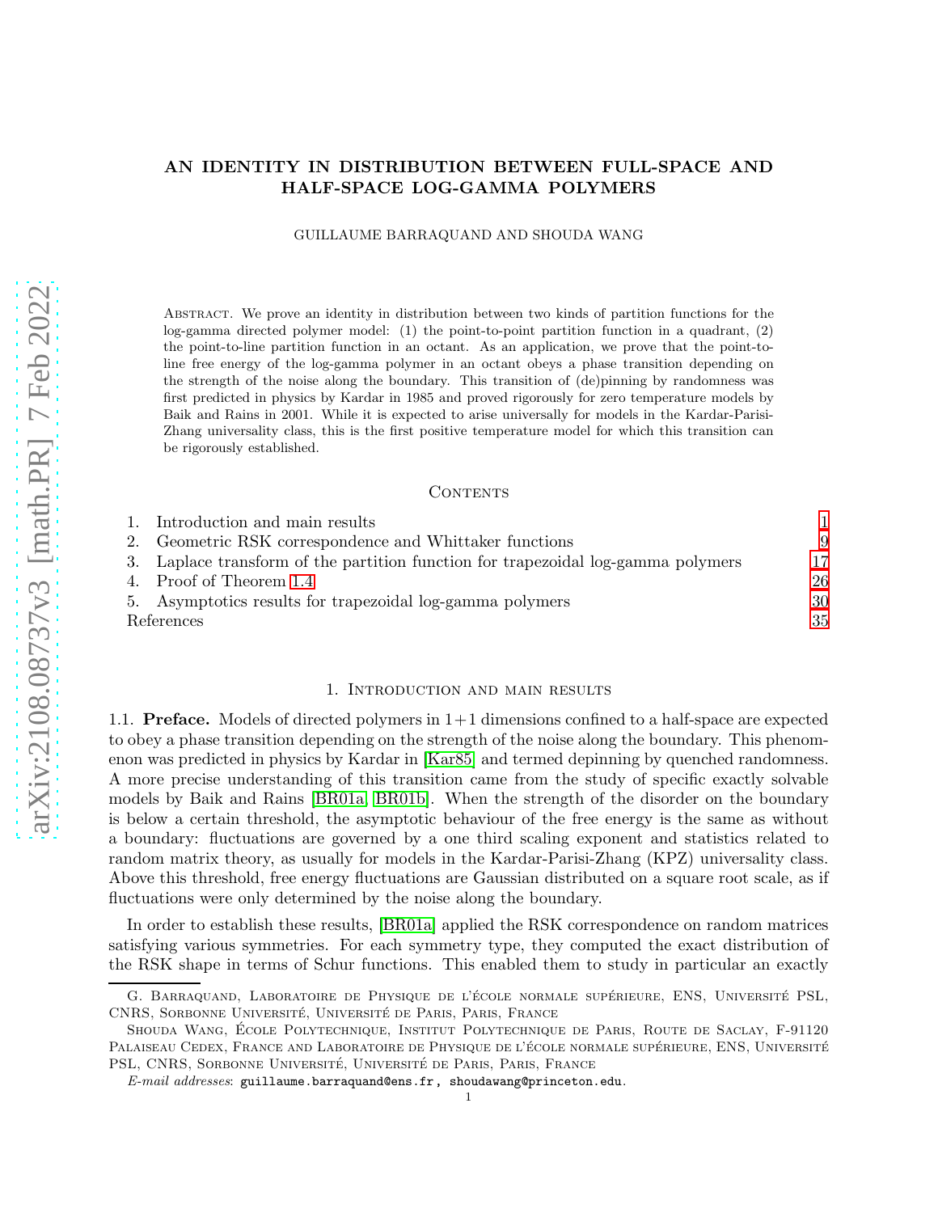# AN IDENTITY IN DISTRIBUTION BETWEEN FULL-SPACE AND HALF-SPACE LOG-GAMMA POLYMERS

GUILLAUME BARRAQUAND AND SHOUDA WANG

Abstract. We prove an identity in distribution between two kinds of partition functions for the log-gamma directed polymer model: (1) the point-to-point partition function in a quadrant, (2) the point-to-line partition function in an octant. As an application, we prove that the point-to-line free energy of the log-gamma polymer in an octant obeys a phase transition depending on the strength of the noise along the boundary. This transition of (de)pinning by randomness was first predicted in physics by Kardar in 1985 and proved rigorously for zero temperature models by Baik and Rains in 2001. While it is expected to arise universally for models in the Kardar-Parisi-Zhang universality class, this is the first positive temperature model for which this transition can be rigorously established.

## Contents

1. Introduction and main results — 1
2. Geometric RSK correspondence and Whittaker functions — 9
3. Laplace transform of the partition function for trapezoidal log-gamma polymers — 17
4. Proof of Theorem 1.4 — 26
5. Asymptotics results for trapezoidal log-gamma polymers — 30

References — 35

## 1. Introduction and main results

1.1. **Preface.** Models of directed polymers in 1+1 dimensions confined to a half-space are expected to obey a phase transition depending on the strength of the noise along the boundary. This phenomenon was predicted in physics by Kardar in [Kar85] and termed depinning by quenched randomness. A more precise understanding of this transition came from the study of specific exactly solvable models by Baik and Rains [BR01a, BR01b]. When the strength of the disorder on the boundary is below a certain threshold, the asymptotic behaviour of the free energy is the same as without a boundary: fluctuations are governed by a one third scaling exponent and statistics related to random matrix theory, as usually for models in the Kardar-Parisi-Zhang (KPZ) universality class. Above this threshold, free energy fluctuations are Gaussian distributed on a square root scale, as if fluctuations were only determined by the noise along the boundary.

In order to establish these results, [BR01a] applied the RSK correspondence on random matrices satisfying various symmetries. For each symmetry type, they computed the exact distribution of the RSK shape in terms of Schur functions. This enabled them to study in particular an exactly

G. Barraquand, Laboratoire de Physique de l'école normale supérieure, ENS, Université PSL, CNRS, Sorbonne Université, Université de Paris, Paris, France

Shouda Wang, École Polytechnique, Institut Polytechnique de Paris, Route de Saclay, F-91120 Palaiseau Cedex, France and Laboratoire de Physique de l'école normale supérieure, ENS, Université PSL, CNRS, Sorbonne Université, Université de Paris, Paris, France

*E-mail addresses*: guillaume.barraquand@ens.fr , shoudawang@princeton.edu.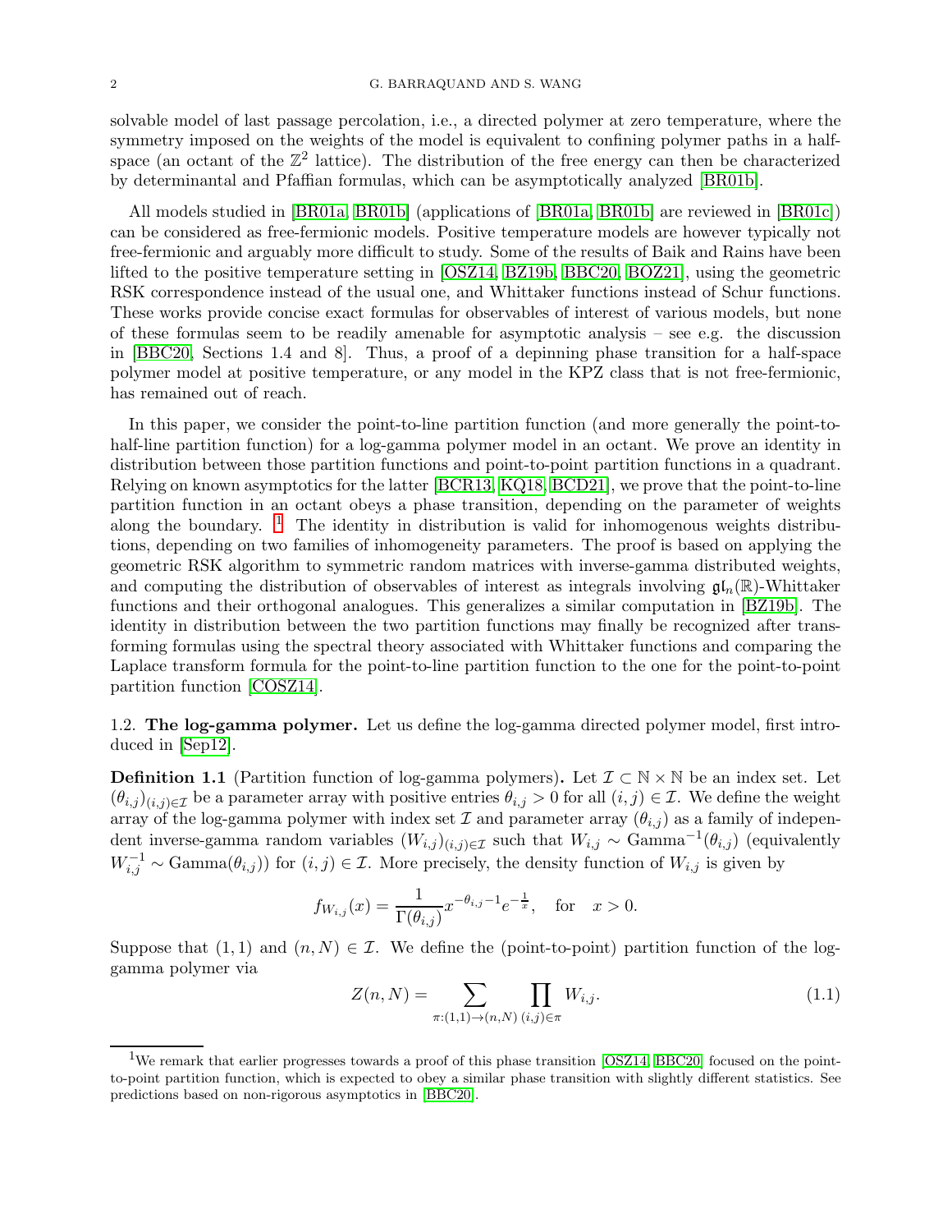solvable model of last passage percolation, i.e., a directed polymer at zero temperature, where the symmetry imposed on the weights of the model is equivalent to confining polymer paths in a half-space (an octant of the $\mathbb{Z}^2$ lattice). The distribution of the free energy can then be characterized by determinantal and Pfaffian formulas, which can be asymptotically analyzed [BR01b].

All models studied in [BR01a, BR01b] (applications of [BR01a, BR01b] are reviewed in [BR01c]) can be considered as free-fermionic models. Positive temperature models are however typically not free-fermionic and arguably more difficult to study. Some of the results of Baik and Rains have been lifted to the positive temperature setting in [OSZ14, BZ19b, BBC20, BOZ21], using the geometric RSK correspondence instead of the usual one, and Whittaker functions instead of Schur functions. These works provide concise exact formulas for observables of interest of various models, but none of these formulas seem to be readily amenable for asymptotic analysis – see e.g. the discussion in [BBC20, Sections 1.4 and 8]. Thus, a proof of a depinning phase transition for a half-space polymer model at positive temperature, or any model in the KPZ class that is not free-fermionic, has remained out of reach.

In this paper, we consider the point-to-line partition function (and more generally the point-to-half-line partition function) for a log-gamma polymer model in an octant. We prove an identity in distribution between those partition functions and point-to-point partition functions in a quadrant. Relying on known asymptotics for the latter [BCR13, KQ18, BCD21], we prove that the point-to-line partition function in an octant obeys a phase transition, depending on the parameter of weights along the boundary. [1] The identity in distribution is valid for inhomogenous weights distributions, depending on two families of inhomogeneity parameters. The proof is based on applying the geometric RSK algorithm to symmetric random matrices with inverse-gamma distributed weights, and computing the distribution of observables of interest as integrals involving $\mathfrak{gl}_n(\mathbb{R})$-Whittaker functions and their orthogonal analogues. This generalizes a similar computation in [BZ19b]. The identity in distribution between the two partition functions may finally be recognized after transforming formulas using the spectral theory associated with Whittaker functions and comparing the Laplace transform formula for the point-to-line partition function to the one for the point-to-point partition function [COSZ14].

## 1.2. The log-gamma polymer.

Let us define the log-gamma directed polymer model, first introduced in [Sep12].

**Definition 1.1** (Partition function of log-gamma polymers)**.** Let $\mathcal{I} \subset \mathbb{N} \times \mathbb{N}$ be an index set. Let $(\theta_{i,j})_{(i,j)\in\mathcal{I}}$ be a parameter array with positive entries $\theta_{i,j} > 0$ for all $(i,j) \in \mathcal{I}$. We define the weight array of the log-gamma polymer with index set $\mathcal{I}$ and parameter array $(\theta_{i,j})$ as a family of independent inverse-gamma random variables $(W_{i,j})_{(i,j)\in\mathcal{I}}$ such that $W_{i,j} \sim \mathrm{Gamma}^{-1}(\theta_{i,j})$ (equivalently $W_{i,j}^{-1} \sim \mathrm{Gamma}(\theta_{i,j})$) for $(i,j) \in \mathcal{I}$. More precisely, the density function of $W_{i,j}$ is given by

$$f_{W_{i,j}}(x) = \frac{1}{\Gamma(\theta_{i,j})} x^{-\theta_{i,j}-1} e^{-\frac{1}{x}}, \quad \text{for} \quad x > 0.$$

Suppose that $(1,1)$ and $(n,N) \in \mathcal{I}$. We define the (point-to-point) partition function of the log-gamma polymer via

$$Z(n,N) = \sum_{\pi:(1,1)\to(n,N)} \prod_{(i,j)\in\pi} W_{i,j}. \tag{1.1}$$

[1] We remark that earlier progresses towards a proof of this phase transition [OSZ14, BBC20] focused on the point-to-point partition function, which is expected to obey a similar phase transition with slightly different statistics. See predictions based on non-rigorous asymptotics in [BBC20].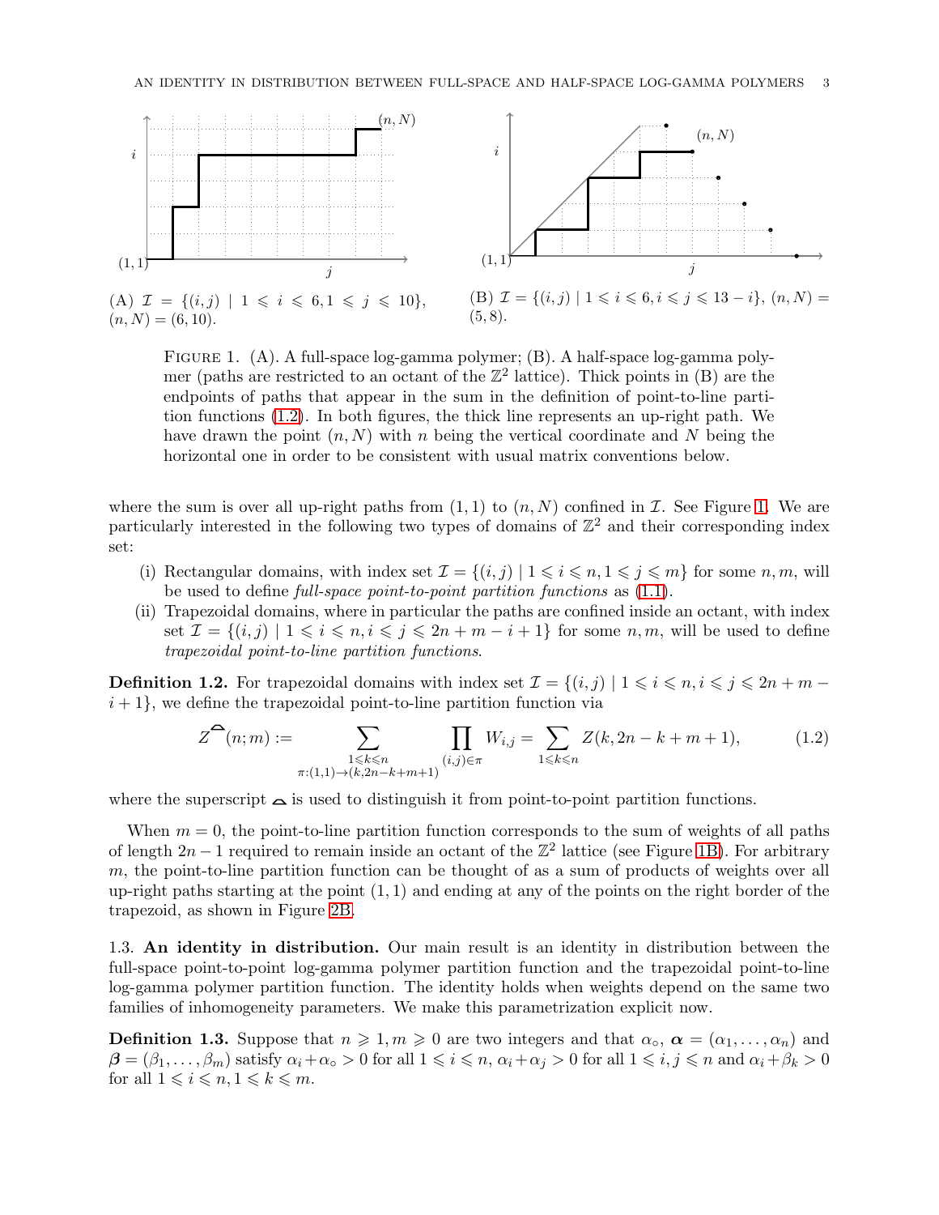(A) $\mathcal{I} = \{(i,j) \mid 1 \leqslant i \leqslant 6, 1 \leqslant j \leqslant 10\}$, $(n,N) = (6,10)$.

(B) $\mathcal{I} = \{(i,j) \mid 1 \leqslant i \leqslant 6, i \leqslant j \leqslant 13-i\}$, $(n,N) = (5,8)$.

Figure 1. (A). A full-space log-gamma polymer; (B). A half-space log-gamma polymer (paths are restricted to an octant of the $\mathbb{Z}^2$ lattice). Thick points in (B) are the endpoints of paths that appear in the sum in the definition of point-to-line partition functions (1.2). In both figures, the thick line represents an up-right path. We have drawn the point $(n,N)$ with $n$ being the vertical coordinate and $N$ being the horizontal one in order to be consistent with usual matrix conventions below.

where the sum is over all up-right paths from $(1,1)$ to $(n,N)$ confined in $\mathcal{I}$. See Figure 1. We are particularly interested in the following two types of domains of $\mathbb{Z}^2$ and their corresponding index set:

(i) Rectangular domains, with index set $\mathcal{I} = \{(i,j) \mid 1 \leqslant i \leqslant n, 1 \leqslant j \leqslant m\}$ for some $n, m$, will be used to define *full-space point-to-point partition functions* as (1.1).

(ii) Trapezoidal domains, where in particular the paths are confined inside an octant, with index set $\mathcal{I} = \{(i,j) \mid 1 \leqslant i \leqslant n, i \leqslant j \leqslant 2n+m-i+1\}$ for some $n, m$, will be used to define *trapezoidal point-to-line partition functions*.

**Definition 1.2.** For trapezoidal domains with index set $\mathcal{I} = \{(i,j) \mid 1 \leqslant i \leqslant n, i \leqslant j \leqslant 2n+m-i+1\}$, we define the trapezoidal point-to-line partition function via

$$Z^{\frown}(n;m) := \sum_{\substack{1 \leqslant k \leqslant n \\ \pi:(1,1)\to(k,2n-k+m+1)}} \prod_{(i,j)\in\pi} W_{i,j} = \sum_{1 \leqslant k \leqslant n} Z(k, 2n-k+m+1), \tag{1.2}$$

where the superscript $\frown$ is used to distinguish it from point-to-point partition functions.

When $m = 0$, the point-to-line partition function corresponds to the sum of weights of all paths of length $2n-1$ required to remain inside an octant of the $\mathbb{Z}^2$ lattice (see Figure 1B). For arbitrary $m$, the point-to-line partition function can be thought of as a sum of products of weights over all up-right paths starting at the point $(1,1)$ and ending at any of the points on the right border of the trapezoid, as shown in Figure 2B.

1.3. **An identity in distribution.** Our main result is an identity in distribution between the full-space point-to-point log-gamma polymer partition function and the trapezoidal point-to-line log-gamma polymer partition function. The identity holds when weights depend on the same two families of inhomogeneity parameters. We make this parametrization explicit now.

**Definition 1.3.** Suppose that $n \geqslant 1, m \geqslant 0$ are two integers and that $\alpha_\circ$, $\boldsymbol{\alpha} = (\alpha_1, \ldots, \alpha_n)$ and $\boldsymbol{\beta} = (\beta_1, \ldots, \beta_m)$ satisfy $\alpha_i + \alpha_\circ > 0$ for all $1 \leqslant i \leqslant n$, $\alpha_i + \alpha_j > 0$ for all $1 \leqslant i,j \leqslant n$ and $\alpha_i + \beta_k > 0$ for all $1 \leqslant i \leqslant n, 1 \leqslant k \leqslant m$.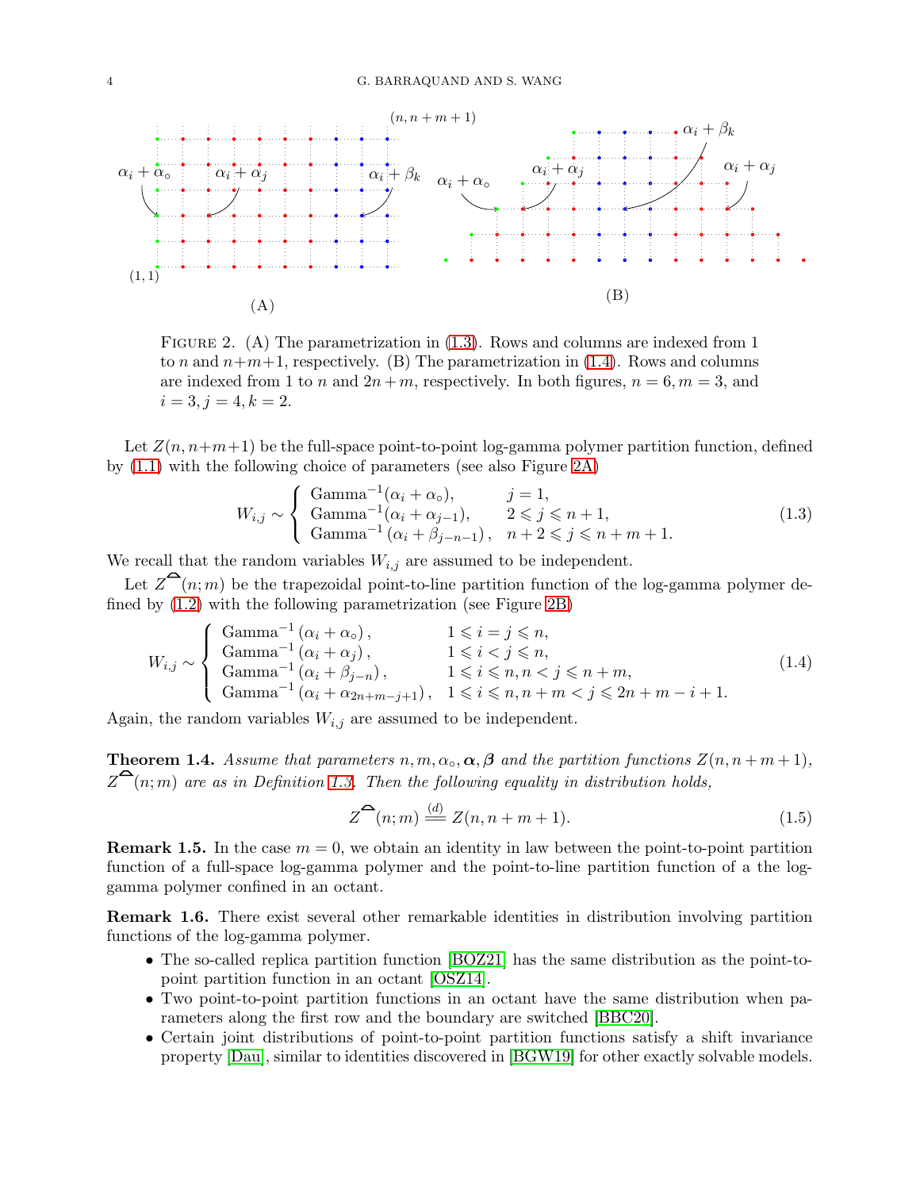FIGURE 2. (A) The parametrization in (1.3). Rows and columns are indexed from 1 to $n$ and $n+m+1$, respectively. (B) The parametrization in (1.4). Rows and columns are indexed from 1 to $n$ and $2n+m$, respectively. In both figures, $n=6, m=3$, and $i=3, j=4, k=2$.

Let $Z(n, n+m+1)$ be the full-space point-to-point log-gamma polymer partition function, defined by (1.1) with the following choice of parameters (see also Figure 2A)

$$W_{i,j} \sim \begin{cases} \mathrm{Gamma}^{-1}(\alpha_i + \alpha_\circ), & j = 1, \\ \mathrm{Gamma}^{-1}(\alpha_i + \alpha_{j-1}), & 2 \leqslant j \leqslant n+1, \\ \mathrm{Gamma}^{-1}(\alpha_i + \beta_{j-n-1}), & n+2 \leqslant j \leqslant n+m+1. \end{cases} \tag{1.3}$$

We recall that the random variables $W_{i,j}$ are assumed to be independent.

Let $Z^{\frown}(n;m)$ be the trapezoidal point-to-line partition function of the log-gamma polymer defined by (1.2) with the following parametrization (see Figure 2B)

$$W_{i,j} \sim \begin{cases} \mathrm{Gamma}^{-1}(\alpha_i + \alpha_\circ), & 1 \leqslant i = j \leqslant n, \\ \mathrm{Gamma}^{-1}(\alpha_i + \alpha_j), & 1 \leqslant i < j \leqslant n, \\ \mathrm{Gamma}^{-1}(\alpha_i + \beta_{j-n}), & 1 \leqslant i \leqslant n, n < j \leqslant n+m, \\ \mathrm{Gamma}^{-1}(\alpha_i + \alpha_{2n+m-j+1}), & 1 \leqslant i \leqslant n, n+m < j \leqslant 2n+m-i+1. \end{cases} \tag{1.4}$$

Again, the random variables $W_{i,j}$ are assumed to be independent.

**Theorem 1.4.** *Assume that parameters $n, m, \alpha_\circ, \boldsymbol{\alpha}, \boldsymbol{\beta}$ and the partition functions $Z(n, n+m+1)$, $Z^{\frown}(n;m)$ are as in Definition 1.3. Then the following equality in distribution holds,*

$$Z^{\frown}(n;m) \overset{(d)}{=\!=} Z(n, n+m+1). \tag{1.5}$$

**Remark 1.5.** In the case $m = 0$, we obtain an identity in law between the point-to-point partition function of a full-space log-gamma polymer and the point-to-line partition function of a the log-gamma polymer confined in an octant.

**Remark 1.6.** There exist several other remarkable identities in distribution involving partition functions of the log-gamma polymer.

- The so-called replica partition function [BOZ21] has the same distribution as the point-to-point partition function in an octant [OSZ14].
- Two point-to-point partition functions in an octant have the same distribution when parameters along the first row and the boundary are switched [BBC20].
- Certain joint distributions of point-to-point partition functions satisfy a shift invariance property [Dau], similar to identities discovered in [BGW19] for other exactly solvable models.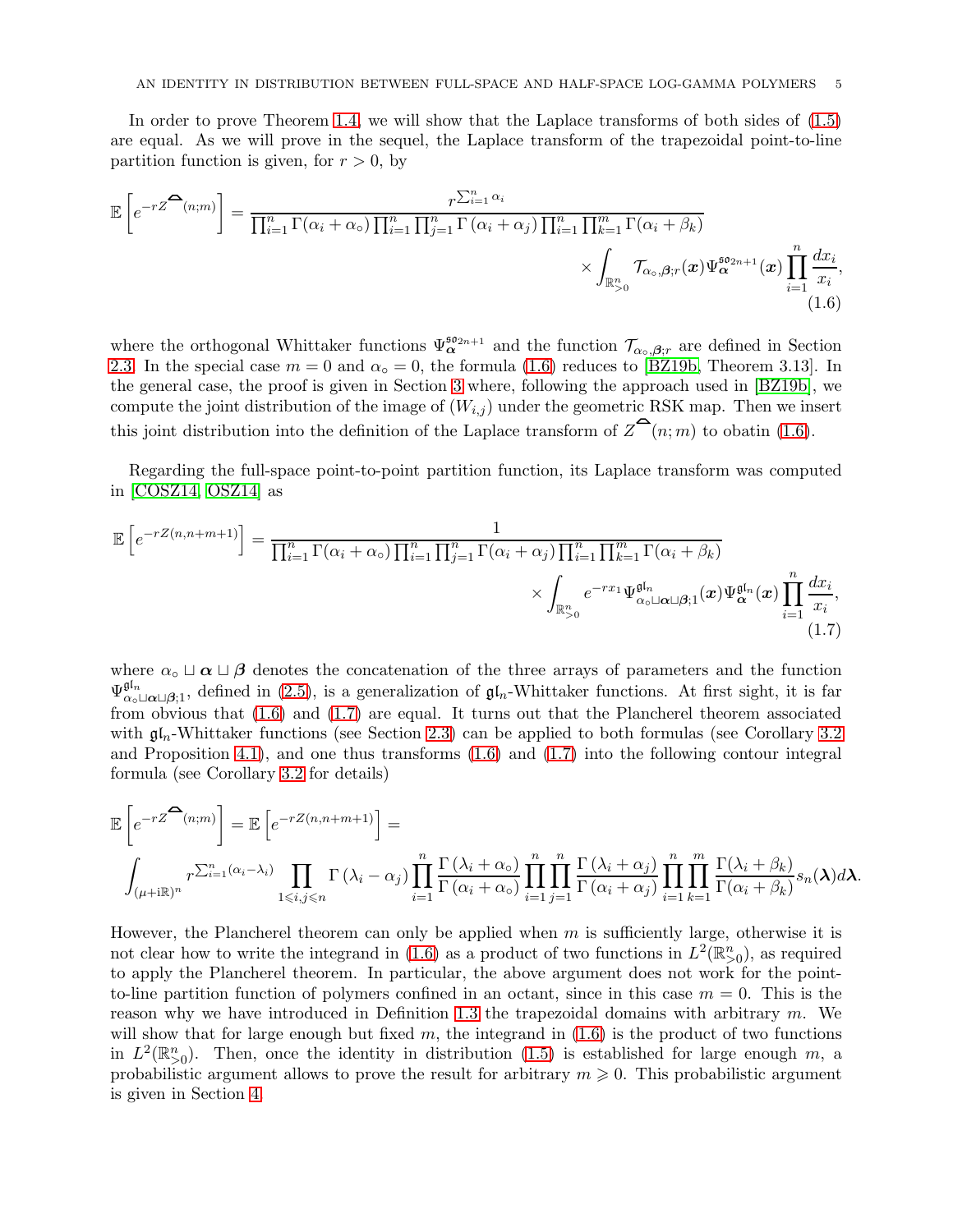In order to prove Theorem 1.4, we will show that the Laplace transforms of both sides of (1.5) are equal. As we will prove in the sequel, the Laplace transform of the trapezoidal point-to-line partition function is given, for $r > 0$, by

$$\mathbb{E}\left[e^{-rZ^{\frown}(n;m)}\right] = \frac{r^{\sum_{i=1}^{n}\alpha_i}}{\prod_{i=1}^{n}\Gamma(\alpha_i+\alpha_\circ)\prod_{i=1}^{n}\prod_{j=1}^{n}\Gamma\left(\alpha_i+\alpha_j\right)\prod_{i=1}^{n}\prod_{k=1}^{m}\Gamma(\alpha_i+\beta_k)} \times \int_{\mathbb{R}_{>0}^n}\mathcal{T}_{\alpha_\circ,\boldsymbol{\beta};r}(\boldsymbol{x})\Psi_{\boldsymbol{\alpha}}^{\mathfrak{so}_{2n+1}}(\boldsymbol{x})\prod_{i=1}^{n}\frac{dx_i}{x_i}, \tag{1.6}$$

where the orthogonal Whittaker functions $\Psi_{\boldsymbol{\alpha}}^{\mathfrak{so}_{2n+1}}$ and the function $\mathcal{T}_{\alpha_\circ,\boldsymbol{\beta};r}$ are defined in Section 2.3. In the special case $m=0$ and $\alpha_\circ = 0$, the formula (1.6) reduces to [BZ19b, Theorem 3.13]. In the general case, the proof is given in Section 3 where, following the approach used in [BZ19b], we compute the joint distribution of the image of $(W_{i,j})$ under the geometric RSK map. Then we insert this joint distribution into the definition of the Laplace transform of $Z^{\frown}(n;m)$ to obatin (1.6).

Regarding the full-space point-to-point partition function, its Laplace transform was computed in [COSZ14, OSZ14] as

$$\mathbb{E}\left[e^{-rZ(n,n+m+1)}\right] = \frac{1}{\prod_{i=1}^{n}\Gamma(\alpha_i+\alpha_\circ)\prod_{i=1}^{n}\prod_{j=1}^{n}\Gamma\left(\alpha_i+\alpha_j\right)\prod_{i=1}^{n}\prod_{k=1}^{m}\Gamma(\alpha_i+\beta_k)} \times \int_{\mathbb{R}_{>0}^n} e^{-rx_1}\Psi^{\mathfrak{gl}_n}_{\alpha_\circ\sqcup\boldsymbol{\alpha}\sqcup\boldsymbol{\beta};1}(\boldsymbol{x})\Psi^{\mathfrak{gl}_n}_{\boldsymbol{\alpha}}(\boldsymbol{x})\prod_{i=1}^{n}\frac{dx_i}{x_i}, \tag{1.7}$$

where $\alpha_\circ \sqcup \boldsymbol{\alpha} \sqcup \boldsymbol{\beta}$ denotes the concatenation of the three arrays of parameters and the function $\Psi^{\mathfrak{gl}_n}_{\alpha_\circ\sqcup\boldsymbol{\alpha}\sqcup\boldsymbol{\beta};1}$, defined in (2.5), is a generalization of $\mathfrak{gl}_n$-Whittaker functions. At first sight, it is far from obvious that (1.6) and (1.7) are equal. It turns out that the Plancherel theorem associated with $\mathfrak{gl}_n$-Whittaker functions (see Section 2.3) can be applied to both formulas (see Corollary 3.2 and Proposition 4.1), and one thus transforms (1.6) and (1.7) into the following contour integral formula (see Corollary 3.2 for details)

$$\mathbb{E}\left[e^{-rZ^{\frown}(n;m)}\right] = \mathbb{E}\left[e^{-rZ(n,n+m+1)}\right] =$$
$$\int_{(\mu+\mathrm{i}\mathbb{R})^n} r^{\sum_{i=1}^{n}(\alpha_i-\lambda_i)}\prod_{1\leqslant i,j\leqslant n}\Gamma\left(\lambda_i-\alpha_j\right)\prod_{i=1}^{n}\frac{\Gamma\left(\lambda_i+\alpha_\circ\right)}{\Gamma\left(\alpha_i+\alpha_\circ\right)}\prod_{i=1}^{n}\prod_{j=1}^{n}\frac{\Gamma\left(\lambda_i+\alpha_j\right)}{\Gamma\left(\alpha_i+\alpha_j\right)}\prod_{i=1}^{n}\prod_{k=1}^{m}\frac{\Gamma(\lambda_i+\beta_k)}{\Gamma(\alpha_i+\beta_k)}s_n(\boldsymbol{\lambda})d\boldsymbol{\lambda}.$$

However, the Plancherel theorem can only be applied when $m$ is sufficiently large, otherwise it is not clear how to write the integrand in (1.6) as a product of two functions in $L^2(\mathbb{R}^n_{>0})$, as required to apply the Plancherel theorem. In particular, the above argument does not work for the point-to-line partition function of polymers confined in an octant, since in this case $m=0$. This is the reason why we have introduced in Definition 1.3 the trapezoidal domains with arbitrary $m$. We will show that for large enough but fixed $m$, the integrand in (1.6) is the product of two functions in $L^2(\mathbb{R}^n_{>0})$. Then, once the identity in distribution (1.5) is established for large enough $m$, a probabilistic argument allows to prove the result for arbitrary $m \geqslant 0$. This probabilistic argument is given in Section 4.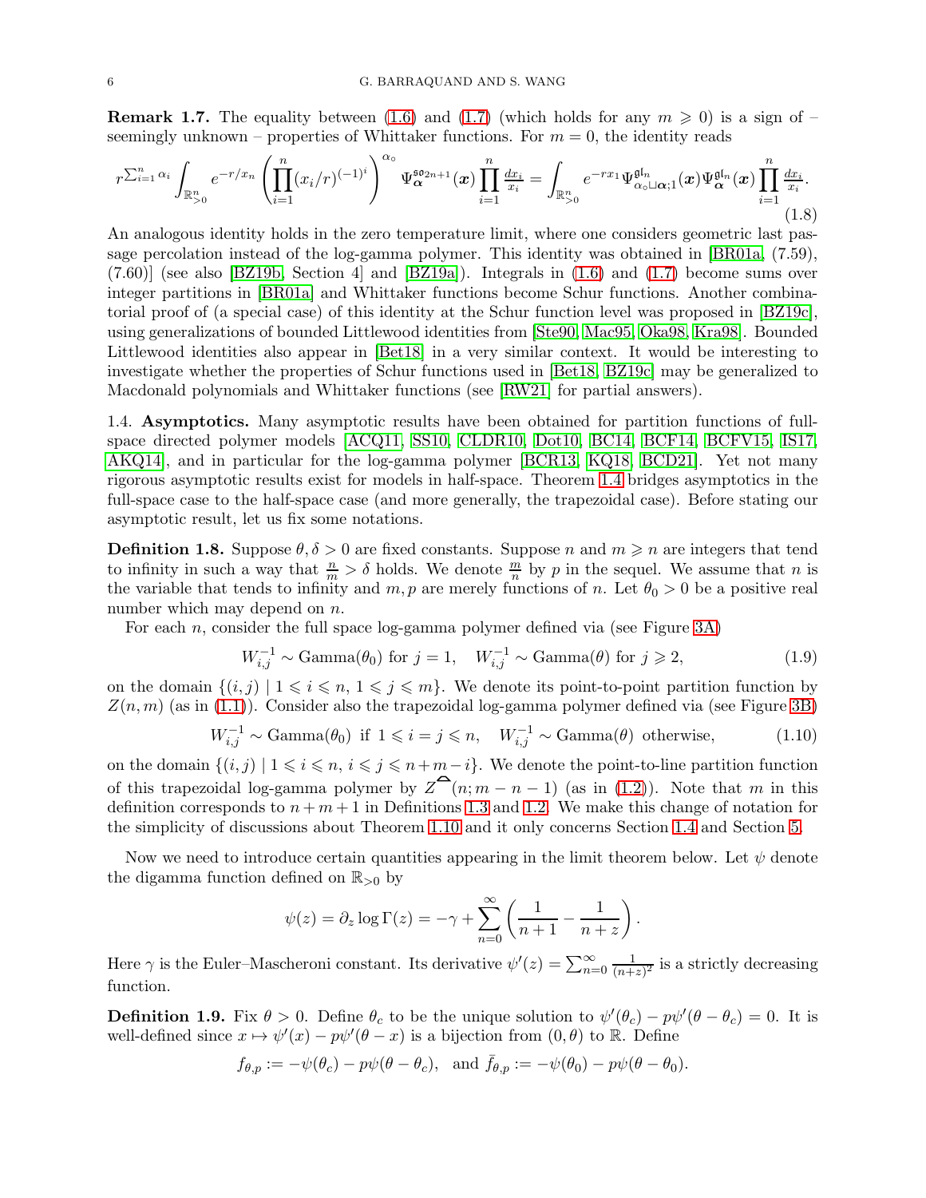**Remark 1.7.** The equality between (1.6) and (1.7) (which holds for any $m \geqslant 0$) is a sign of – seemingly unknown – properties of Whittaker functions. For $m = 0$, the identity reads

$$r^{\sum_{i=1}^n \alpha_i} \int_{\mathbb{R}_{>0}^n} e^{-r/x_n} \left( \prod_{i=1}^n (x_i/r)^{(-1)^i} \right)^{\alpha_\circ} \Psi_{\boldsymbol{\alpha}}^{\mathfrak{so}_{2n+1}}(\boldsymbol{x}) \prod_{i=1}^n \frac{dx_i}{x_i} = \int_{\mathbb{R}_{>0}^n} e^{-rx_1} \Psi_{\alpha_\circ \sqcup \boldsymbol{\alpha};1}^{\mathfrak{gl}_n}(\boldsymbol{x}) \Psi_{\boldsymbol{\alpha}}^{\mathfrak{gl}_n}(\boldsymbol{x}) \prod_{i=1}^n \frac{dx_i}{x_i}. \tag{1.8}$$

An analogous identity holds in the zero temperature limit, where one considers geometric last passage percolation instead of the log-gamma polymer. This identity was obtained in [BR01a, (7.59), (7.60)] (see also [BZ19b, Section 4] and [BZ19a]). Integrals in (1.6) and (1.7) become sums over integer partitions in [BR01a] and Whittaker functions become Schur functions. Another combinatorial proof of (a special case) of this identity at the Schur function level was proposed in [BZ19c], using generalizations of bounded Littlewood identities from [Ste90, Mac95, Oka98, Kra98]. Bounded Littlewood identities also appear in [Bet18] in a very similar context. It would be interesting to investigate whether the properties of Schur functions used in [Bet18, BZ19c] may be generalized to Macdonald polynomials and Whittaker functions (see [RW21] for partial answers).

1.4. **Asymptotics.** Many asymptotic results have been obtained for partition functions of full-space directed polymer models [ACQ11, SS10, CLDR10, Dot10, BC14, BCF14, BCFV15, IS17, AKQ14], and in particular for the log-gamma polymer [BCR13, KQ18, BCD21]. Yet not many rigorous asymptotic results exist for models in half-space. Theorem 1.4 bridges asymptotics in the full-space case to the half-space case (and more generally, the trapezoidal case). Before stating our asymptotic result, let us fix some notations.

**Definition 1.8.** Suppose $\theta, \delta > 0$ are fixed constants. Suppose $n$ and $m \geqslant n$ are integers that tend to infinity in such a way that $\frac{n}{m} > \delta$ holds. We denote $\frac{m}{n}$ by $p$ in the sequel. We assume that $n$ is the variable that tends to infinity and $m, p$ are merely functions of $n$. Let $\theta_0 > 0$ be a positive real number which may depend on $n$.

For each $n$, consider the full space log-gamma polymer defined via (see Figure 3A)

$$W_{i,j}^{-1} \sim \text{Gamma}(\theta_0) \text{ for } j = 1, \quad W_{i,j}^{-1} \sim \text{Gamma}(\theta) \text{ for } j \geqslant 2, \tag{1.9}$$

on the domain $\{(i,j) \mid 1 \leqslant i \leqslant n,\ 1 \leqslant j \leqslant m\}$. We denote its point-to-point partition function by $Z(n,m)$ (as in (1.1)). Consider also the trapezoidal log-gamma polymer defined via (see Figure 3B)

$$W_{i,j}^{-1} \sim \text{Gamma}(\theta_0) \ \text{ if } 1 \leqslant i = j \leqslant n, \quad W_{i,j}^{-1} \sim \text{Gamma}(\theta) \ \text{ otherwise}, \tag{1.10}$$

on the domain $\{(i,j) \mid 1 \leqslant i \leqslant n,\ i \leqslant j \leqslant n+m-i\}$. We denote the point-to-line partition function of this trapezoidal log-gamma polymer by $Z^{\frown}(n; m-n-1)$ (as in (1.2)). Note that $m$ in this definition corresponds to $n+m+1$ in Definitions 1.3 and 1.2. We make this change of notation for the simplicity of discussions about Theorem 1.10 and it only concerns Section 1.4 and Section 5.

Now we need to introduce certain quantities appearing in the limit theorem below. Let $\psi$ denote the digamma function defined on $\mathbb{R}_{>0}$ by

$$\psi(z) = \partial_z \log \Gamma(z) = -\gamma + \sum_{n=0}^{\infty} \left( \frac{1}{n+1} - \frac{1}{n+z} \right).$$

Here $\gamma$ is the Euler–Mascheroni constant. Its derivative $\psi'(z) = \sum_{n=0}^{\infty} \frac{1}{(n+z)^2}$ is a strictly decreasing function.

**Definition 1.9.** Fix $\theta > 0$. Define $\theta_c$ to be the unique solution to $\psi'(\theta_c) - p\psi'(\theta - \theta_c) = 0$. It is well-defined since $x \mapsto \psi'(x) - p\psi'(\theta - x)$ is a bijection from $(0, \theta)$ to $\mathbb{R}$. Define

$$f_{\theta,p} := -\psi(\theta_c) - p\psi(\theta - \theta_c), \quad \text{and } \bar{f}_{\theta,p} := -\psi(\theta_0) - p\psi(\theta - \theta_0).$$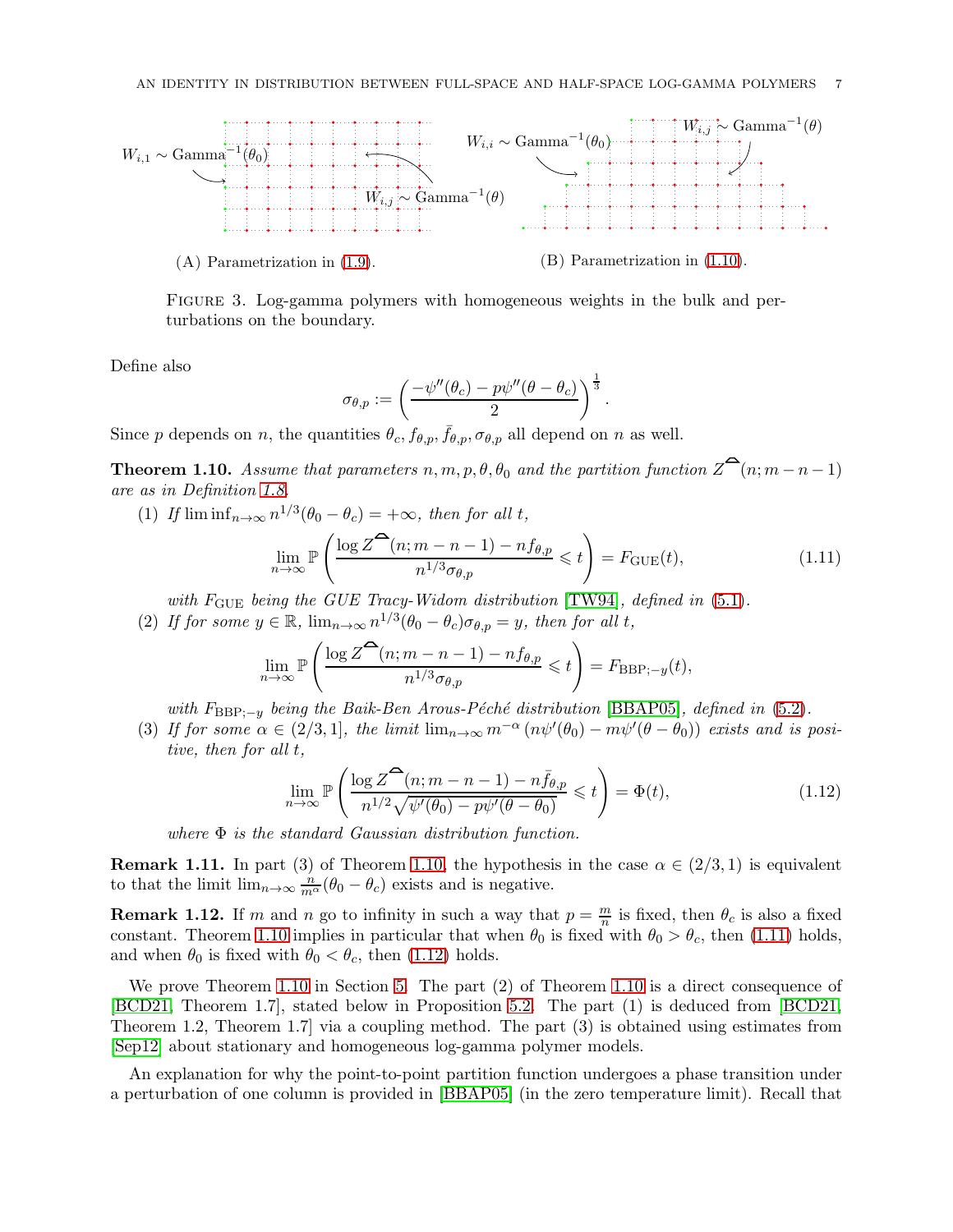$W_{i,1} \sim \text{Gamma}^{-1}(\theta_0)$ $W_{i,j} \sim \text{Gamma}^{-1}(\theta)$ $W_{i,i} \sim \text{Gamma}^{-1}(\theta_0)$ $W_{i,j} \sim \text{Gamma}^{-1}(\theta)$

(A) Parametrization in (1.9). (B) Parametrization in (1.10).

FIGURE 3. Log-gamma polymers with homogeneous weights in the bulk and perturbations on the boundary.

Define also

$$\sigma_{\theta,p} := \left(\frac{-\psi''(\theta_c) - p\psi''(\theta-\theta_c)}{2}\right)^{\frac{1}{3}}.$$

Since $p$ depends on $n$, the quantities $\theta_c, f_{\theta,p}, \bar{f}_{\theta,p}, \sigma_{\theta,p}$ all depend on $n$ as well.

**Theorem 1.10.** *Assume that parameters $n, m, p, \theta, \theta_0$ and the partition function $Z^{\frown}(n; m-n-1)$ are as in Definition 1.8.*

(1) *If $\liminf_{n\to\infty} n^{1/3}(\theta_0 - \theta_c) = +\infty$, then for all $t$,*

$$\lim_{n\to\infty} \mathbb{P}\left(\frac{\log Z^{\frown}(n; m-n-1) - nf_{\theta,p}}{n^{1/3}\sigma_{\theta,p}} \leqslant t\right) = F_{\mathrm{GUE}}(t), \tag{1.11}$$

*with $F_{\mathrm{GUE}}$ being the GUE Tracy-Widom distribution [TW94], defined in (5.1).*

(2) *If for some $y \in \mathbb{R}$, $\lim_{n\to\infty} n^{1/3}(\theta_0 - \theta_c)\sigma_{\theta,p} = y$, then for all $t$,*

$$\lim_{n\to\infty} \mathbb{P}\left(\frac{\log Z^{\frown}(n; m-n-1) - nf_{\theta,p}}{n^{1/3}\sigma_{\theta,p}} \leqslant t\right) = F_{\mathrm{BBP};-y}(t),$$

*with $F_{\mathrm{BBP};-y}$ being the Baik-Ben Arous-Péché distribution [BBAP05], defined in (5.2).*

(3) *If for some $\alpha \in (2/3, 1]$, the limit $\lim_{n\to\infty} m^{-\alpha}\left(n\psi'(\theta_0) - m\psi'(\theta-\theta_0)\right)$ exists and is positive, then for all $t$,*

$$\lim_{n\to\infty} \mathbb{P}\left(\frac{\log Z^{\frown}(n; m-n-1) - n\bar{f}_{\theta,p}}{n^{1/2}\sqrt{\psi'(\theta_0) - p\psi'(\theta-\theta_0)}} \leqslant t\right) = \Phi(t), \tag{1.12}$$

*where $\Phi$ is the standard Gaussian distribution function.*

**Remark 1.11.** In part (3) of Theorem 1.10, the hypothesis in the case $\alpha \in (2/3, 1)$ is equivalent to that the limit $\lim_{n\to\infty} \frac{n}{m^\alpha}(\theta_0 - \theta_c)$ exists and is negative.

**Remark 1.12.** If $m$ and $n$ go to infinity in such a way that $p = \frac{m}{n}$ is fixed, then $\theta_c$ is also a fixed constant. Theorem 1.10 implies in particular that when $\theta_0$ is fixed with $\theta_0 > \theta_c$, then (1.11) holds, and when $\theta_0$ is fixed with $\theta_0 < \theta_c$, then (1.12) holds.

We prove Theorem 1.10 in Section 5. The part (2) of Theorem 1.10 is a direct consequence of [BCD21, Theorem 1.7], stated below in Proposition 5.2. The part (1) is deduced from [BCD21, Theorem 1.2, Theorem 1.7] via a coupling method. The part (3) is obtained using estimates from [Sep12] about stationary and homogeneous log-gamma polymer models.

An explanation for why the point-to-point partition function undergoes a phase transition under a perturbation of one column is provided in [BBAP05] (in the zero temperature limit). Recall that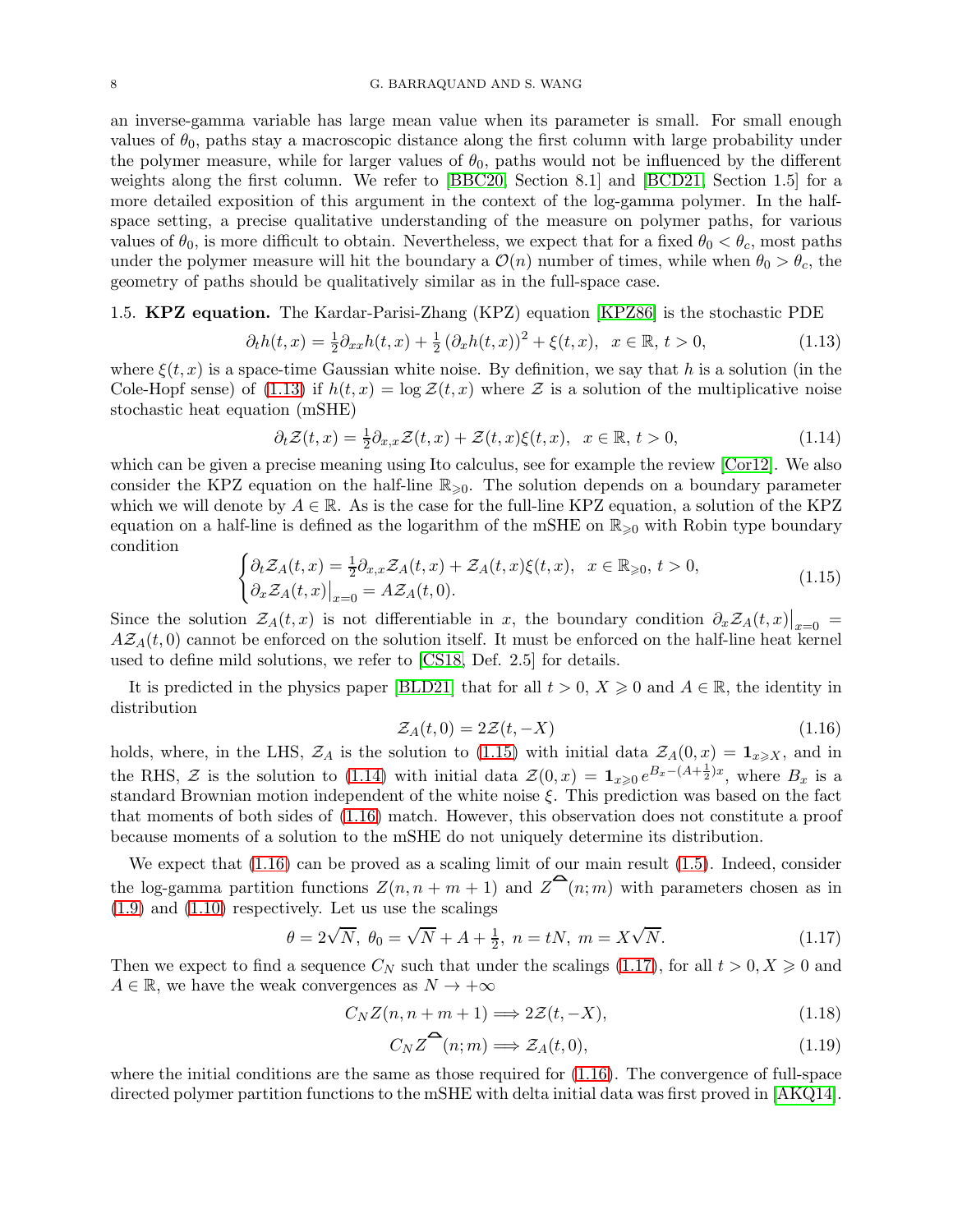an inverse-gamma variable has large mean value when its parameter is small. For small enough values of $\theta_0$, paths stay a macroscopic distance along the first column with large probability under the polymer measure, while for larger values of $\theta_0$, paths would not be influenced by the different weights along the first column. We refer to [BBC20, Section 8.1] and [BCD21, Section 1.5] for a more detailed exposition of this argument in the context of the log-gamma polymer. In the half-space setting, a precise qualitative understanding of the measure on polymer paths, for various values of $\theta_0$, is more difficult to obtain. Nevertheless, we expect that for a fixed $\theta_0 < \theta_c$, most paths under the polymer measure will hit the boundary a $\mathcal{O}(n)$ number of times, while when $\theta_0 > \theta_c$, the geometry of paths should be qualitatively similar as in the full-space case.

### 1.5. KPZ equation.

The Kardar-Parisi-Zhang (KPZ) equation [KPZ86] is the stochastic PDE

$$\partial_t h(t,x) = \tfrac{1}{2}\partial_{xx} h(t,x) + \tfrac{1}{2}\left(\partial_x h(t,x)\right)^2 + \xi(t,x), \quad x \in \mathbb{R},\ t > 0, \tag{1.13}$$

where $\xi(t,x)$ is a space-time Gaussian white noise. By definition, we say that $h$ is a solution (in the Cole-Hopf sense) of (1.13) if $h(t,x) = \log \mathcal{Z}(t,x)$ where $\mathcal{Z}$ is a solution of the multiplicative noise stochastic heat equation (mSHE)

$$\partial_t \mathcal{Z}(t,x) = \tfrac{1}{2}\partial_{x,x}\mathcal{Z}(t,x) + \mathcal{Z}(t,x)\xi(t,x), \quad x \in \mathbb{R},\ t > 0, \tag{1.14}$$

which can be given a precise meaning using Ito calculus, see for example the review [Cor12]. We also consider the KPZ equation on the half-line $\mathbb{R}_{\geqslant 0}$. The solution depends on a boundary parameter which we will denote by $A \in \mathbb{R}$. As is the case for the full-line KPZ equation, a solution of the KPZ equation on a half-line is defined as the logarithm of the mSHE on $\mathbb{R}_{\geqslant 0}$ with Robin type boundary condition

$$\begin{cases} \partial_t \mathcal{Z}_A(t,x) = \tfrac{1}{2}\partial_{x,x}\mathcal{Z}_A(t,x) + \mathcal{Z}_A(t,x)\xi(t,x), & x \in \mathbb{R}_{\geqslant 0},\ t > 0, \\ \partial_x \mathcal{Z}_A(t,x)\big|_{x=0} = A\mathcal{Z}_A(t,0). & \end{cases} \tag{1.15}$$

Since the solution $\mathcal{Z}_A(t,x)$ is not differentiable in $x$, the boundary condition $\partial_x \mathcal{Z}_A(t,x)\big|_{x=0} = A\mathcal{Z}_A(t,0)$ cannot be enforced on the solution itself. It must be enforced on the half-line heat kernel used to define mild solutions, we refer to [CS18, Def. 2.5] for details.

It is predicted in the physics paper [BLD21] that for all $t > 0$, $X \geqslant 0$ and $A \in \mathbb{R}$, the identity in distribution

$$\mathcal{Z}_A(t,0) = 2\mathcal{Z}(t,-X) \tag{1.16}$$

holds, where, in the LHS, $\mathcal{Z}_A$ is the solution to (1.15) with initial data $\mathcal{Z}_A(0,x) = \mathbf{1}_{x\geqslant X}$, and in the RHS, $\mathcal{Z}$ is the solution to (1.14) with initial data $\mathcal{Z}(0,x) = \mathbf{1}_{x\geqslant 0}\, e^{B_x - (A+\frac{1}{2})x}$, where $B_x$ is a standard Brownian motion independent of the white noise $\xi$. This prediction was based on the fact that moments of both sides of (1.16) match. However, this observation does not constitute a proof because moments of a solution to the mSHE do not uniquely determine its distribution.

We expect that (1.16) can be proved as a scaling limit of our main result (1.5). Indeed, consider the log-gamma partition functions $Z(n, n+m+1)$ and $Z^{\frown}(n;m)$ with parameters chosen as in (1.9) and (1.10) respectively. Let us use the scalings

$$\theta = 2\sqrt{N},\ \theta_0 = \sqrt{N} + A + \tfrac{1}{2},\ n = tN,\ m = X\sqrt{N}. \tag{1.17}$$

Then we expect to find a sequence $C_N$ such that under the scalings (1.17), for all $t > 0, X \geqslant 0$ and $A \in \mathbb{R}$, we have the weak convergences as $N \to +\infty$

$$C_N Z(n, n+m+1) \Longrightarrow 2\mathcal{Z}(t,-X), \tag{1.18}$$

$$C_N Z^{\frown}(n;m) \Longrightarrow \mathcal{Z}_A(t,0), \tag{1.19}$$

where the initial conditions are the same as those required for (1.16). The convergence of full-space directed polymer partition functions to the mSHE with delta initial data was first proved in [AKQ14].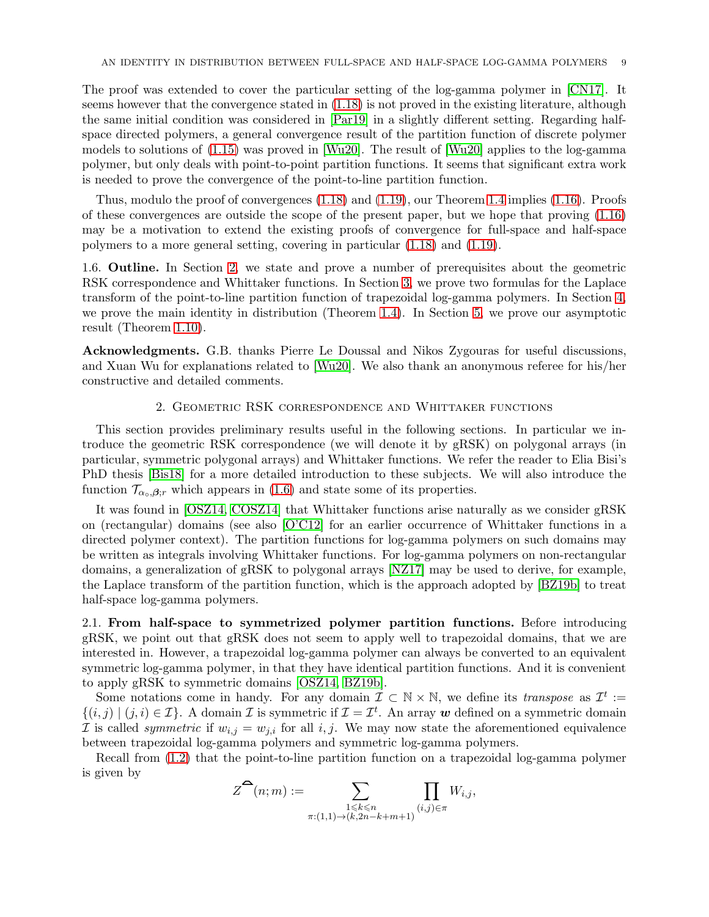The proof was extended to cover the particular setting of the log-gamma polymer in [CN17]. It seems however that the convergence stated in (1.18) is not proved in the existing literature, although the same initial condition was considered in [Par19] in a slightly different setting. Regarding half-space directed polymers, a general convergence result of the partition function of discrete polymer models to solutions of (1.15) was proved in [Wu20]. The result of [Wu20] applies to the log-gamma polymer, but only deals with point-to-point partition functions. It seems that significant extra work is needed to prove the convergence of the point-to-line partition function.

Thus, modulo the proof of convergences (1.18) and (1.19), our Theorem 1.4 implies (1.16). Proofs of these convergences are outside the scope of the present paper, but we hope that proving (1.16) may be a motivation to extend the existing proofs of convergence for full-space and half-space polymers to a more general setting, covering in particular (1.18) and (1.19).

1.6. **Outline.** In Section 2, we state and prove a number of prerequisites about the geometric RSK correspondence and Whittaker functions. In Section 3, we prove two formulas for the Laplace transform of the point-to-line partition function of trapezoidal log-gamma polymers. In Section 4, we prove the main identity in distribution (Theorem 1.4). In Section 5, we prove our asymptotic result (Theorem 1.10).

**Acknowledgments.** G.B. thanks Pierre Le Doussal and Nikos Zygouras for useful discussions, and Xuan Wu for explanations related to [Wu20]. We also thank an anonymous referee for his/her constructive and detailed comments.

## 2. Geometric RSK correspondence and Whittaker functions

This section provides preliminary results useful in the following sections. In particular we introduce the geometric RSK correspondence (we will denote it by gRSK) on polygonal arrays (in particular, symmetric polygonal arrays) and Whittaker functions. We refer the reader to Elia Bisi's PhD thesis [Bis18] for a more detailed introduction to these subjects. We will also introduce the function $\mathcal{T}_{\alpha_\circ,\boldsymbol{\beta};r}$ which appears in (1.6) and state some of its properties.

It was found in [OSZ14, COSZ14] that Whittaker functions arise naturally as we consider gRSK on (rectangular) domains (see also [O'C12] for an earlier occurrence of Whittaker functions in a directed polymer context). The partition functions for log-gamma polymers on such domains may be written as integrals involving Whittaker functions. For log-gamma polymers on non-rectangular domains, a generalization of gRSK to polygonal arrays [NZ17] may be used to derive, for example, the Laplace transform of the partition function, which is the approach adopted by [BZ19b] to treat half-space log-gamma polymers.

2.1. **From half-space to symmetrized polymer partition functions.** Before introducing gRSK, we point out that gRSK does not seem to apply well to trapezoidal domains, that we are interested in. However, a trapezoidal log-gamma polymer can always be converted to an equivalent symmetric log-gamma polymer, in that they have identical partition functions. And it is convenient to apply gRSK to symmetric domains [OSZ14, BZ19b].

Some notations come in handy. For any domain $\mathcal{I} \subset \mathbb{N} \times \mathbb{N}$, we define its *transpose* as $\mathcal{I}^t := \{(i,j) \mid (j,i) \in \mathcal{I}\}$. A domain $\mathcal{I}$ is symmetric if $\mathcal{I} = \mathcal{I}^t$. An array $\boldsymbol{w}$ defined on a symmetric domain $\mathcal{I}$ is called *symmetric* if $w_{i,j} = w_{j,i}$ for all $i,j$. We may now state the aforementioned equivalence between trapezoidal log-gamma polymers and symmetric log-gamma polymers.

Recall from (1.2) that the point-to-line partition function on a trapezoidal log-gamma polymer is given by

$$Z^{\frown}(n;m) := \sum_{\substack{1 \leqslant k \leqslant n \\ \pi:(1,1)\to(k,2n-k+m+1)}} \prod_{(i,j)\in\pi} W_{i,j},$$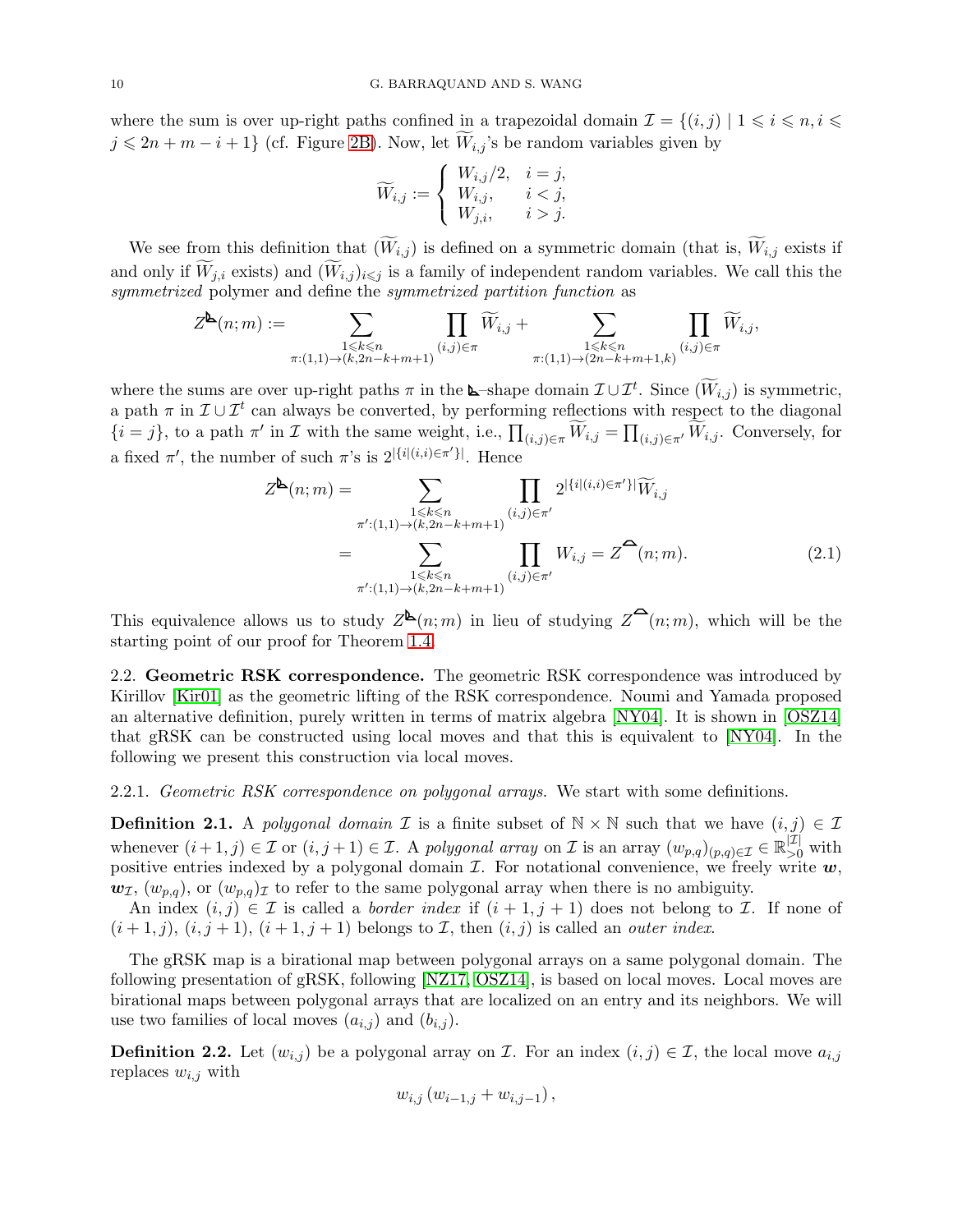where the sum is over up-right paths confined in a trapezoidal domain $\mathcal{I} = \{(i,j) \mid 1 \leqslant i \leqslant n, i \leqslant j \leqslant 2n+m-i+1\}$ (cf. Figure 2B). Now, let $\widetilde{W}_{i,j}$'s be random variables given by

$$\widetilde{W}_{i,j} := \begin{cases} W_{i,j}/2, & i = j, \\ W_{i,j}, & i < j, \\ W_{j,i}, & i > j. \end{cases}$$

We see from this definition that $(\widetilde{W}_{i,j})$ is defined on a symmetric domain (that is, $\widetilde{W}_{i,j}$ exists if and only if $\widetilde{W}_{j,i}$ exists) and $(\widetilde{W}_{i,j})_{i \leqslant j}$ is a family of independent random variables. We call this the *symmetrized* polymer and define the *symmetrized partition function* as

$$Z^{\unicode{x25FA}}(n;m) := \sum_{\substack{1 \leqslant k \leqslant n \\ \pi:(1,1)\to(k,2n-k+m+1)}} \prod_{(i,j)\in\pi} \widetilde{W}_{i,j} + \sum_{\substack{1 \leqslant k \leqslant n \\ \pi:(1,1)\to(2n-k+m+1,k)}} \prod_{(i,j)\in\pi} \widetilde{W}_{i,j},$$

where the sums are over up-right paths $\pi$ in the $\unicode{x25FA}$–shape domain $\mathcal{I} \cup \mathcal{I}^t$. Since $(\widetilde{W}_{i,j})$ is symmetric, a path $\pi$ in $\mathcal{I} \cup \mathcal{I}^t$ can always be converted, by performing reflections with respect to the diagonal $\{i = j\}$, to a path $\pi'$ in $\mathcal{I}$ with the same weight, i.e., $\prod_{(i,j)\in\pi} \widetilde{W}_{i,j} = \prod_{(i,j)\in\pi'} \widetilde{W}_{i,j}$. Conversely, for a fixed $\pi'$, the number of such $\pi$'s is $2^{|\{i|(i,i)\in\pi'\}|}$. Hence

$$\begin{aligned} Z^{\unicode{x25FA}}(n;m) &= \sum_{\substack{1 \leqslant k \leqslant n \\ \pi':(1,1)\to(k,2n-k+m+1)}} \prod_{(i,j)\in\pi'} 2^{|\{i|(i,i)\in\pi'\}|}\widetilde{W}_{i,j} \\ &= \sum_{\substack{1 \leqslant k \leqslant n \\ \pi':(1,1)\to(k,2n-k+m+1)}} \prod_{(i,j)\in\pi'} W_{i,j} = Z^{\frown}(n;m). \end{aligned} \tag{2.1}$$

This equivalence allows us to study $Z^{\unicode{x25FA}}(n;m)$ in lieu of studying $Z^{\frown}(n;m)$, which will be the starting point of our proof for Theorem 1.4.

## 2.2. Geometric RSK correspondence.

The geometric RSK correspondence was introduced by Kirillov [Kir01] as the geometric lifting of the RSK correspondence. Noumi and Yamada proposed an alternative definition, purely written in terms of matrix algebra [NY04]. It is shown in [OSZ14] that gRSK can be constructed using local moves and that this is equivalent to [NY04]. In the following we present this construction via local moves.

### 2.2.1. *Geometric RSK correspondence on polygonal arrays.*

We start with some definitions.

**Definition 2.1.** A *polygonal domain* $\mathcal{I}$ is a finite subset of $\mathbb{N} \times \mathbb{N}$ such that we have $(i,j) \in \mathcal{I}$ whenever $(i+1,j) \in \mathcal{I}$ or $(i,j+1) \in \mathcal{I}$. A *polygonal array* on $\mathcal{I}$ is an array $(w_{p,q})_{(p,q)\in\mathcal{I}} \in \mathbb{R}_{>0}^{|\mathcal{I}|}$ with positive entries indexed by a polygonal domain $\mathcal{I}$. For notational convenience, we freely write $\boldsymbol{w}$, $\boldsymbol{w}_{\mathcal{I}}$, $(w_{p,q})$, or $(w_{p,q})_{\mathcal{I}}$ to refer to the same polygonal array when there is no ambiguity.

An index $(i,j) \in \mathcal{I}$ is called a *border index* if $(i+1,j+1)$ does not belong to $\mathcal{I}$. If none of $(i+1,j)$, $(i,j+1)$, $(i+1,j+1)$ belongs to $\mathcal{I}$, then $(i,j)$ is called an *outer index*.

The gRSK map is a birational map between polygonal arrays on a same polygonal domain. The following presentation of gRSK, following [NZ17, OSZ14], is based on local moves. Local moves are birational maps between polygonal arrays that are localized on an entry and its neighbors. We will use two families of local moves $(a_{i,j})$ and $(b_{i,j})$.

**Definition 2.2.** Let $(w_{i,j})$ be a polygonal array on $\mathcal{I}$. For an index $(i,j) \in \mathcal{I}$, the local move $a_{i,j}$ replaces $w_{i,j}$ with

$$w_{i,j}\left(w_{i-1,j} + w_{i,j-1}\right),$$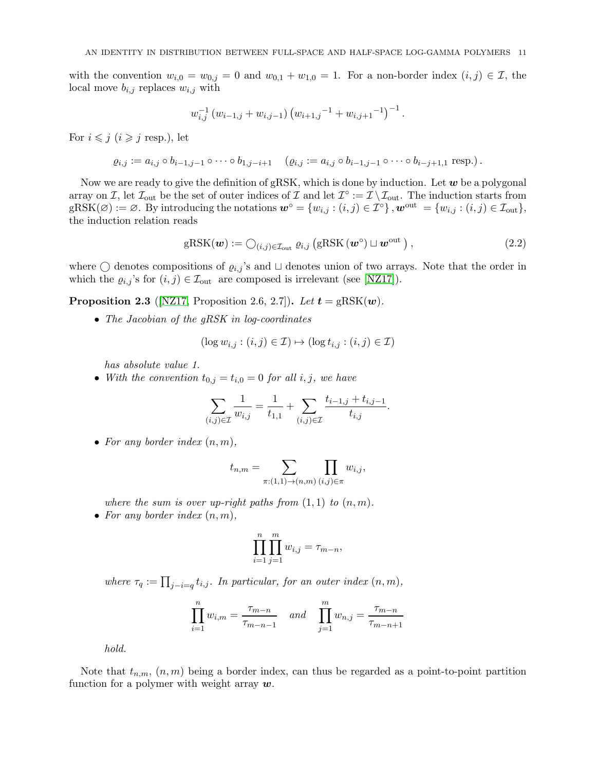with the convention $w_{i,0} = w_{0,j} = 0$ and $w_{0,1} + w_{1,0} = 1$. For a non-border index $(i,j) \in \mathcal{I}$, the local move $b_{i,j}$ replaces $w_{i,j}$ with

$$w_{i,j}^{-1} \left(w_{i-1,j} + w_{i,j-1}\right) \left({w_{i+1,j}}^{-1} + {w_{i,j+1}}^{-1}\right)^{-1}.$$

For $i \leqslant j$ ($i \geqslant j$ resp.), let

$$\varrho_{i,j} := a_{i,j} \circ b_{i-1,j-1} \circ \cdots \circ b_{1,j-i+1} \quad \left(\varrho_{i,j} := a_{i,j} \circ b_{i-1,j-1} \circ \cdots \circ b_{i-j+1,1} \text{ resp.}\right).$$

Now we are ready to give the definition of gRSK, which is done by induction. Let $\boldsymbol{w}$ be a polygonal array on $\mathcal{I}$, let $\mathcal{I}_{\text{out}}$ be the set of outer indices of $\mathcal{I}$ and let $\mathcal{I}^\circ := \mathcal{I} \setminus \mathcal{I}_{\text{out}}$. The induction starts from $\text{gRSK}(\varnothing) := \varnothing$. By introducing the notations $\boldsymbol{w}^\circ = \{w_{i,j} : (i,j) \in \mathcal{I}^\circ\}, \boldsymbol{w}^{\text{out}} = \{w_{i,j} : (i,j) \in \mathcal{I}_{\text{out}}\}$, the induction relation reads

$$\text{gRSK}(\boldsymbol{w}) := \bigcirc_{(i,j) \in \mathcal{I}_{\text{out}}} \varrho_{i,j} \left(\text{gRSK}\left(\boldsymbol{w}^\circ\right) \sqcup \boldsymbol{w}^{\text{out}}\right), \tag{2.2}$$

where $\bigcirc$ denotes compositions of $\varrho_{i,j}$'s and $\sqcup$ denotes union of two arrays. Note that the order in which the $\varrho_{i,j}$'s for $(i,j) \in \mathcal{I}_{\text{out}}$ are composed is irrelevant (see [NZ17]).

**Proposition 2.3** ([NZ17, Proposition 2.6, 2.7])**.** *Let $\boldsymbol{t} = \text{gRSK}(\boldsymbol{w})$.*

- *The Jacobian of the gRSK in log-coordinates*

$$(\log w_{i,j} : (i,j) \in \mathcal{I}) \mapsto (\log t_{i,j} : (i,j) \in \mathcal{I})$$

  *has absolute value 1.*
- *With the convention $t_{0,j} = t_{i,0} = 0$ for all $i, j$, we have*

$$\sum_{(i,j) \in \mathcal{I}} \frac{1}{w_{i,j}} = \frac{1}{t_{1,1}} + \sum_{(i,j) \in \mathcal{I}} \frac{t_{i-1,j} + t_{i,j-1}}{t_{i,j}}.$$

- *For any border index $(n,m)$,*

$$t_{n,m} = \sum_{\pi:(1,1) \to (n,m)} \prod_{(i,j) \in \pi} w_{i,j},$$

  *where the sum is over up-right paths from $(1,1)$ to $(n,m)$.*
- *For any border index $(n,m)$,*

$$\prod_{i=1}^{n} \prod_{j=1}^{m} w_{i,j} = \tau_{m-n},$$

  *where $\tau_q := \prod_{j-i=q} t_{i,j}$. In particular, for an outer index $(n,m)$,*

$$\prod_{i=1}^{n} w_{i,m} = \frac{\tau_{m-n}}{\tau_{m-n-1}} \quad \text{and} \quad \prod_{j=1}^{m} w_{n,j} = \frac{\tau_{m-n}}{\tau_{m-n+1}}$$

  *hold.*

Note that $t_{n,m}$, $(n,m)$ being a border index, can thus be regarded as a point-to-point partition function for a polymer with weight array $\boldsymbol{w}$.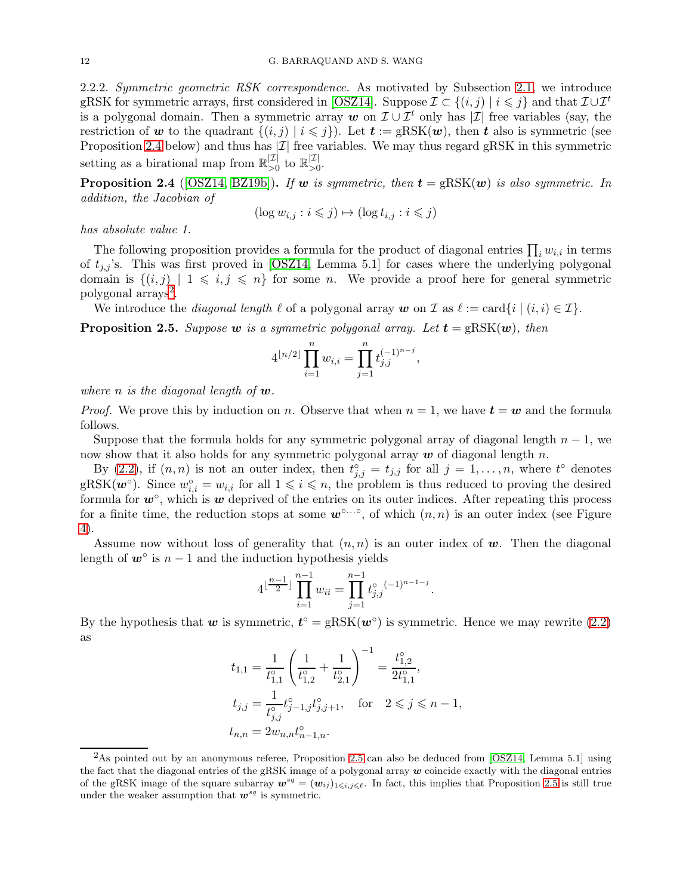2.2.2. *Symmetric geometric RSK correspondence.* As motivated by Subsection 2.1, we introduce gRSK for symmetric arrays, first considered in [OSZ14]. Suppose $\mathcal{I} \subset \{(i,j) \mid i \leqslant j\}$ and that $\mathcal{I} \cup \mathcal{I}^t$ is a polygonal domain. Then a symmetric array $\boldsymbol{w}$ on $\mathcal{I} \cup \mathcal{I}^t$ only has $|\mathcal{I}|$ free variables (say, the restriction of $\boldsymbol{w}$ to the quadrant $\{(i,j) \mid i \leqslant j\}$). Let $\boldsymbol{t} := \mathrm{gRSK}(\boldsymbol{w})$, then $\boldsymbol{t}$ also is symmetric (see Proposition 2.4 below) and thus has $|\mathcal{I}|$ free variables. We may thus regard gRSK in this symmetric setting as a birational map from $\mathbb{R}_{>0}^{|\mathcal{I}|}$ to $\mathbb{R}_{>0}^{|\mathcal{I}|}$.

**Proposition 2.4** ([OSZ14, BZ19b])**.** *If $\boldsymbol{w}$ is symmetric, then $\boldsymbol{t} = \mathrm{gRSK}(\boldsymbol{w})$ is also symmetric. In addition, the Jacobian of*

$$(\log w_{i,j} : i \leqslant j) \mapsto (\log t_{i,j} : i \leqslant j)$$

*has absolute value 1.*

The following proposition provides a formula for the product of diagonal entries $\prod_i w_{i,i}$ in terms of $t_{j,j}$'s. This was first proved in [OSZ14, Lemma 5.1] for cases where the underlying polygonal domain is $\{(i,j) \mid 1 \leqslant i,j \leqslant n\}$ for some $n$. We provide a proof here for general symmetric polygonal arrays[2].

We introduce the *diagonal length* $\ell$ of a polygonal array $\boldsymbol{w}$ on $\mathcal{I}$ as $\ell := \mathrm{card}\{i \mid (i,i) \in \mathcal{I}\}$.

**Proposition 2.5.** *Suppose $\boldsymbol{w}$ is a symmetric polygonal array. Let $\boldsymbol{t} = \mathrm{gRSK}(\boldsymbol{w})$, then*

$$4^{\lfloor n/2 \rfloor} \prod_{i=1}^{n} w_{i,i} = \prod_{j=1}^{n} t_{j,j}^{(-1)^{n-j}},$$

*where $n$ is the diagonal length of $\boldsymbol{w}$.*

*Proof.* We prove this by induction on $n$. Observe that when $n = 1$, we have $\boldsymbol{t} = \boldsymbol{w}$ and the formula follows.

Suppose that the formula holds for any symmetric polygonal array of diagonal length $n-1$, we now show that it also holds for any symmetric polygonal array $\boldsymbol{w}$ of diagonal length $n$.

By (2.2), if $(n,n)$ is not an outer index, then $t^{\circ}_{j,j} = t_{j,j}$ for all $j = 1, \ldots, n$, where $t^{\circ}$ denotes $\mathrm{gRSK}(\boldsymbol{w}^{\circ})$. Since $w^{\circ}_{i,i} = w_{i,i}$ for all $1 \leqslant i \leqslant n$, the problem is thus reduced to proving the desired formula for $\boldsymbol{w}^{\circ}$, which is $\boldsymbol{w}$ deprived of the entries on its outer indices. After repeating this process for a finite time, the reduction stops at some $\boldsymbol{w}^{\circ\cdots\circ}$, of which $(n,n)$ is an outer index (see Figure 4).

Assume now without loss of generality that $(n,n)$ is an outer index of $\boldsymbol{w}$. Then the diagonal length of $\boldsymbol{w}^{\circ}$ is $n-1$ and the induction hypothesis yields

$$4^{\lfloor \frac{n-1}{2} \rfloor} \prod_{i=1}^{n-1} w_{ii} = \prod_{j=1}^{n-1} {t^{\circ}_{j,j}}^{(-1)^{n-1-j}}.$$

By the hypothesis that $\boldsymbol{w}$ is symmetric, $\boldsymbol{t}^{\circ} = \mathrm{gRSK}(\boldsymbol{w}^{\circ})$ is symmetric. Hence we may rewrite (2.2) as

$$t_{1,1} = \frac{1}{t^{\circ}_{1,1}} \left( \frac{1}{t^{\circ}_{1,2}} + \frac{1}{t^{\circ}_{2,1}} \right)^{-1} = \frac{t^{\circ}_{1,2}}{2 t^{\circ}_{1,1}},$$

$$t_{j,j} = \frac{1}{t^{\circ}_{j,j}} t^{\circ}_{j-1,j} t^{\circ}_{j,j+1}, \quad \text{for} \quad 2 \leqslant j \leqslant n-1,$$

$$t_{n,n} = 2 w_{n,n} t^{\circ}_{n-1,n}.$$

[2] As pointed out by an anonymous referee, Proposition 2.5 can also be deduced from [OSZ14, Lemma 5.1] using the fact that the diagonal entries of the gRSK image of a polygonal array $\boldsymbol{w}$ coincide exactly with the diagonal entries of the gRSK image of the square subarray $\boldsymbol{w}^{sq} = (\boldsymbol{w}_{ij})_{1 \leqslant i,j \leqslant \ell}$. In fact, this implies that Proposition 2.5 is still true under the weaker assumption that $\boldsymbol{w}^{sq}$ is symmetric.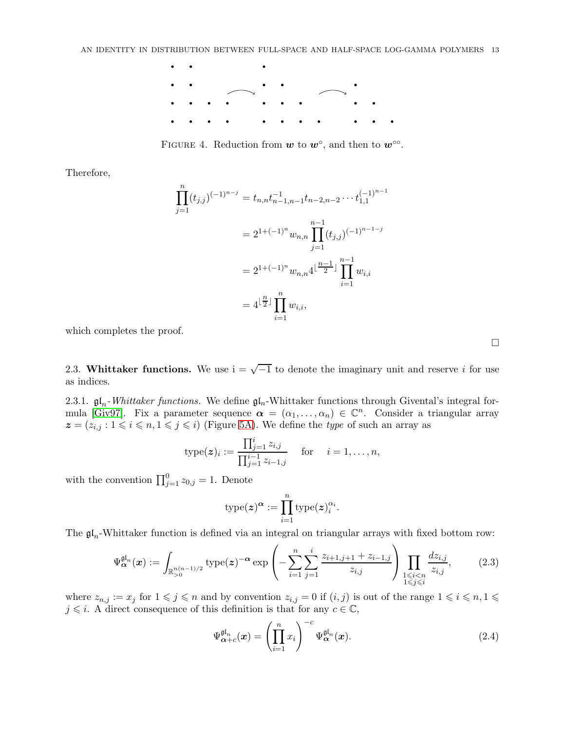FIGURE 4. Reduction from $\boldsymbol{w}$ to $\boldsymbol{w}^\circ$, and then to $\boldsymbol{w}^{\circ\circ}$.

Therefore,

$$
\begin{aligned}
\prod_{j=1}^{n} (t_{j,j})^{(-1)^{n-j}} &= t_{n,n} t_{n-1,n-1}^{-1} t_{n-2,n-2} \cdots t_{1,1}^{(-1)^{n-1}} \\
&= 2^{1+(-1)^n} w_{n,n} \prod_{j=1}^{n-1} (t_{j,j})^{(-1)^{n-1-j}} \\
&= 2^{1+(-1)^n} w_{n,n} 4^{\lfloor \frac{n-1}{2} \rfloor} \prod_{i=1}^{n-1} w_{i,i} \\
&= 4^{\lfloor \frac{n}{2} \rfloor} \prod_{i=1}^{n} w_{i,i},
\end{aligned}
$$

which completes the proof.

□

## 2.3. **Whittaker functions.**

We use $\mathrm{i} = \sqrt{-1}$ to denote the imaginary unit and reserve $i$ for use as indices.

### 2.3.1. $\mathfrak{gl}_n$-*Whittaker functions.*

We define $\mathfrak{gl}_n$-Whittaker functions through Givental's integral formula [Giv97]. Fix a parameter sequence $\boldsymbol{\alpha} = (\alpha_1, \ldots, \alpha_n) \in \mathbb{C}^n$. Consider a triangular array $\boldsymbol{z} = (z_{i,j} : 1 \leqslant i \leqslant n, 1 \leqslant j \leqslant i)$ (Figure 5A). We define the *type* of such an array as

$$
\operatorname{type}(\boldsymbol{z})_i := \frac{\prod_{j=1}^{i} z_{i,j}}{\prod_{j=1}^{i-1} z_{i-1,j}} \quad \text{for} \quad i = 1, \ldots, n,
$$

with the convention $\prod_{j=1}^{0} z_{0,j} = 1$. Denote

$$
\operatorname{type}(\boldsymbol{z})^{\boldsymbol{\alpha}} := \prod_{i=1}^{n} \operatorname{type}(\boldsymbol{z})_i^{\alpha_i}.
$$

The $\mathfrak{gl}_n$-Whittaker function is defined via an integral on triangular arrays with fixed bottom row:

$$
\Psi_{\boldsymbol{\alpha}}^{\mathfrak{gl}_n}(\boldsymbol{x}) := \int_{\mathbb{R}_{>0}^{n(n-1)/2}} \operatorname{type}(\boldsymbol{z})^{-\boldsymbol{\alpha}} \exp\left( - \sum_{i=1}^{n} \sum_{j=1}^{i} \frac{z_{i+1,j+1} + z_{i-1,j}}{z_{i,j}} \right) \prod_{\substack{1 \leqslant i < n \\ 1 \leqslant j \leqslant i}} \frac{dz_{i,j}}{z_{i,j}}, \tag{2.3}
$$

where $z_{n,j} := x_j$ for $1 \leqslant j \leqslant n$ and by convention $z_{i,j} = 0$ if $(i,j)$ is out of the range $1 \leqslant i \leqslant n, 1 \leqslant j \leqslant i$. A direct consequence of this definition is that for any $c \in \mathbb{C}$,

$$
\Psi_{\boldsymbol{\alpha}+c}^{\mathfrak{gl}_n}(\boldsymbol{x}) = \left( \prod_{i=1}^{n} x_i \right)^{-c} \Psi_{\boldsymbol{\alpha}}^{\mathfrak{gl}_n}(\boldsymbol{x}). \tag{2.4}
$$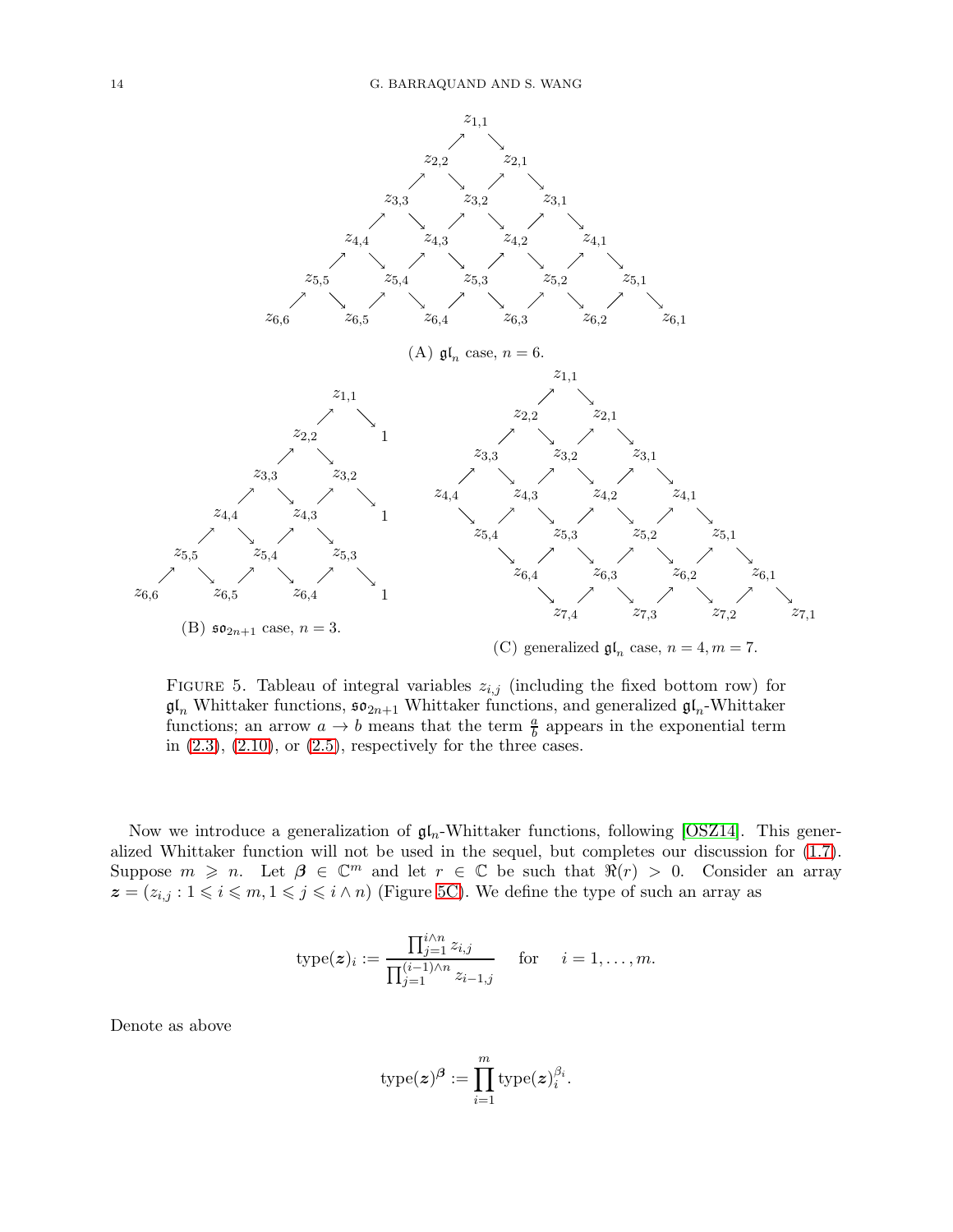FIGURE 5. Tableau of integral variables $z_{i,j}$ (including the fixed bottom row) for $\mathfrak{gl}_n$ Whittaker functions, $\mathfrak{so}_{2n+1}$ Whittaker functions, and generalized $\mathfrak{gl}_n$-Whittaker functions; an arrow $a \to b$ means that the term $\frac{a}{b}$ appears in the exponential term in (2.3), (2.10), or (2.5), respectively for the three cases.

(A) $\mathfrak{gl}_n$ case, $n = 6$.

(B) $\mathfrak{so}_{2n+1}$ case, $n = 3$.

(C) generalized $\mathfrak{gl}_n$ case, $n = 4, m = 7$.

Now we introduce a generalization of $\mathfrak{gl}_n$-Whittaker functions, following [OSZ14]. This generalized Whittaker function will not be used in the sequel, but completes our discussion for (1.7). Suppose $m \geqslant n$. Let $\boldsymbol{\beta} \in \mathbb{C}^m$ and let $r \in \mathbb{C}$ be such that $\Re(r) > 0$. Consider an array $\boldsymbol{z} = (z_{i,j} : 1 \leqslant i \leqslant m, 1 \leqslant j \leqslant i \wedge n)$ (Figure 5C). We define the type of such an array as

$$\mathrm{type}(\boldsymbol{z})_i := \frac{\prod_{j=1}^{i\wedge n} z_{i,j}}{\prod_{j=1}^{(i-1)\wedge n} z_{i-1,j}} \quad \text{for} \quad i = 1, \dots, m.$$

Denote as above

$$\mathrm{type}(\boldsymbol{z})^{\boldsymbol{\beta}} := \prod_{i=1}^{m} \mathrm{type}(\boldsymbol{z})_i^{\beta_i}.$$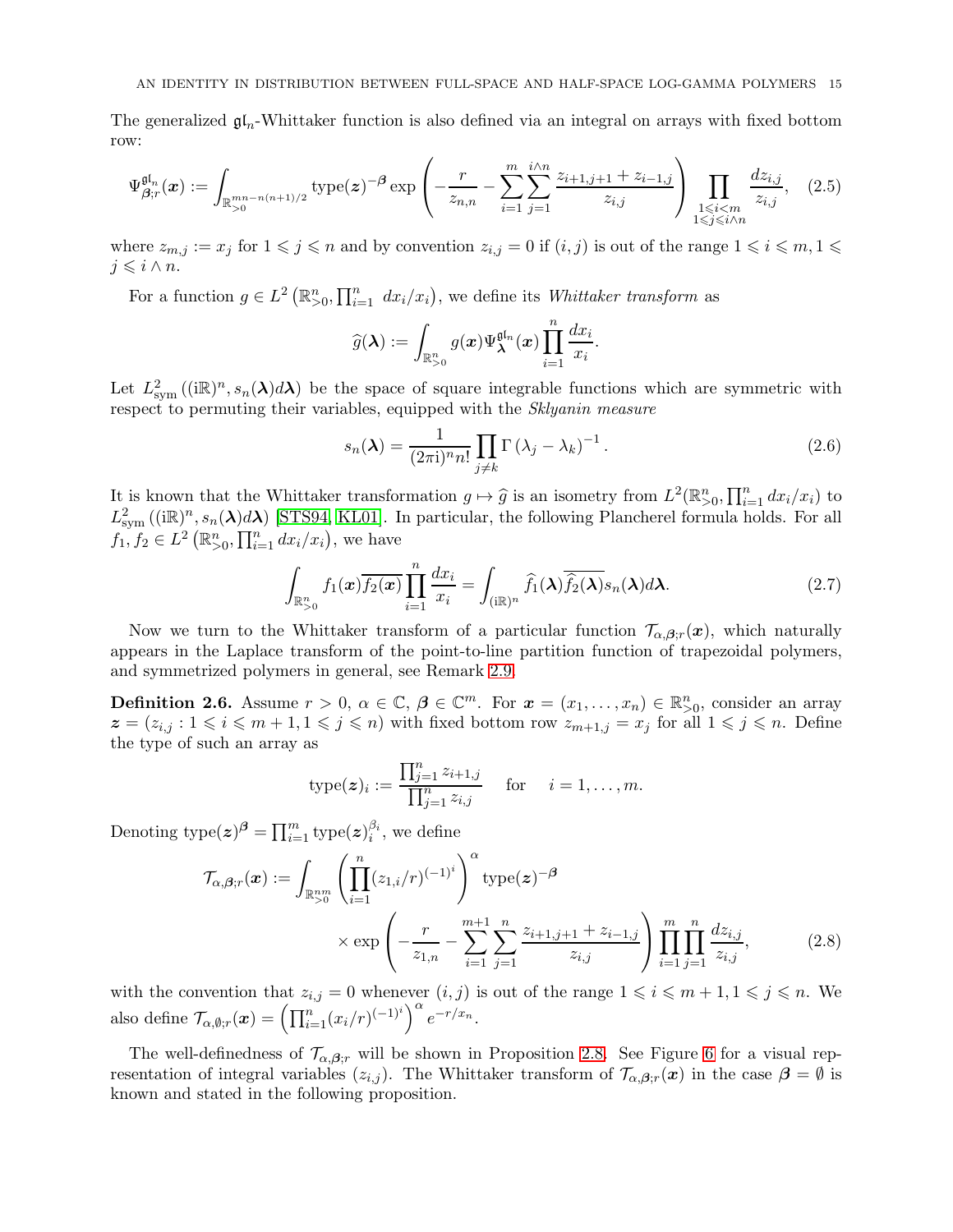The generalized $\mathfrak{gl}_n$-Whittaker function is also defined via an integral on arrays with fixed bottom row:

$$\Psi^{\mathfrak{gl}_n}_{\boldsymbol{\beta};r}(\boldsymbol{x}) := \int_{\mathbb{R}^{mn-n(n+1)/2}_{>0}} \operatorname{type}(\boldsymbol{z})^{-\boldsymbol{\beta}} \exp\left(-\frac{r}{z_{n,n}} - \sum_{i=1}^{m}\sum_{j=1}^{i\wedge n} \frac{z_{i+1,j+1}+z_{i-1,j}}{z_{i,j}}\right) \prod_{\substack{1\leqslant i<m \\ 1\leqslant j\leqslant i\wedge n}} \frac{dz_{i,j}}{z_{i,j}}, \quad (2.5)$$

where $z_{m,j} := x_j$ for $1 \leqslant j \leqslant n$ and by convention $z_{i,j} = 0$ if $(i,j)$ is out of the range $1 \leqslant i \leqslant m, 1 \leqslant j \leqslant i \wedge n$.

For a function $g \in L^2\left(\mathbb{R}^n_{>0}, \prod_{i=1}^n dx_i/x_i\right)$, we define its *Whittaker transform* as

$$\widehat{g}(\boldsymbol{\lambda}) := \int_{\mathbb{R}^n_{>0}} g(\boldsymbol{x}) \Psi^{\mathfrak{gl}_n}_{\boldsymbol{\lambda}}(\boldsymbol{x}) \prod_{i=1}^n \frac{dx_i}{x_i}.$$

Let $L^2_{\mathrm{sym}}\left((\mathrm{i}\mathbb{R})^n, s_n(\boldsymbol{\lambda})d\boldsymbol{\lambda}\right)$ be the space of square integrable functions which are symmetric with respect to permuting their variables, equipped with the *Sklyanin measure*

$$s_n(\boldsymbol{\lambda}) = \frac{1}{(2\pi\mathrm{i})^n n!} \prod_{j\neq k} \Gamma\left(\lambda_j - \lambda_k\right)^{-1}. \quad (2.6)$$

It is known that the Whittaker transformation $g \mapsto \widehat{g}$ is an isometry from $L^2(\mathbb{R}^n_{>0}, \prod_{i=1}^n dx_i/x_i)$ to $L^2_{\mathrm{sym}}\left((\mathrm{i}\mathbb{R})^n, s_n(\boldsymbol{\lambda})d\boldsymbol{\lambda}\right)$ [STS94, KL01]. In particular, the following Plancherel formula holds. For all $f_1, f_2 \in L^2\left(\mathbb{R}^n_{>0}, \prod_{i=1}^n dx_i/x_i\right)$, we have

$$\int_{\mathbb{R}^n_{>0}} f_1(\boldsymbol{x})\overline{f_2(\boldsymbol{x})} \prod_{i=1}^n \frac{dx_i}{x_i} = \int_{(\mathrm{i}\mathbb{R})^n} \widehat{f_1}(\boldsymbol{\lambda})\overline{\widehat{f_2}(\boldsymbol{\lambda})} s_n(\boldsymbol{\lambda}) d\boldsymbol{\lambda}. \quad (2.7)$$

Now we turn to the Whittaker transform of a particular function $\mathcal{T}_{\alpha,\boldsymbol{\beta};r}(\boldsymbol{x})$, which naturally appears in the Laplace transform of the point-to-line partition function of trapezoidal polymers, and symmetrized polymers in general, see Remark 2.9.

**Definition 2.6.** Assume $r > 0$, $\alpha \in \mathbb{C}$, $\boldsymbol{\beta} \in \mathbb{C}^m$. For $\boldsymbol{x} = (x_1, \ldots, x_n) \in \mathbb{R}^n_{>0}$, consider an array $\boldsymbol{z} = (z_{i,j} : 1 \leqslant i \leqslant m+1, 1 \leqslant j \leqslant n)$ with fixed bottom row $z_{m+1,j} = x_j$ for all $1 \leqslant j \leqslant n$. Define the type of such an array as

$$\operatorname{type}(\boldsymbol{z})_i := \frac{\prod_{j=1}^n z_{i+1,j}}{\prod_{j=1}^n z_{i,j}} \quad \text{for} \quad i = 1, \ldots, m.$$

Denoting $\operatorname{type}(\boldsymbol{z})^{\boldsymbol{\beta}} = \prod_{i=1}^m \operatorname{type}(\boldsymbol{z})_i^{\beta_i}$, we define

$$\begin{aligned}\mathcal{T}_{\alpha,\boldsymbol{\beta};r}(\boldsymbol{x}) := \int_{\mathbb{R}^{nm}_{>0}} &\left(\prod_{i=1}^n (z_{1,i}/r)^{(-1)^i}\right)^{\alpha} \operatorname{type}(\boldsymbol{z})^{-\boldsymbol{\beta}} \\ &\times \exp\left(-\frac{r}{z_{1,n}} - \sum_{i=1}^{m+1}\sum_{j=1}^{n} \frac{z_{i+1,j+1}+z_{i-1,j}}{z_{i,j}}\right) \prod_{i=1}^m \prod_{j=1}^n \frac{dz_{i,j}}{z_{i,j}}, \end{aligned} \quad (2.8)$$

with the convention that $z_{i,j} = 0$ whenever $(i,j)$ is out of the range $1 \leqslant i \leqslant m+1, 1 \leqslant j \leqslant n$. We also define $\mathcal{T}_{\alpha,\emptyset;r}(\boldsymbol{x}) = \left(\prod_{i=1}^n (x_i/r)^{(-1)^i}\right)^{\alpha} e^{-r/x_n}$.

The well-definedness of $\mathcal{T}_{\alpha,\boldsymbol{\beta};r}$ will be shown in Proposition 2.8. See Figure 6 for a visual representation of integral variables $(z_{i,j})$. The Whittaker transform of $\mathcal{T}_{\alpha,\boldsymbol{\beta};r}(\boldsymbol{x})$ in the case $\boldsymbol{\beta} = \emptyset$ is known and stated in the following proposition.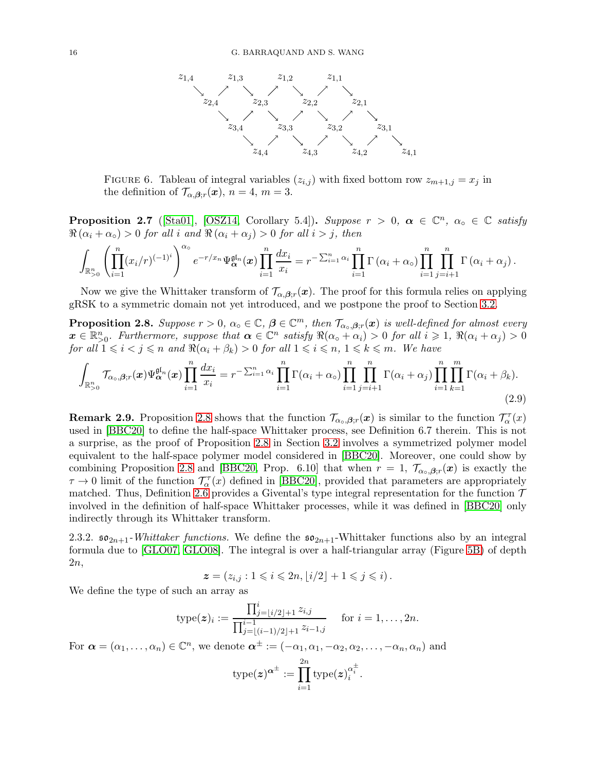$$
\begin{array}{ccccccccccccccc}
z_{1,4} & & & & z_{1,3} & & & & z_{1,2} & & & & z_{1,1} & & \\
& \searrow & & \nearrow & & \searrow & & \nearrow & & \searrow & & \nearrow & & \searrow & \\
& & z_{2,4} & & & & z_{2,3} & & & & z_{2,2} & & & & z_{2,1} \\
& & & \searrow & \nearrow & & & \searrow \nearrow & & & & \searrow \nearrow & & & \searrow \\
& & & & z_{3,4} & & & z_{3,3} & & & z_{3,2} & & & z_{3,1} & \\
& & & & & \searrow \nearrow & & & \searrow \nearrow & & & \searrow \nearrow & & & \searrow \\
& & & & & z_{4,4} & & & z_{4,3} & & & z_{4,2} & & & z_{4,1}
\end{array}
$$

Figure 6. Tableau of integral variables $(z_{i,j})$ with fixed bottom row $z_{m+1,j} = x_j$ in the definition of $\mathcal{T}_{\alpha,\boldsymbol{\beta};r}(\boldsymbol{x})$, $n = 4$, $m = 3$.

**Proposition 2.7** ([Sta01], [OSZ14, Corollary 5.4])**.** *Suppose $r > 0$, $\boldsymbol{\alpha} \in \mathbb{C}^n$, $\alpha_\circ \in \mathbb{C}$ satisfy $\Re(\alpha_i + \alpha_\circ) > 0$ for all $i$ and $\Re(\alpha_i + \alpha_j) > 0$ for all $i > j$, then*

$$
\int_{\mathbb{R}^n_{>0}} \left( \prod_{i=1}^n (x_i/r)^{(-1)^i} \right)^{\alpha_\circ} e^{-r/x_n} \Psi^{\mathfrak{gl}_n}_{\boldsymbol{\alpha}}(\boldsymbol{x}) \prod_{i=1}^n \frac{dx_i}{x_i} = r^{-\sum_{i=1}^n \alpha_i} \prod_{i=1}^n \Gamma(\alpha_i + \alpha_\circ) \prod_{i=1}^n \prod_{j=i+1}^n \Gamma(\alpha_i + \alpha_j).
$$

Now we give the Whittaker transform of $\mathcal{T}_{\alpha,\boldsymbol{\beta};r}(\boldsymbol{x})$. The proof for this formula relies on applying gRSK to a symmetric domain not yet introduced, and we postpone the proof to Section 3.2.

**Proposition 2.8.** *Suppose $r > 0$, $\alpha_\circ \in \mathbb{C}$, $\boldsymbol{\beta} \in \mathbb{C}^m$, then $\mathcal{T}_{\alpha_\circ,\boldsymbol{\beta};r}(\boldsymbol{x})$ is well-defined for almost every $\boldsymbol{x} \in \mathbb{R}^n_{>0}$. Furthermore, suppose that $\boldsymbol{\alpha} \in \mathbb{C}^n$ satisfy $\Re(\alpha_\circ + \alpha_i) > 0$ for all $i \geqslant 1$, $\Re(\alpha_i + \alpha_j) > 0$ for all $1 \leqslant i < j \leqslant n$ and $\Re(\alpha_i + \beta_k) > 0$ for all $1 \leqslant i \leqslant n$, $1 \leqslant k \leqslant m$. We have*

$$
\int_{\mathbb{R}^n_{>0}} \mathcal{T}_{\alpha_\circ,\boldsymbol{\beta};r}(\boldsymbol{x}) \Psi^{\mathfrak{gl}_n}_{\boldsymbol{\alpha}}(\boldsymbol{x}) \prod_{i=1}^n \frac{dx_i}{x_i} = r^{-\sum_{i=1}^n \alpha_i} \prod_{i=1}^n \Gamma(\alpha_i + \alpha_\circ) \prod_{i=1}^n \prod_{j=i+1}^n \Gamma(\alpha_i + \alpha_j) \prod_{i=1}^n \prod_{k=1}^m \Gamma(\alpha_i + \beta_k). \tag{2.9}
$$

**Remark 2.9.** Proposition 2.8 shows that the function $\mathcal{T}_{\alpha_\circ,\boldsymbol{\beta};r}(\boldsymbol{x})$ is similar to the function $\mathcal{T}^\tau_\alpha(x)$ used in [BBC20] to define the half-space Whittaker process, see Definition 6.7 therein. This is not a surprise, as the proof of Proposition 2.8 in Section 3.2 involves a symmetrized polymer model equivalent to the half-space polymer model considered in [BBC20]. Moreover, one could show by combining Proposition 2.8 and [BBC20, Prop. 6.10] that when $r = 1$, $\mathcal{T}_{\alpha_\circ,\boldsymbol{\beta};r}(\boldsymbol{x})$ is exactly the $\tau \to 0$ limit of the function $\mathcal{T}^\tau_\alpha(x)$ defined in [BBC20], provided that parameters are appropriately matched. Thus, Definition 2.6 provides a Givental's type integral representation for the function $\mathcal{T}$ involved in the definition of half-space Whittaker processes, while it was defined in [BBC20] only indirectly through its Whittaker transform.

2.3.2. $\mathfrak{so}_{2n+1}$*-Whittaker functions.* We define the $\mathfrak{so}_{2n+1}$-Whittaker functions also by an integral formula due to [GLO07, GLO08]. The integral is over a half-triangular array (Figure 5B) of depth $2n$,

$$
\boldsymbol{z} = \left( z_{i,j} : 1 \leqslant i \leqslant 2n, \lfloor i/2 \rfloor + 1 \leqslant j \leqslant i \right).
$$

We define the type of such an array as

$$
\operatorname{type}(\boldsymbol{z})_i := \frac{\prod_{j=\lfloor i/2 \rfloor + 1}^i z_{i,j}}{\prod_{j=\lfloor (i-1)/2 \rfloor + 1}^{i-1} z_{i-1,j}} \quad \text{for } i = 1, \ldots, 2n.
$$

For $\boldsymbol{\alpha} = (\alpha_1, \ldots, \alpha_n) \in \mathbb{C}^n$, we denote $\boldsymbol{\alpha}^\pm := (-\alpha_1, \alpha_1, -\alpha_2, \alpha_2, \ldots, -\alpha_n, \alpha_n)$ and

$$
\operatorname{type}(\boldsymbol{z})^{\boldsymbol{\alpha}^\pm} := \prod_{i=1}^{2n} \operatorname{type}(\boldsymbol{z})_i^{\alpha_i^\pm}.
$$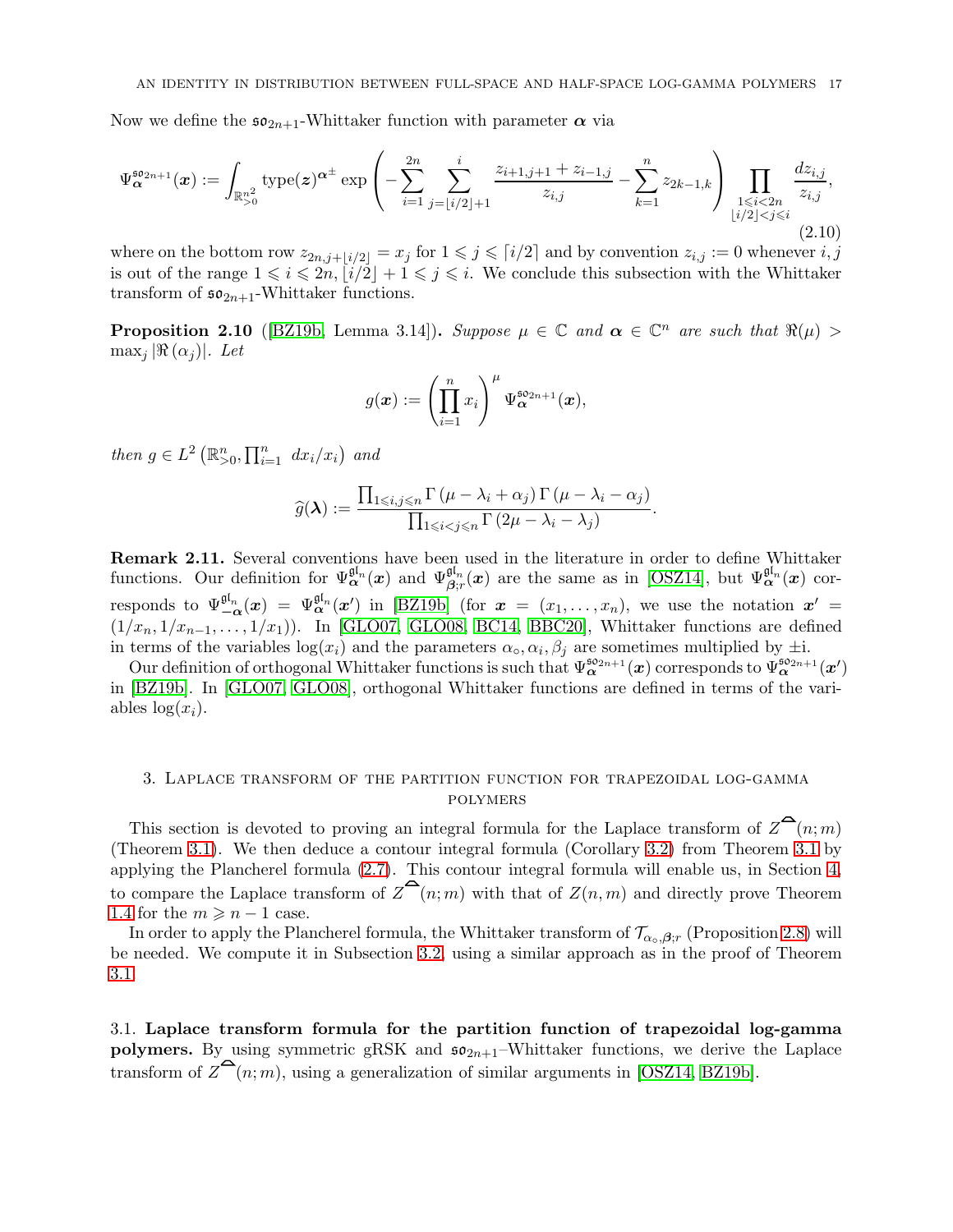Now we define the $\mathfrak{so}_{2n+1}$-Whittaker function with parameter $\boldsymbol{\alpha}$ via

$$\Psi^{\mathfrak{so}_{2n+1}}_{\boldsymbol{\alpha}}(\boldsymbol{x}) := \int_{\mathbb{R}^{n^2}_{>0}} \operatorname{type}(\boldsymbol{z})^{\boldsymbol{\alpha}^{\pm}} \exp\left( -\sum_{i=1}^{2n} \sum_{j=\lfloor i/2 \rfloor+1}^{i} \frac{z_{i+1,j+1} + z_{i-1,j}}{z_{i,j}} - \sum_{k=1}^{n} z_{2k-1,k} \right) \prod_{\substack{1 \leqslant i < 2n \\ \lfloor i/2 \rfloor < j \leqslant i}} \frac{dz_{i,j}}{z_{i,j}}, \tag{2.10}$$

where on the bottom row $z_{2n,j+\lfloor i/2 \rfloor} = x_j$ for $1 \leqslant j \leqslant \lceil i/2 \rceil$ and by convention $z_{i,j} := 0$ whenever $i, j$ is out of the range $1 \leqslant i \leqslant 2n$, $\lfloor i/2 \rfloor + 1 \leqslant j \leqslant i$. We conclude this subsection with the Whittaker transform of $\mathfrak{so}_{2n+1}$-Whittaker functions.

**Proposition 2.10** ([BZ19b, Lemma 3.14])**.** *Suppose $\mu \in \mathbb{C}$ and $\boldsymbol{\alpha} \in \mathbb{C}^n$ are such that $\Re(\mu) > \max_j |\Re(\alpha_j)|$. Let*

$$g(\boldsymbol{x}) := \left( \prod_{i=1}^{n} x_i \right)^{\mu} \Psi^{\mathfrak{so}_{2n+1}}_{\boldsymbol{\alpha}}(\boldsymbol{x}),$$

*then $g \in L^2\left(\mathbb{R}^n_{>0}, \prod_{i=1}^n \, dx_i/x_i\right)$ and*

$$\widehat{g}(\boldsymbol{\lambda}) := \frac{\prod_{1 \leqslant i,j \leqslant n} \Gamma\left(\mu - \lambda_i + \alpha_j\right) \Gamma\left(\mu - \lambda_i - \alpha_j\right)}{\prod_{1 \leqslant i < j \leqslant n} \Gamma\left(2\mu - \lambda_i - \lambda_j\right)}.$$

**Remark 2.11.** Several conventions have been used in the literature in order to define Whittaker functions. Our definition for $\Psi^{\mathfrak{gl}_n}_{\boldsymbol{\alpha}}(\boldsymbol{x})$ and $\Psi^{\mathfrak{gl}_n}_{\boldsymbol{\beta};r}(\boldsymbol{x})$ are the same as in [OSZ14], but $\Psi^{\mathfrak{gl}_n}_{\boldsymbol{\alpha}}(\boldsymbol{x})$ corresponds to $\Psi^{\mathfrak{gl}_n}_{-\boldsymbol{\alpha}}(\boldsymbol{x}) = \Psi^{\mathfrak{gl}_n}_{\boldsymbol{\alpha}}(\boldsymbol{x}')$ in [BZ19b] (for $\boldsymbol{x} = (x_1, \ldots, x_n)$, we use the notation $\boldsymbol{x}' = (1/x_n, 1/x_{n-1}, \ldots, 1/x_1)$). In [GLO07, GLO08, BC14, BBC20], Whittaker functions are defined in terms of the variables $\log(x_i)$ and the parameters $\alpha_\circ, \alpha_i, \beta_j$ are sometimes multiplied by $\pm$i.

Our definition of orthogonal Whittaker functions is such that $\Psi^{\mathfrak{so}_{2n+1}}_{\boldsymbol{\alpha}}(\boldsymbol{x})$ corresponds to $\Psi^{\mathfrak{so}_{2n+1}}_{\boldsymbol{\alpha}}(\boldsymbol{x}')$ in [BZ19b]. In [GLO07, GLO08], orthogonal Whittaker functions are defined in terms of the variables $\log(x_i)$.

## 3. Laplace transform of the partition function for trapezoidal log-gamma polymers

This section is devoted to proving an integral formula for the Laplace transform of $Z^{\frown}(n;m)$ (Theorem 3.1). We then deduce a contour integral formula (Corollary 3.2) from Theorem 3.1 by applying the Plancherel formula (2.7). This contour integral formula will enable us, in Section 4, to compare the Laplace transform of $Z^{\frown}(n;m)$ with that of $Z(n,m)$ and directly prove Theorem 1.4 for the $m \geqslant n-1$ case.

In order to apply the Plancherel formula, the Whittaker transform of $\mathcal{T}_{\alpha_\circ,\boldsymbol{\beta};r}$ (Proposition 2.8) will be needed. We compute it in Subsection 3.2, using a similar approach as in the proof of Theorem 3.1.

### 3.1. Laplace transform formula for the partition function of trapezoidal log-gamma polymers.

By using symmetric gRSK and $\mathfrak{so}_{2n+1}$–Whittaker functions, we derive the Laplace transform of $Z^{\frown}(n;m)$, using a generalization of similar arguments in [OSZ14, BZ19b].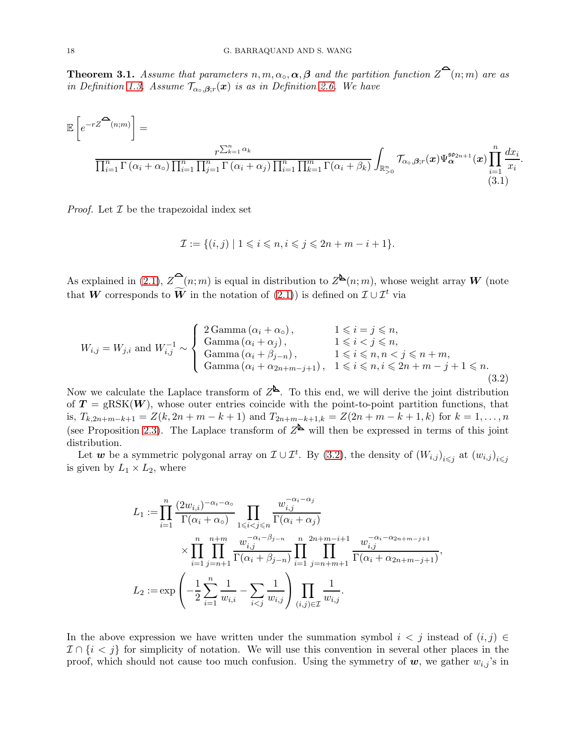**Theorem 3.1.** *Assume that parameters $n, m, \alpha_\circ, \boldsymbol{\alpha}, \boldsymbol{\beta}$ and the partition function $Z^{\frown}(n;m)$ are as in Definition 1.3. Assume $\mathcal{T}_{\alpha_\circ,\boldsymbol{\beta};r}(\boldsymbol{x})$ is as in Definition 2.6. We have*

$$
\mathbb{E}\left[e^{-rZ^{\frown}(n;m)}\right] = \frac{r^{\sum_{k=1}^n \alpha_k}}{\prod_{i=1}^n \Gamma(\alpha_i+\alpha_\circ)\prod_{i=1}^n\prod_{j=1}^n \Gamma(\alpha_i+\alpha_j)\prod_{i=1}^n\prod_{k=1}^m \Gamma(\alpha_i+\beta_k)} \int_{\mathbb{R}^n_{>0}} \mathcal{T}_{\alpha_\circ,\boldsymbol{\beta};r}(\boldsymbol{x})\Psi^{\mathfrak{so}_{2n+1}}_{\boldsymbol{\alpha}}(\boldsymbol{x})\prod_{i=1}^n \frac{dx_i}{x_i}. \tag{3.1}
$$

*Proof.* Let $\mathcal{I}$ be the trapezoidal index set

$$
\mathcal{I} := \{(i,j) \mid 1 \leqslant i \leqslant n, i \leqslant j \leqslant 2n+m-i+1\}.
$$

As explained in (2.1), $Z^{\frown}(n;m)$ is equal in distribution to $Z^{\text{⊾}}(n;m)$, whose weight array $\boldsymbol{W}$ (note that $\boldsymbol{W}$ corresponds to $\widetilde{\boldsymbol{W}}$ in the notation of (2.1)) is defined on $\mathcal{I}\cup\mathcal{I}^t$ via

$$
W_{i,j} = W_{j,i} \text{ and } W_{i,j}^{-1} \sim \begin{cases} 2\,\mathrm{Gamma}(\alpha_i+\alpha_\circ), & 1 \leqslant i = j \leqslant n, \\ \mathrm{Gamma}(\alpha_i+\alpha_j), & 1 \leqslant i < j \leqslant n, \\ \mathrm{Gamma}(\alpha_i+\beta_{j-n}), & 1 \leqslant i \leqslant n, n < j \leqslant n+m, \\ \mathrm{Gamma}(\alpha_i+\alpha_{2n+m-j+1}), & 1 \leqslant i \leqslant n, i \leqslant 2n+m-j+1 \leqslant n. \end{cases} \tag{3.2}
$$

Now we calculate the Laplace transform of $Z^{\text{⊾}}$. To this end, we will derive the joint distribution of $\boldsymbol{T} = \mathrm{gRSK}(\boldsymbol{W})$, whose outer entries coincide with the point-to-point partition functions, that is, $T_{k,2n+m-k+1} = Z(k, 2n+m-k+1)$ and $T_{2n+m-k+1,k} = Z(2n+m-k+1,k)$ for $k = 1,\dots,n$ (see Proposition 2.3). The Laplace transform of $Z^{\text{⊾}}$ will then be expressed in terms of this joint distribution.

Let $\boldsymbol{w}$ be a symmetric polygonal array on $\mathcal{I}\cup\mathcal{I}^t$. By (3.2), the density of $(W_{i,j})_{i\leqslant j}$ at $(w_{i,j})_{i\leqslant j}$ is given by $L_1 \times L_2$, where

$$
\begin{aligned}
L_1 :=& \prod_{i=1}^n \frac{(2w_{i,i})^{-\alpha_i-\alpha_\circ}}{\Gamma(\alpha_i+\alpha_\circ)} \prod_{1\leqslant i<j\leqslant n} \frac{w_{i,j}^{-\alpha_i-\alpha_j}}{\Gamma(\alpha_i+\alpha_j)} \\
&\times \prod_{i=1}^n \prod_{j=n+1}^{n+m} \frac{w_{i,j}^{-\alpha_i-\beta_{j-n}}}{\Gamma(\alpha_i+\beta_{j-n})} \prod_{i=1}^n \prod_{j=n+m+1}^{2n+m-i+1} \frac{w_{i,j}^{-\alpha_i-\alpha_{2n+m-j+1}}}{\Gamma(\alpha_i+\alpha_{2n+m-j+1})}, \\
L_2 :=& \exp\left(-\frac{1}{2}\sum_{i=1}^n \frac{1}{w_{i,i}} - \sum_{i<j}\frac{1}{w_{i,j}}\right) \prod_{(i,j)\in\mathcal{I}} \frac{1}{w_{i,j}}.
\end{aligned}
$$

In the above expression we have written under the summation symbol $i<j$ instead of $(i,j) \in \mathcal{I}\cap\{i<j\}$ for simplicity of notation. We will use this convention in several other places in the proof, which should not cause too much confusion. Using the symmetry of $\boldsymbol{w}$, we gather $w_{i,j}$'s in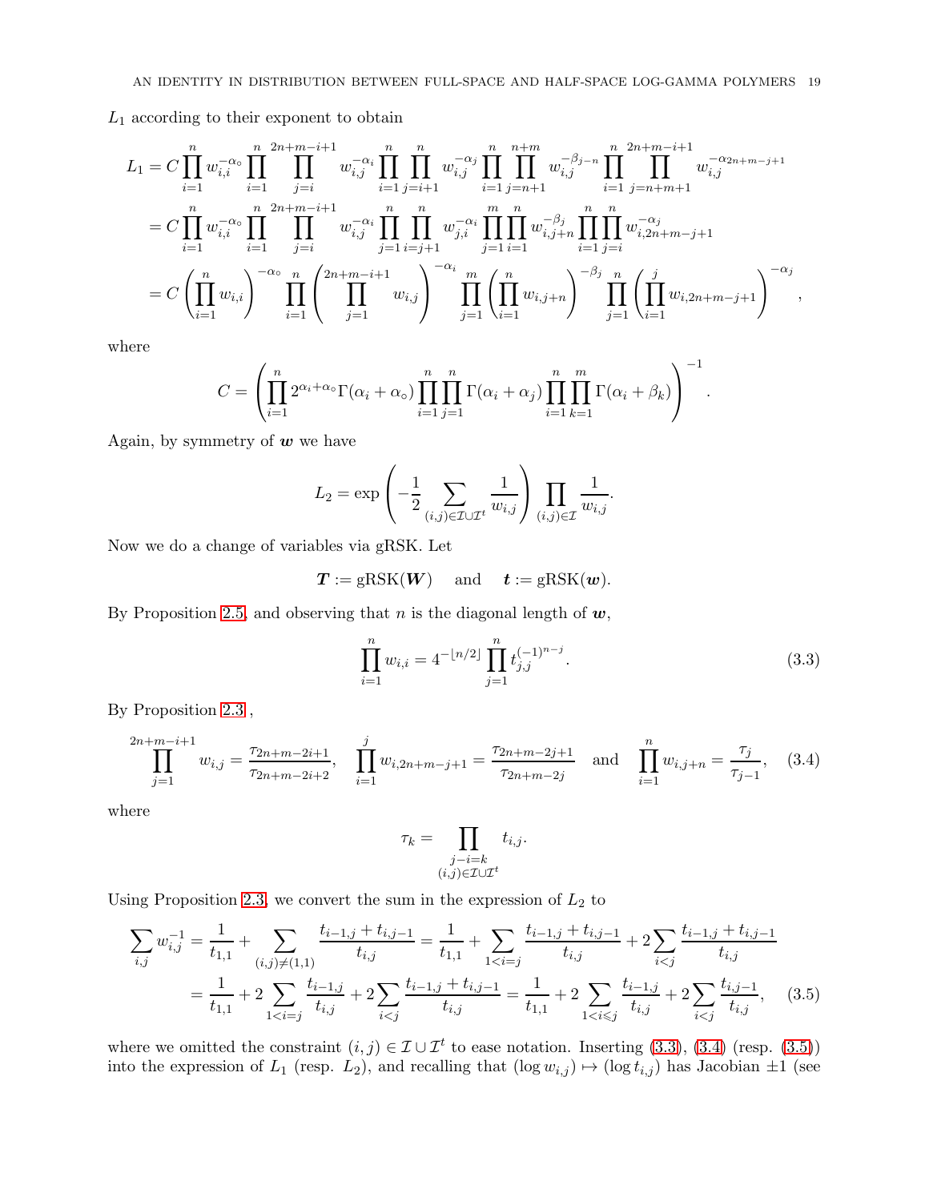$L_1$ according to their exponent to obtain

$$
\begin{aligned}
L_1 &= C \prod_{i=1}^{n} w_{i,i}^{-\alpha_\circ} \prod_{i=1}^{n} \prod_{j=i}^{2n+m-i+1} w_{i,j}^{-\alpha_i} \prod_{i=1}^{n} \prod_{j=i+1}^{n} w_{i,j}^{-\alpha_j} \prod_{i=1}^{n} \prod_{j=n+1}^{n+m} w_{i,j}^{-\beta_{j-n}} \prod_{i=1}^{n} \prod_{j=n+m+1}^{2n+m-i+1} w_{i,j}^{-\alpha_{2n+m-j+1}} \\
&= C \prod_{i=1}^{n} w_{i,i}^{-\alpha_\circ} \prod_{i=1}^{n} \prod_{j=i}^{2n+m-i+1} w_{i,j}^{-\alpha_i} \prod_{j=1}^{n} \prod_{i=j+1}^{n} w_{j,i}^{-\alpha_i} \prod_{j=1}^{m} \prod_{i=1}^{n} w_{i,j+n}^{-\beta_j} \prod_{i=1}^{n} \prod_{j=i}^{n} w_{i,2n+m-j+1}^{-\alpha_j} \\
&= C \left( \prod_{i=1}^{n} w_{i,i} \right)^{-\alpha_\circ} \prod_{i=1}^{n} \left( \prod_{j=1}^{2n+m-i+1} w_{i,j} \right)^{-\alpha_i} \prod_{j=1}^{m} \left( \prod_{i=1}^{n} w_{i,j+n} \right)^{-\beta_j} \prod_{j=1}^{n} \left( \prod_{i=1}^{j} w_{i,2n+m-j+1} \right)^{-\alpha_j},
\end{aligned}
$$

where

$$
C = \left( \prod_{i=1}^{n} 2^{\alpha_i+\alpha_\circ} \Gamma(\alpha_i+\alpha_\circ) \prod_{i=1}^{n} \prod_{j=1}^{n} \Gamma(\alpha_i+\alpha_j) \prod_{i=1}^{n} \prod_{k=1}^{m} \Gamma(\alpha_i+\beta_k) \right)^{-1}.
$$

Again, by symmetry of $\boldsymbol{w}$ we have

$$
L_2 = \exp\left( -\frac{1}{2} \sum_{(i,j)\in\mathcal{I}\cup\mathcal{I}^t} \frac{1}{w_{i,j}} \right) \prod_{(i,j)\in\mathcal{I}} \frac{1}{w_{i,j}}.
$$

Now we do a change of variables via gRSK. Let

$$
\boldsymbol{T} := \mathrm{gRSK}(\boldsymbol{W}) \quad \text{and} \quad \boldsymbol{t} := \mathrm{gRSK}(\boldsymbol{w}).
$$

By Proposition 2.5, and observing that $n$ is the diagonal length of $\boldsymbol{w}$,

$$
\prod_{i=1}^{n} w_{i,i} = 4^{-\lfloor n/2 \rfloor} \prod_{j=1}^{n} t_{j,j}^{(-1)^{n-j}}. \tag{3.3}
$$

By Proposition 2.3 ,

$$
\prod_{j=1}^{2n+m-i+1} w_{i,j} = \frac{\tau_{2n+m-2i+1}}{\tau_{2n+m-2i+2}}, \quad \prod_{i=1}^{j} w_{i,2n+m-j+1} = \frac{\tau_{2n+m-2j+1}}{\tau_{2n+m-2j}} \quad \text{and} \quad \prod_{i=1}^{n} w_{i,j+n} = \frac{\tau_j}{\tau_{j-1}}, \tag{3.4}
$$

where

$$
\tau_k = \prod_{\substack{j-i=k \\ (i,j)\in\mathcal{I}\cup\mathcal{I}^t}} t_{i,j}.
$$

Using Proposition 2.3, we convert the sum in the expression of $L_2$ to

$$
\begin{aligned}
\sum_{i,j} w_{i,j}^{-1} &= \frac{1}{t_{1,1}} + \sum_{(i,j)\neq(1,1)} \frac{t_{i-1,j}+t_{i,j-1}}{t_{i,j}} = \frac{1}{t_{1,1}} + \sum_{1<i=j} \frac{t_{i-1,j}+t_{i,j-1}}{t_{i,j}} + 2\sum_{i<j} \frac{t_{i-1,j}+t_{i,j-1}}{t_{i,j}} \\
&= \frac{1}{t_{1,1}} + 2\sum_{1<i=j} \frac{t_{i-1,j}}{t_{i,j}} + 2\sum_{i<j} \frac{t_{i-1,j}+t_{i,j-1}}{t_{i,j}} = \frac{1}{t_{1,1}} + 2\sum_{1<i\leqslant j} \frac{t_{i-1,j}}{t_{i,j}} + 2\sum_{i<j} \frac{t_{i,j-1}}{t_{i,j}},
\end{aligned} \tag{3.5}
$$

where we omitted the constraint $(i,j)\in\mathcal{I}\cup\mathcal{I}^t$ to ease notation. Inserting (3.3), (3.4) (resp. (3.5)) into the expression of $L_1$ (resp. $L_2$), and recalling that $(\log w_{i,j}) \mapsto (\log t_{i,j})$ has Jacobian $\pm 1$ (see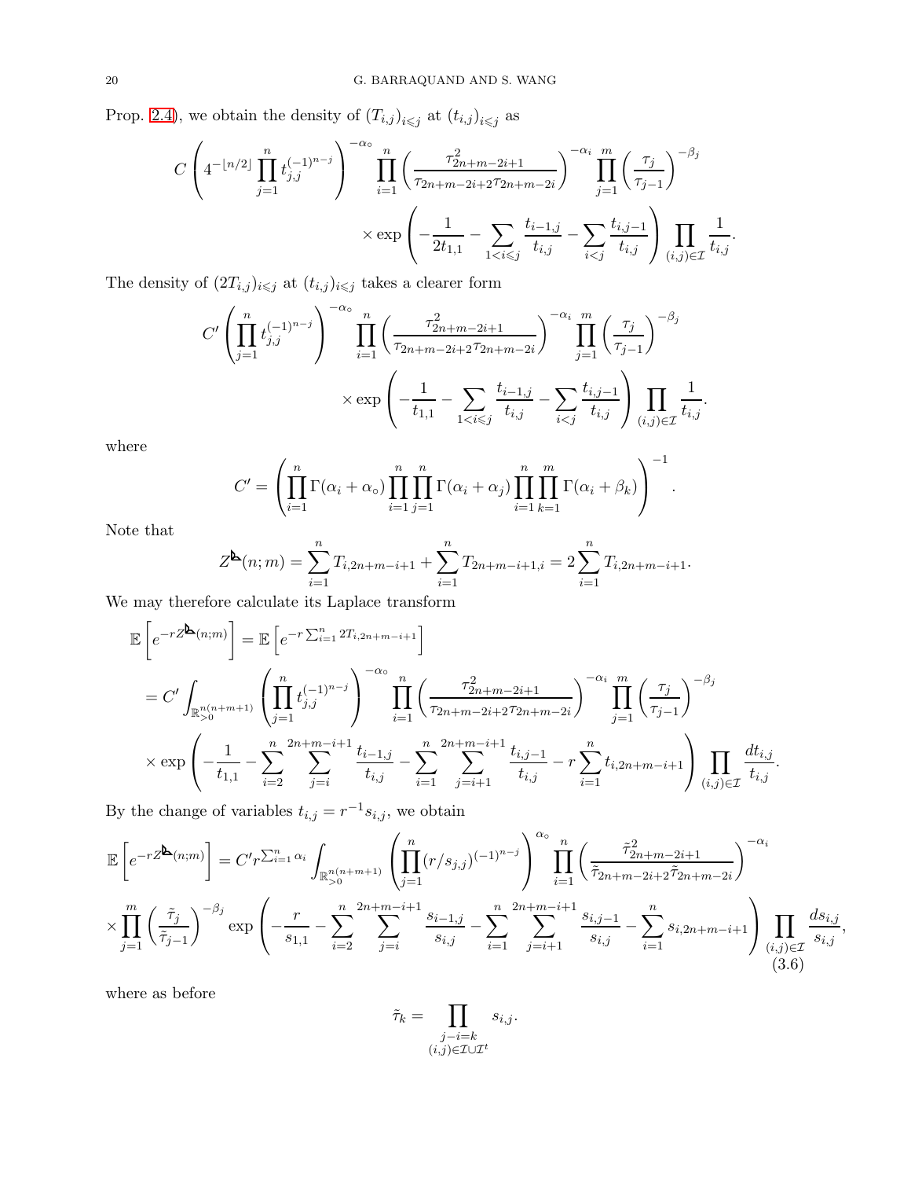Prop. 2.4), we obtain the density of $(T_{i,j})_{i\leqslant j}$ at $(t_{i,j})_{i\leqslant j}$ as

$$C\left(4^{-\lfloor n/2\rfloor}\prod_{j=1}^{n} t_{j,j}^{(-1)^{n-j}}\right)^{-\alpha_\circ}\prod_{i=1}^{n}\left(\frac{\tau_{2n+m-2i+1}^2}{\tau_{2n+m-2i+2}\tau_{2n+m-2i}}\right)^{-\alpha_i}\prod_{j=1}^{m}\left(\frac{\tau_j}{\tau_{j-1}}\right)^{-\beta_j}$$

$$\times\exp\left(-\frac{1}{2t_{1,1}}-\sum_{1<i\leqslant j}\frac{t_{i-1,j}}{t_{i,j}}-\sum_{i<j}\frac{t_{i,j-1}}{t_{i,j}}\right)\prod_{(i,j)\in\mathcal{I}}\frac{1}{t_{i,j}}.$$

The density of $(2T_{i,j})_{i\leqslant j}$ at $(t_{i,j})_{i\leqslant j}$ takes a clearer form

$$C'\left(\prod_{j=1}^{n} t_{j,j}^{(-1)^{n-j}}\right)^{-\alpha_\circ}\prod_{i=1}^{n}\left(\frac{\tau_{2n+m-2i+1}^2}{\tau_{2n+m-2i+2}\tau_{2n+m-2i}}\right)^{-\alpha_i}\prod_{j=1}^{m}\left(\frac{\tau_j}{\tau_{j-1}}\right)^{-\beta_j}$$

$$\times\exp\left(-\frac{1}{t_{1,1}}-\sum_{1<i\leqslant j}\frac{t_{i-1,j}}{t_{i,j}}-\sum_{i<j}\frac{t_{i,j-1}}{t_{i,j}}\right)\prod_{(i,j)\in\mathcal{I}}\frac{1}{t_{i,j}}.$$

where

$$C'=\left(\prod_{i=1}^{n}\Gamma(\alpha_i+\alpha_\circ)\prod_{i=1}^{n}\prod_{j=1}^{n}\Gamma(\alpha_i+\alpha_j)\prod_{i=1}^{n}\prod_{k=1}^{m}\Gamma(\alpha_i+\beta_k)\right)^{-1}.$$

Note that

$$Z^{\unicode{x1F4D0}}(n;m)=\sum_{i=1}^{n}T_{i,2n+m-i+1}+\sum_{i=1}^{n}T_{2n+m-i+1,i}=2\sum_{i=1}^{n}T_{i,2n+m-i+1}.$$

We may therefore calculate its Laplace transform

$$\mathbb{E}\left[e^{-rZ^{\unicode{x1F4D0}}(n;m)}\right]=\mathbb{E}\left[e^{-r\sum_{i=1}^{n}2T_{i,2n+m-i+1}}\right]$$

$$=C'\int_{\mathbb{R}_{>0}^{n(n+m+1)}}\left(\prod_{j=1}^{n}t_{j,j}^{(-1)^{n-j}}\right)^{-\alpha_\circ}\prod_{i=1}^{n}\left(\frac{\tau_{2n+m-2i+1}^2}{\tau_{2n+m-2i+2}\tau_{2n+m-2i}}\right)^{-\alpha_i}\prod_{j=1}^{m}\left(\frac{\tau_j}{\tau_{j-1}}\right)^{-\beta_j}$$

$$\times\exp\left(-\frac{1}{t_{1,1}}-\sum_{i=2}^{n}\sum_{j=i}^{2n+m-i+1}\frac{t_{i-1,j}}{t_{i,j}}-\sum_{i=1}^{n}\sum_{j=i+1}^{2n+m-i+1}\frac{t_{i,j-1}}{t_{i,j}}-r\sum_{i=1}^{n}t_{i,2n+m-i+1}\right)\prod_{(i,j)\in\mathcal{I}}\frac{dt_{i,j}}{t_{i,j}}.$$

By the change of variables $t_{i,j}=r^{-1}s_{i,j}$, we obtain

$$\mathbb{E}\left[e^{-rZ^{\unicode{x1F4D0}}(n;m)}\right]=C'r^{\sum_{i=1}^{n}\alpha_i}\int_{\mathbb{R}_{>0}^{n(n+m+1)}}\left(\prod_{j=1}^{n}(r/s_{j,j})^{(-1)^{n-j}}\right)^{\alpha_\circ}\prod_{i=1}^{n}\left(\frac{\tilde{\tau}_{2n+m-2i+1}^2}{\tilde{\tau}_{2n+m-2i+2}\tilde{\tau}_{2n+m-2i}}\right)^{-\alpha_i}$$

$$\times\prod_{j=1}^{m}\left(\frac{\tilde{\tau}_j}{\tilde{\tau}_{j-1}}\right)^{-\beta_j}\exp\left(-\frac{r}{s_{1,1}}-\sum_{i=2}^{n}\sum_{j=i}^{2n+m-i+1}\frac{s_{i-1,j}}{s_{i,j}}-\sum_{i=1}^{n}\sum_{j=i+1}^{2n+m-i+1}\frac{s_{i,j-1}}{s_{i,j}}-\sum_{i=1}^{n}s_{i,2n+m-i+1}\right)\prod_{(i,j)\in\mathcal{I}}\frac{ds_{i,j}}{s_{i,j}},\tag{3.6}$$

where as before

$$\tilde{\tau}_k=\prod_{\substack{j-i=k\\(i,j)\in\mathcal{I}\cup\mathcal{I}^t}}s_{i,j}.$$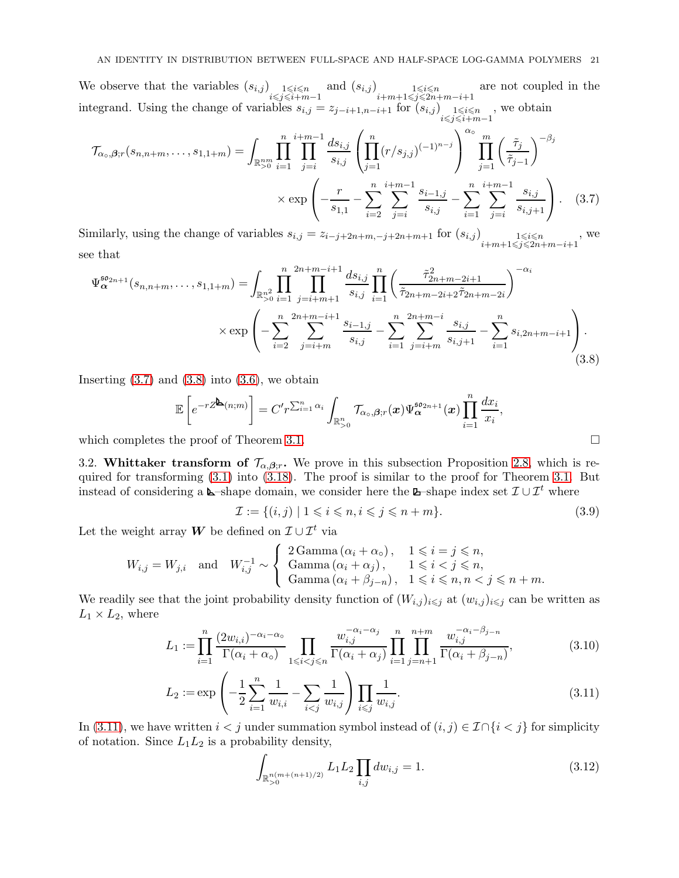We observe that the variables $(s_{i,j})_{\substack{1\leqslant i\leqslant n\\ i\leqslant j\leqslant i+m-1}}$ and $(s_{i,j})_{\substack{1\leqslant i\leqslant n\\ i+m+1\leqslant j\leqslant 2n+m-i+1}}$ are not coupled in the integrand. Using the change of variables $s_{i,j} = z_{j-i+1,n-i+1}$ for $(s_{i,j})_{\substack{1\leqslant i\leqslant n\\ i\leqslant j\leqslant i+m-1}}$, we obtain

$$
\begin{aligned}
\mathcal{T}_{\alpha_\circ,\boldsymbol{\beta};r}(s_{n,n+m},\dots,s_{1,1+m}) = \int_{\mathbb{R}^{nm}_{>0}} \prod_{i=1}^{n}\prod_{j=i}^{i+m-1} \frac{ds_{i,j}}{s_{i,j}} \left(\prod_{j=1}^{n} (r/s_{j,j})^{(-1)^{n-j}}\right)^{\alpha_\circ} \prod_{j=1}^{m} \left(\frac{\tilde{\tau}_j}{\tilde{\tau}_{j-1}}\right)^{-\beta_j} \\
\times \exp\left(-\frac{r}{s_{1,1}} - \sum_{i=2}^{n}\sum_{j=i}^{i+m-1} \frac{s_{i-1,j}}{s_{i,j}} - \sum_{i=1}^{n}\sum_{j=i}^{i+m-1} \frac{s_{i,j}}{s_{i,j+1}}\right). \quad (3.7)
\end{aligned}
$$

Similarly, using the change of variables $s_{i,j} = z_{i-j+2n+m,-j+2n+m+1}$ for $(s_{i,j})_{\substack{1\leqslant i\leqslant n\\ i+m+1\leqslant j\leqslant 2n+m-i+1}}$, we see that

$$
\begin{aligned}
\Psi^{\mathfrak{so}_{2n+1}}_{\boldsymbol{\alpha}}(s_{n,n+m},\dots,s_{1,1+m}) = \int_{\mathbb{R}^{n^2}_{>0}} \prod_{i=1}^{n}\prod_{j=i+m+1}^{2n+m-i+1} \frac{ds_{i,j}}{s_{i,j}} \prod_{i=1}^{n} \left(\frac{\tilde{\tau}^2_{2n+m-2i+1}}{\tilde{\tau}_{2n+m-2i+2}\tilde{\tau}_{2n+m-2i}}\right)^{-\alpha_i} \\
\times \exp\left(-\sum_{i=2}^{n}\sum_{j=i+m}^{2n+m-i+1} \frac{s_{i-1,j}}{s_{i,j}} - \sum_{i=1}^{n}\sum_{j=i+m}^{2n+m-i} \frac{s_{i,j}}{s_{i,j+1}} - \sum_{i=1}^{n} s_{i,2n+m-i+1}\right). \quad (3.8)
\end{aligned}
$$

Inserting (3.7) and (3.8) into (3.6), we obtain

$$
\mathbb{E}\left[e^{-rZ^{⊾}(n;m)}\right] = C' r^{\sum_{i=1}^{n}\alpha_i} \int_{\mathbb{R}^n_{>0}} \mathcal{T}_{\alpha_\circ,\boldsymbol{\beta};r}(\boldsymbol{x}) \Psi^{\mathfrak{so}_{2n+1}}_{\boldsymbol{\alpha}}(\boldsymbol{x}) \prod_{i=1}^{n} \frac{dx_i}{x_i},
$$

which completes the proof of Theorem 3.1. ∎

3.2. **Whittaker transform of $\mathcal{T}_{\alpha,\boldsymbol{\beta};r}$.** We prove in this subsection Proposition 2.8, which is required for transforming (3.1) into (3.18). The proof is similar to the proof for Theorem 3.1. But instead of considering a ⊾-shape domain, we consider here the ⊵-shape index set $\mathcal{I}\cup\mathcal{I}^t$ where

$$
\mathcal{I} := \{(i,j) \mid 1\leqslant i\leqslant n, i\leqslant j\leqslant n+m\}. \quad (3.9)
$$

Let the weight array $\boldsymbol{W}$ be defined on $\mathcal{I}\cup\mathcal{I}^t$ via

$$
W_{i,j} = W_{j,i} \quad \text{and} \quad W^{-1}_{i,j} \sim \begin{cases} 2\,\mathrm{Gamma}\left(\alpha_i+\alpha_\circ\right), & 1\leqslant i=j\leqslant n, \\ \mathrm{Gamma}\left(\alpha_i+\alpha_j\right), & 1\leqslant i<j\leqslant n, \\ \mathrm{Gamma}\left(\alpha_i+\beta_{j-n}\right), & 1\leqslant i\leqslant n, n<j\leqslant n+m. \end{cases}
$$

We readily see that the joint probability density function of $(W_{i,j})_{i\leqslant j}$ at $(w_{i,j})_{i\leqslant j}$ can be written as $L_1\times L_2$, where

$$
L_1 := \prod_{i=1}^{n} \frac{(2w_{i,i})^{-\alpha_i-\alpha_\circ}}{\Gamma(\alpha_i+\alpha_\circ)} \prod_{1\leqslant i<j\leqslant n} \frac{w_{i,j}^{-\alpha_i-\alpha_j}}{\Gamma(\alpha_i+\alpha_j)} \prod_{i=1}^{n}\prod_{j=n+1}^{n+m} \frac{w_{i,j}^{-\alpha_i-\beta_{j-n}}}{\Gamma(\alpha_i+\beta_{j-n})}, \quad (3.10)
$$

$$
L_2 := \exp\left(-\frac{1}{2}\sum_{i=1}^{n}\frac{1}{w_{i,i}} - \sum_{i<j}\frac{1}{w_{i,j}}\right)\prod_{i\leqslant j}\frac{1}{w_{i,j}}. \quad (3.11)
$$

In (3.11), we have written $i<j$ under summation symbol instead of $(i,j)\in\mathcal{I}\cap\{i<j\}$ for simplicity of notation. Since $L_1L_2$ is a probability density,

$$
\int_{\mathbb{R}^{n(m+(n+1)/2)}_{>0}} L_1L_2 \prod_{i,j} dw_{i,j} = 1. \quad (3.12)
$$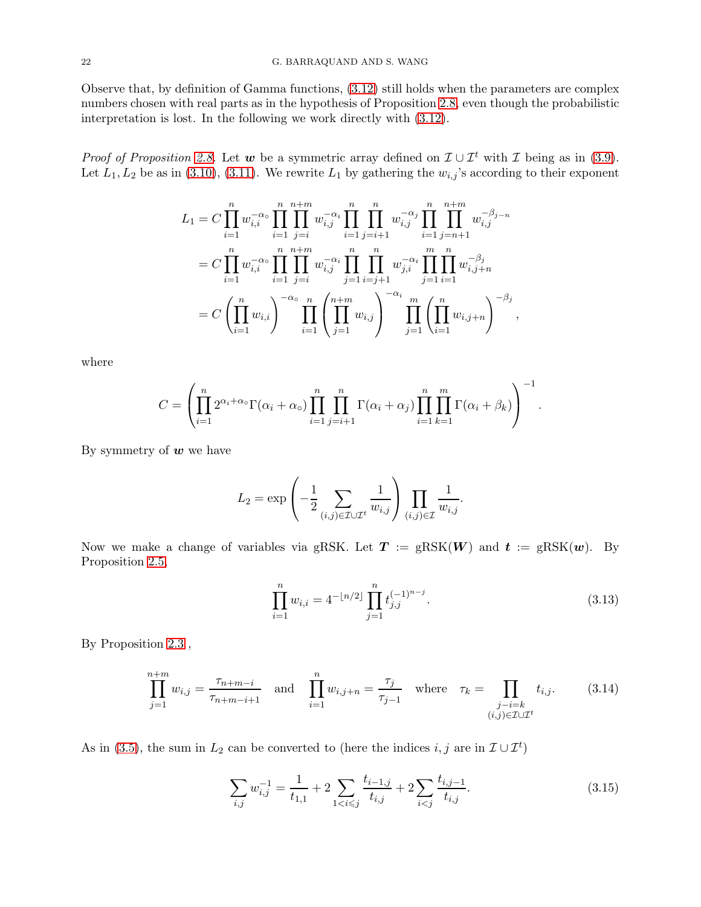Observe that, by definition of Gamma functions, (3.12) still holds when the parameters are complex numbers chosen with real parts as in the hypothesis of Proposition 2.8, even though the probabilistic interpretation is lost. In the following we work directly with (3.12).

*Proof of Proposition 2.8.* Let $\boldsymbol{w}$ be a symmetric array defined on $\mathcal{I} \cup \mathcal{I}^t$ with $\mathcal{I}$ being as in (3.9). Let $L_1, L_2$ be as in (3.10), (3.11). We rewrite $L_1$ by gathering the $w_{i,j}$'s according to their exponent

$$
\begin{aligned}
L_1 &= C \prod_{i=1}^{n} w_{i,i}^{-\alpha_\circ} \prod_{i=1}^{n} \prod_{j=i}^{n+m} w_{i,j}^{-\alpha_i} \prod_{i=1}^{n} \prod_{j=i+1}^{n} w_{i,j}^{-\alpha_j} \prod_{i=1}^{n} \prod_{j=n+1}^{n+m} w_{i,j}^{-\beta_{j-n}} \\
&= C \prod_{i=1}^{n} w_{i,i}^{-\alpha_\circ} \prod_{i=1}^{n} \prod_{j=i}^{n+m} w_{i,j}^{-\alpha_i} \prod_{j=1}^{n} \prod_{i=j+1}^{n} w_{j,i}^{-\alpha_i} \prod_{j=1}^{m} \prod_{i=1}^{n} w_{i,j+n}^{-\beta_j} \\
&= C \left( \prod_{i=1}^{n} w_{i,i} \right)^{-\alpha_\circ} \prod_{i=1}^{n} \left( \prod_{j=1}^{n+m} w_{i,j} \right)^{-\alpha_i} \prod_{j=1}^{m} \left( \prod_{i=1}^{n} w_{i,j+n} \right)^{-\beta_j},
\end{aligned}
$$

where

$$
C = \left( \prod_{i=1}^{n} 2^{\alpha_i + \alpha_\circ} \Gamma(\alpha_i + \alpha_\circ) \prod_{i=1}^{n} \prod_{j=i+1}^{n} \Gamma(\alpha_i + \alpha_j) \prod_{i=1}^{n} \prod_{k=1}^{m} \Gamma(\alpha_i + \beta_k) \right)^{-1}.
$$

By symmetry of $\boldsymbol{w}$ we have

$$
L_2 = \exp\left( -\frac{1}{2} \sum_{(i,j) \in \mathcal{I} \cup \mathcal{I}^t} \frac{1}{w_{i,j}} \right) \prod_{(i,j) \in \mathcal{I}} \frac{1}{w_{i,j}}.
$$

Now we make a change of variables via gRSK. Let $\boldsymbol{T} := \mathrm{gRSK}(\boldsymbol{W})$ and $\boldsymbol{t} := \mathrm{gRSK}(\boldsymbol{w})$. By Proposition 2.5,

$$
\prod_{i=1}^{n} w_{i,i} = 4^{-\lfloor n/2 \rfloor} \prod_{j=1}^{n} t_{j,j}^{(-1)^{n-j}}. \tag{3.13}
$$

By Proposition 2.3 ,

$$
\prod_{j=1}^{n+m} w_{i,j} = \frac{\tau_{n+m-i}}{\tau_{n+m-i+1}} \quad \text{and} \quad \prod_{i=1}^{n} w_{i,j+n} = \frac{\tau_j}{\tau_{j-1}} \quad \text{where} \quad \tau_k = \prod_{\substack{j-i=k \\ (i,j) \in \mathcal{I} \cup \mathcal{I}^t}} t_{i,j}. \tag{3.14}
$$

As in (3.5), the sum in $L_2$ can be converted to (here the indices $i,j$ are in $\mathcal{I} \cup \mathcal{I}^t$)

$$
\sum_{i,j} w_{i,j}^{-1} = \frac{1}{t_{1,1}} + 2 \sum_{1 < i \leqslant j} \frac{t_{i-1,j}}{t_{i,j}} + 2 \sum_{i<j} \frac{t_{i,j-1}}{t_{i,j}}. \tag{3.15}
$$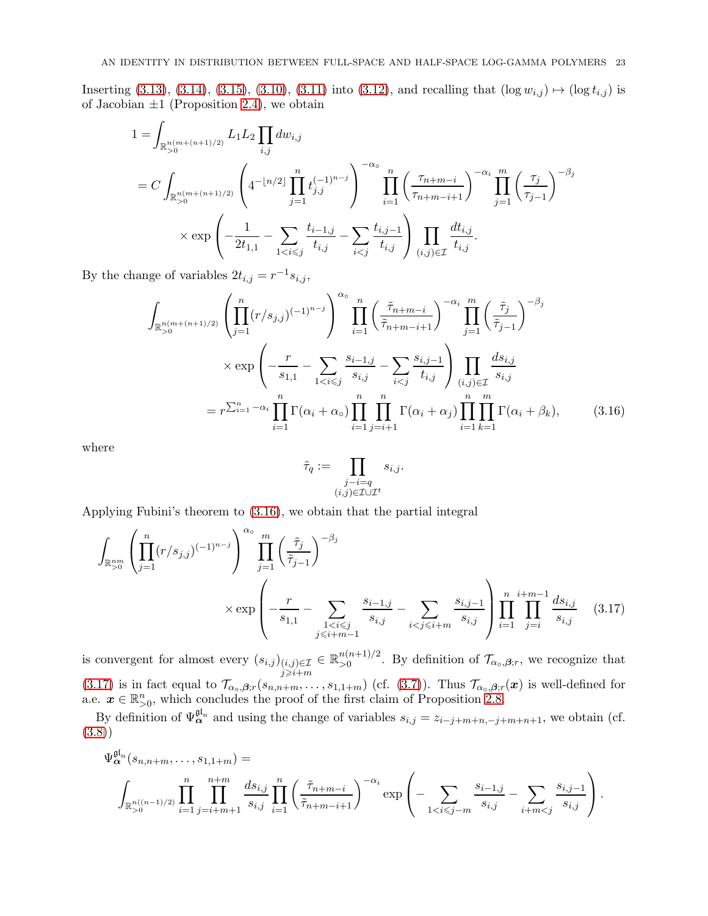Inserting (3.13), (3.14), (3.15), (3.10), (3.11) into (3.12), and recalling that $(\log w_{i,j}) \mapsto (\log t_{i,j})$ is of Jacobian $\pm 1$ (Proposition 2.4), we obtain

$$
\begin{aligned}
1 &= \int_{\mathbb{R}_{>0}^{n(m+(n+1)/2)}} L_1 L_2 \prod_{i,j} dw_{i,j} \\
&= C \int_{\mathbb{R}_{>0}^{n(m+(n+1)/2)}} \left( 4^{-\lfloor n/2 \rfloor} \prod_{j=1}^{n} t_{j,j}^{(-1)^{n-j}} \right)^{-\alpha_\circ} \prod_{i=1}^{n} \left( \frac{\tau_{n+m-i}}{\tau_{n+m-i+1}} \right)^{-\alpha_i} \prod_{j=1}^{m} \left( \frac{\tau_j}{\tau_{j-1}} \right)^{-\beta_j} \\
&\qquad \times \exp\left( -\frac{1}{2t_{1,1}} - \sum_{1<i\leqslant j} \frac{t_{i-1,j}}{t_{i,j}} - \sum_{i<j} \frac{t_{i,j-1}}{t_{i,j}} \right) \prod_{(i,j)\in\mathcal{I}} \frac{dt_{i,j}}{t_{i,j}}.
\end{aligned}
$$

By the change of variables $2t_{i,j} = r^{-1} s_{i,j}$,

$$
\begin{aligned}
\int_{\mathbb{R}_{>0}^{n(m+(n+1)/2)}} & \left( \prod_{j=1}^{n} (r/s_{j,j})^{(-1)^{n-j}} \right)^{\alpha_\circ} \prod_{i=1}^{n} \left( \frac{\tilde{\tau}_{n+m-i}}{\tilde{\tau}_{n+m-i+1}} \right)^{-\alpha_i} \prod_{j=1}^{m} \left( \frac{\tilde{\tau}_j}{\tilde{\tau}_{j-1}} \right)^{-\beta_j} \\
&\times \exp\left( -\frac{r}{s_{1,1}} - \sum_{1<i\leqslant j} \frac{s_{i-1,j}}{s_{i,j}} - \sum_{i<j} \frac{s_{i,j-1}}{t_{i,j}} \right) \prod_{(i,j)\in\mathcal{I}} \frac{ds_{i,j}}{s_{i,j}} \\
&= r^{\sum_{i=1}^{n} -\alpha_i} \prod_{i=1}^{n} \Gamma(\alpha_i + \alpha_\circ) \prod_{i=1}^{n} \prod_{j=i+1}^{n} \Gamma(\alpha_i + \alpha_j) \prod_{i=1}^{n} \prod_{k=1}^{m} \Gamma(\alpha_i + \beta_k),
\end{aligned}
\tag{3.16}
$$

where

$$
\tilde{\tau}_q := \prod_{\substack{j-i=q \\ (i,j)\in\mathcal{I}\cup\mathcal{I}^t}} s_{i,j}.
$$

Applying Fubini's theorem to (3.16), we obtain that the partial integral

$$
\begin{aligned}
\int_{\mathbb{R}_{>0}^{nm}} & \left( \prod_{j=1}^{n} (r/s_{j,j})^{(-1)^{n-j}} \right)^{\alpha_\circ} \prod_{j=1}^{m} \left( \frac{\tilde{\tau}_j}{\tilde{\tau}_{j-1}} \right)^{-\beta_j} \\
&\times \exp\left( -\frac{r}{s_{1,1}} - \sum_{\substack{1<i\leqslant j \\ j\leqslant i+m-1}} \frac{s_{i-1,j}}{s_{i,j}} - \sum_{i<j\leqslant i+m} \frac{s_{i,j-1}}{s_{i,j}} \right) \prod_{i=1}^{n} \prod_{j=i}^{i+m-1} \frac{ds_{i,j}}{s_{i,j}}
\end{aligned}
\tag{3.17}
$$

is convergent for almost every $(s_{i,j})_{\substack{(i,j)\in\mathcal{I} \\ j\geqslant i+m}} \in \mathbb{R}_{>0}^{n(n+1)/2}$. By definition of $\mathcal{T}_{\alpha_\circ,\boldsymbol{\beta};r}$, we recognize that (3.17) is in fact equal to $\mathcal{T}_{\alpha_\circ,\boldsymbol{\beta};r}(s_{n,n+m},\ldots,s_{1,1+m})$ (cf. (3.7)). Thus $\mathcal{T}_{\alpha_\circ,\boldsymbol{\beta};r}(\boldsymbol{x})$ is well-defined for a.e. $\boldsymbol{x} \in \mathbb{R}_{>0}^{n}$, which concludes the proof of the first claim of Proposition 2.8.

By definition of $\Psi_{\boldsymbol{\alpha}}^{\mathfrak{gl}_n}$ and using the change of variables $s_{i,j} = z_{i-j+m+n,-j+m+n+1}$, we obtain (cf. (3.8))

$$
\begin{aligned}
&\Psi_{\boldsymbol{\alpha}}^{\mathfrak{gl}_n}(s_{n,n+m},\ldots,s_{1,1+m}) = \\
&\int_{\mathbb{R}_{>0}^{n((n-1)/2)}} \prod_{i=1}^{n} \prod_{j=i+m+1}^{n+m} \frac{ds_{i,j}}{s_{i,j}} \prod_{i=1}^{n} \left( \frac{\tilde{\tau}_{n+m-i}}{\tilde{\tau}_{n+m-i+1}} \right)^{-\alpha_i} \exp\left( -\sum_{1<i\leqslant j-m} \frac{s_{i-1,j}}{s_{i,j}} - \sum_{i+m<j} \frac{s_{i,j-1}}{s_{i,j}} \right).
\end{aligned}
$$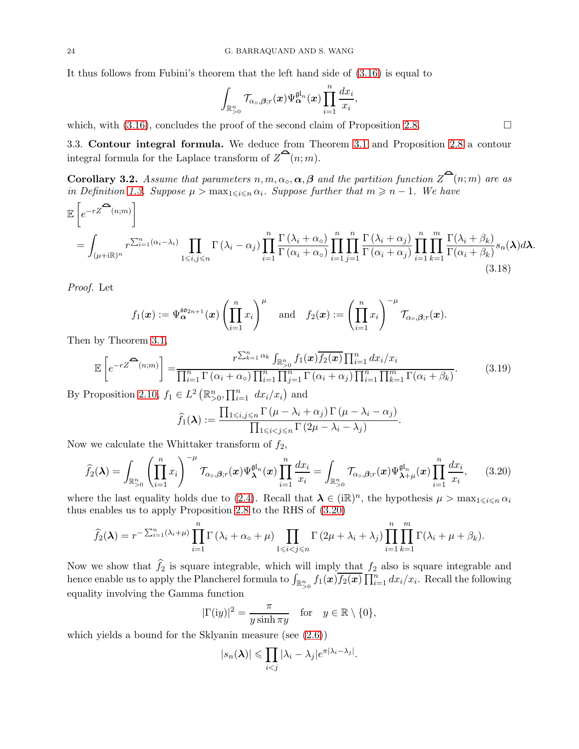It thus follows from Fubini's theorem that the left hand side of (3.16) is equal to

$$\int_{\mathbb{R}^n_{>0}} \mathcal{T}_{\alpha_\circ,\boldsymbol{\beta};r}(\boldsymbol{x})\Psi^{\mathfrak{gl}_n}_{\boldsymbol{\alpha}}(\boldsymbol{x})\prod_{i=1}^n \frac{dx_i}{x_i},$$

which, with (3.16), concludes the proof of the second claim of Proposition 2.8. $\square$

3.3. **Contour integral formula.** We deduce from Theorem 3.1 and Proposition 2.8 a contour integral formula for the Laplace transform of $Z^{\frown}(n;m)$.

**Corollary 3.2.** *Assume that parameters $n, m, \alpha_\circ, \boldsymbol{\alpha}, \boldsymbol{\beta}$ and the partition function $Z^{\frown}(n;m)$ are as in Definition 1.3. Suppose $\mu > \max_{1\leqslant i\leqslant n}\alpha_i$. Suppose further that $m \geqslant n-1$. We have*

$$\begin{aligned}
&\mathbb{E}\left[e^{-rZ^{\frown}(n;m)}\right] \\
&= \int_{(\mu+\mathrm{i}\mathbb{R})^n} r^{\sum_{i=1}^n(\alpha_i-\lambda_i)}\prod_{1\leqslant i,j\leqslant n}\Gamma(\lambda_i-\alpha_j)\prod_{i=1}^n\frac{\Gamma(\lambda_i+\alpha_\circ)}{\Gamma(\alpha_i+\alpha_\circ)}\prod_{i=1}^n\prod_{j=1}^n\frac{\Gamma(\lambda_i+\alpha_j)}{\Gamma(\alpha_i+\alpha_j)}\prod_{i=1}^n\prod_{k=1}^m\frac{\Gamma(\lambda_i+\beta_k)}{\Gamma(\alpha_i+\beta_k)}s_n(\boldsymbol{\lambda})d\boldsymbol{\lambda}.
\end{aligned} \tag{3.18}$$

*Proof.* Let

$$f_1(\boldsymbol{x}) := \Psi^{\mathfrak{so}_{2n+1}}_{\boldsymbol{\alpha}}(\boldsymbol{x})\left(\prod_{i=1}^n x_i\right)^{\mu} \quad\text{and}\quad f_2(\boldsymbol{x}) := \left(\prod_{i=1}^n x_i\right)^{-\mu}\mathcal{T}_{\alpha_\circ,\boldsymbol{\beta};r}(\boldsymbol{x}).$$

Then by Theorem 3.1,

$$\mathbb{E}\left[e^{-rZ^{\frown}(n;m)}\right] = \frac{r^{\sum_{k=1}^n\alpha_k}\int_{\mathbb{R}^n_{>0}} f_1(\boldsymbol{x})\overline{f_2(\boldsymbol{x})}\prod_{i=1}^n dx_i/x_i}{\prod_{i=1}^n\Gamma(\alpha_i+\alpha_\circ)\prod_{i=1}^n\prod_{j=1}^n\Gamma(\alpha_i+\alpha_j)\prod_{i=1}^n\prod_{k=1}^m\Gamma(\alpha_i+\beta_k)}. \tag{3.19}$$

By Proposition 2.10, $f_1 \in L^2\left(\mathbb{R}^n_{>0}, \prod_{i=1}^n\ dx_i/x_i\right)$ and

$$\widehat{f}_1(\boldsymbol{\lambda}) := \frac{\prod_{1\leqslant i,j\leqslant n}\Gamma(\mu-\lambda_i+\alpha_j)\Gamma(\mu-\lambda_i-\alpha_j)}{\prod_{1\leqslant i<j\leqslant n}\Gamma(2\mu-\lambda_i-\lambda_j)}.$$

Now we calculate the Whittaker transform of $f_2$,

$$\widehat{f}_2(\boldsymbol{\lambda}) = \int_{\mathbb{R}^n_{>0}}\left(\prod_{i=1}^n x_i\right)^{-\mu}\mathcal{T}_{\alpha_\circ,\boldsymbol{\beta};r}(\boldsymbol{x})\Psi^{\mathfrak{gl}_n}_{\boldsymbol{\lambda}}(\boldsymbol{x})\prod_{i=1}^n\frac{dx_i}{x_i} = \int_{\mathbb{R}^n_{>0}}\mathcal{T}_{\alpha_\circ,\boldsymbol{\beta};r}(\boldsymbol{x})\Psi^{\mathfrak{gl}_n}_{\boldsymbol{\lambda}+\mu}(\boldsymbol{x})\prod_{i=1}^n\frac{dx_i}{x_i}, \tag{3.20}$$

where the last equality holds due to (2.4). Recall that $\boldsymbol{\lambda} \in (\mathrm{i}\mathbb{R})^n$, the hypothesis $\mu > \max_{1\leqslant i\leqslant n}\alpha_i$ thus enables us to apply Proposition 2.8 to the RHS of (3.20)

$$\widehat{f}_2(\boldsymbol{\lambda}) = r^{-\sum_{i=1}^n(\lambda_i+\mu)}\prod_{i=1}^n\Gamma(\lambda_i+\alpha_\circ+\mu)\prod_{1\leqslant i<j\leqslant n}\Gamma(2\mu+\lambda_i+\lambda_j)\prod_{i=1}^n\prod_{k=1}^m\Gamma(\lambda_i+\mu+\beta_k).$$

Now we show that $\widehat{f}_2$ is square integrable, which will imply that $f_2$ also is square integrable and hence enable us to apply the Plancherel formula to $\int_{\mathbb{R}^n_{>0}} f_1(\boldsymbol{x})\overline{f_2(\boldsymbol{x})}\prod_{i=1}^n dx_i/x_i$. Recall the following equality involving the Gamma function

$$|\Gamma(\mathrm{i}y)|^2 = \frac{\pi}{y\sinh\pi y}\quad\text{for}\quad y\in\mathbb{R}\setminus\{0\},$$

which yields a bound for the Sklyanin measure (see (2.6))

$$|s_n(\boldsymbol{\lambda})| \leqslant \prod_{i<j}|\lambda_i-\lambda_j|e^{\pi|\lambda_i-\lambda_j|}.$$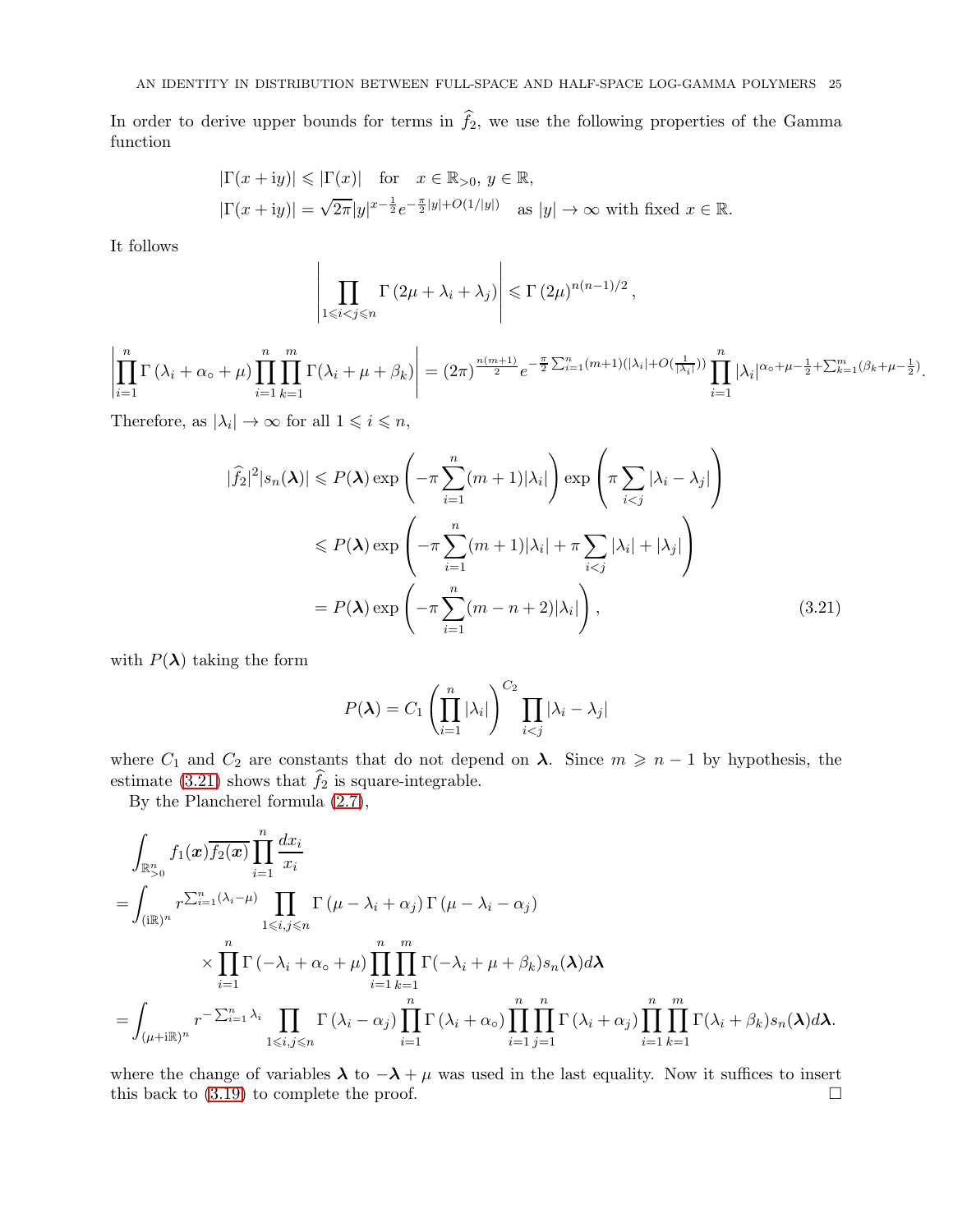In order to derive upper bounds for terms in $\widehat{f}_2$, we use the following properties of the Gamma function

$$
\begin{aligned}
&|\Gamma(x+\mathrm{i}y)| \leqslant |\Gamma(x)| \quad \text{for} \quad x\in\mathbb{R}_{>0},\, y\in\mathbb{R},\\
&|\Gamma(x+\mathrm{i}y)| = \sqrt{2\pi}|y|^{x-\frac{1}{2}}e^{-\frac{\pi}{2}|y|+O(1/|y|)} \quad \text{as } |y|\to\infty \text{ with fixed } x\in\mathbb{R}.
\end{aligned}
$$

It follows

$$
\left|\prod_{1\leqslant i<j\leqslant n}\Gamma\left(2\mu+\lambda_i+\lambda_j\right)\right| \leqslant \Gamma\left(2\mu\right)^{n(n-1)/2},
$$

$$
\left|\prod_{i=1}^{n}\Gamma\left(\lambda_i+\alpha_\circ+\mu\right)\prod_{i=1}^{n}\prod_{k=1}^{m}\Gamma(\lambda_i+\mu+\beta_k)\right| = (2\pi)^{\frac{n(m+1)}{2}}e^{-\frac{\pi}{2}\sum_{i=1}^{n}(m+1)(|\lambda_i|+O(\frac{1}{|\lambda_i|}))}\prod_{i=1}^{n}|\lambda_i|^{\alpha_\circ+\mu-\frac{1}{2}+\sum_{k=1}^{m}(\beta_k+\mu-\frac{1}{2})}.
$$

Therefore, as $|\lambda_i|\to\infty$ for all $1\leqslant i\leqslant n$,

$$
\begin{aligned}
|\widehat{f}_2|^2|s_n(\boldsymbol{\lambda})| &\leqslant P(\boldsymbol{\lambda})\exp\left(-\pi\sum_{i=1}^{n}(m+1)|\lambda_i|\right)\exp\left(\pi\sum_{i<j}|\lambda_i-\lambda_j|\right)\\
&\leqslant P(\boldsymbol{\lambda})\exp\left(-\pi\sum_{i=1}^{n}(m+1)|\lambda_i|+\pi\sum_{i<j}|\lambda_i|+|\lambda_j|\right)\\
&= P(\boldsymbol{\lambda})\exp\left(-\pi\sum_{i=1}^{n}(m-n+2)|\lambda_i|\right),
\end{aligned}
\tag{3.21}
$$

with $P(\boldsymbol{\lambda})$ taking the form

$$
P(\boldsymbol{\lambda}) = C_1\left(\prod_{i=1}^{n}|\lambda_i|\right)^{C_2}\prod_{i<j}|\lambda_i-\lambda_j|
$$

where $C_1$ and $C_2$ are constants that do not depend on $\boldsymbol{\lambda}$. Since $m\geqslant n-1$ by hypothesis, the estimate (3.21) shows that $\widehat{f}_2$ is square-integrable.

By the Plancherel formula (2.7),

$$
\begin{aligned}
&\int_{\mathbb{R}^n_{>0}} f_1(\boldsymbol{x})\overline{f_2(\boldsymbol{x})}\prod_{i=1}^{n}\frac{dx_i}{x_i}\\
&=\int_{(\mathrm{i}\mathbb{R})^n} r^{\sum_{i=1}^{n}(\lambda_i-\mu)}\prod_{1\leqslant i,j\leqslant n}\Gamma\left(\mu-\lambda_i+\alpha_j\right)\Gamma\left(\mu-\lambda_i-\alpha_j\right)\\
&\qquad\qquad\times\prod_{i=1}^{n}\Gamma\left(-\lambda_i+\alpha_\circ+\mu\right)\prod_{i=1}^{n}\prod_{k=1}^{m}\Gamma(-\lambda_i+\mu+\beta_k)s_n(\boldsymbol{\lambda})d\boldsymbol{\lambda}\\
&=\int_{(\mu+\mathrm{i}\mathbb{R})^n} r^{-\sum_{i=1}^{n}\lambda_i}\prod_{1\leqslant i,j\leqslant n}\Gamma\left(\lambda_i-\alpha_j\right)\prod_{i=1}^{n}\Gamma\left(\lambda_i+\alpha_\circ\right)\prod_{i=1}^{n}\prod_{j=1}^{n}\Gamma\left(\lambda_i+\alpha_j\right)\prod_{i=1}^{n}\prod_{k=1}^{m}\Gamma(\lambda_i+\beta_k)s_n(\boldsymbol{\lambda})d\boldsymbol{\lambda}.
\end{aligned}
$$

where the change of variables $\boldsymbol{\lambda}$ to $-\boldsymbol{\lambda}+\mu$ was used in the last equality. Now it suffices to insert this back to (3.19) to complete the proof. □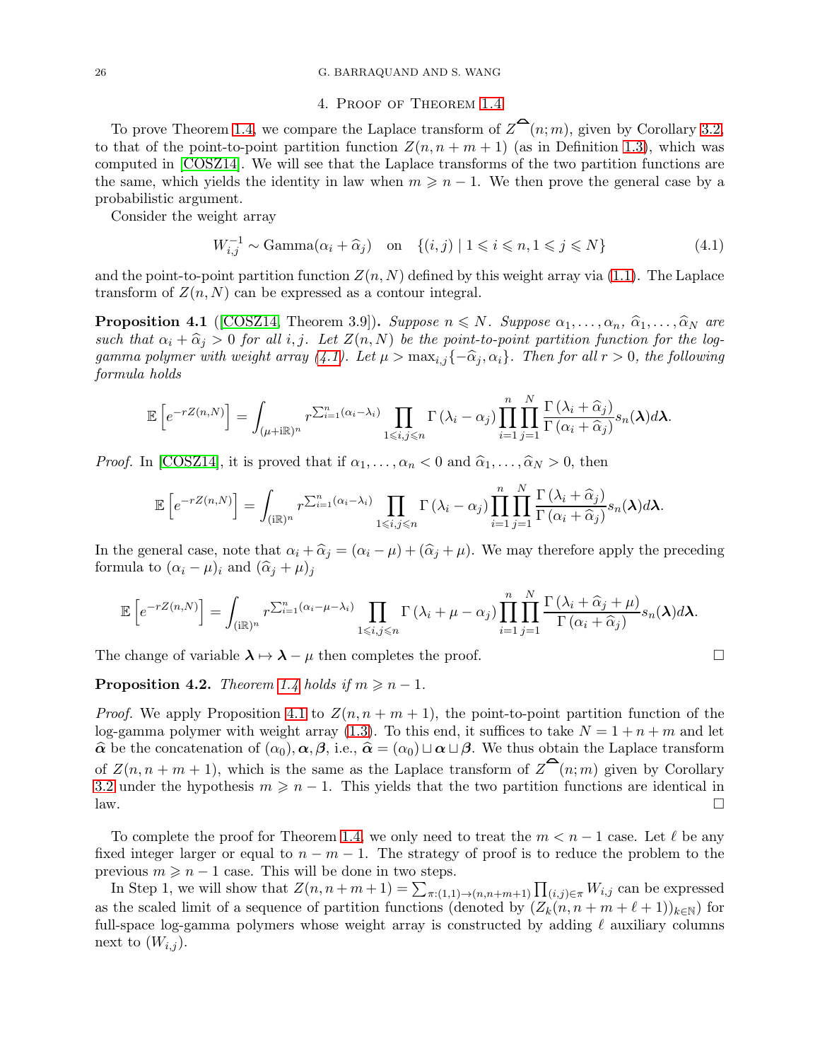## 4. Proof of Theorem 1.4

To prove Theorem 1.4, we compare the Laplace transform of $Z^{\frown}(n;m)$, given by Corollary 3.2, to that of the point-to-point partition function $Z(n, n+m+1)$ (as in Definition 1.3), which was computed in [COSZ14]. We will see that the Laplace transforms of the two partition functions are the same, which yields the identity in law when $m \geqslant n-1$. We then prove the general case by a probabilistic argument.

Consider the weight array

$$W_{i,j}^{-1} \sim \text{Gamma}(\alpha_i + \widehat{\alpha}_j) \quad \text{on} \quad \{(i,j) \mid 1 \leqslant i \leqslant n, 1 \leqslant j \leqslant N\} \tag{4.1}$$

and the point-to-point partition function $Z(n, N)$ defined by this weight array via (1.1). The Laplace transform of $Z(n,N)$ can be expressed as a contour integral.

**Proposition 4.1** ([COSZ14, Theorem 3.9])**.** *Suppose $n \leqslant N$. Suppose $\alpha_1, \dots, \alpha_n, \widehat{\alpha}_1, \dots, \widehat{\alpha}_N$ are such that $\alpha_i + \widehat{\alpha}_j > 0$ for all $i, j$. Let $Z(n,N)$ be the point-to-point partition function for the log-gamma polymer with weight array (4.1). Let $\mu > \max_{i,j}\{-\widehat{\alpha}_j, \alpha_i\}$. Then for all $r > 0$, the following formula holds*

$$\mathbb{E}\left[e^{-rZ(n,N)}\right] = \int_{(\mu + \mathrm{i}\mathbb{R})^n} r^{\sum_{i=1}^n (\alpha_i - \lambda_i)} \prod_{1 \leqslant i,j \leqslant n} \Gamma(\lambda_i - \alpha_j) \prod_{i=1}^n \prod_{j=1}^N \frac{\Gamma(\lambda_i + \widehat{\alpha}_j)}{\Gamma(\alpha_i + \widehat{\alpha}_j)} s_n(\boldsymbol{\lambda}) d\boldsymbol{\lambda}.$$

*Proof.* In [COSZ14], it is proved that if $\alpha_1, \dots, \alpha_n < 0$ and $\widehat{\alpha}_1, \dots, \widehat{\alpha}_N > 0$, then

$$\mathbb{E}\left[e^{-rZ(n,N)}\right] = \int_{(\mathrm{i}\mathbb{R})^n} r^{\sum_{i=1}^n (\alpha_i - \lambda_i)} \prod_{1 \leqslant i,j \leqslant n} \Gamma(\lambda_i - \alpha_j) \prod_{i=1}^n \prod_{j=1}^N \frac{\Gamma(\lambda_i + \widehat{\alpha}_j)}{\Gamma(\alpha_i + \widehat{\alpha}_j)} s_n(\boldsymbol{\lambda}) d\boldsymbol{\lambda}.$$

In the general case, note that $\alpha_i + \widehat{\alpha}_j = (\alpha_i - \mu) + (\widehat{\alpha}_j + \mu)$. We may therefore apply the preceding formula to $(\alpha_i - \mu)_i$ and $(\widehat{\alpha}_j + \mu)_j$

$$\mathbb{E}\left[e^{-rZ(n,N)}\right] = \int_{(\mathrm{i}\mathbb{R})^n} r^{\sum_{i=1}^n (\alpha_i - \mu - \lambda_i)} \prod_{1 \leqslant i,j \leqslant n} \Gamma(\lambda_i + \mu - \alpha_j) \prod_{i=1}^n \prod_{j=1}^N \frac{\Gamma(\lambda_i + \widehat{\alpha}_j + \mu)}{\Gamma(\alpha_i + \widehat{\alpha}_j)} s_n(\boldsymbol{\lambda}) d\boldsymbol{\lambda}.$$

The change of variable $\boldsymbol{\lambda} \mapsto \boldsymbol{\lambda} - \mu$ then completes the proof. $\square$

**Proposition 4.2.** *Theorem 1.4 holds if $m \geqslant n-1$.*

*Proof.* We apply Proposition 4.1 to $Z(n, n+m+1)$, the point-to-point partition function of the log-gamma polymer with weight array (1.3). To this end, it suffices to take $N = 1 + n + m$ and let $\widehat{\boldsymbol{\alpha}}$ be the concatenation of $(\alpha_0), \boldsymbol{\alpha}, \boldsymbol{\beta}$, i.e., $\widehat{\boldsymbol{\alpha}} = (\alpha_0) \sqcup \boldsymbol{\alpha} \sqcup \boldsymbol{\beta}$. We thus obtain the Laplace transform of $Z(n, n+m+1)$, which is the same as the Laplace transform of $Z^{\frown}(n;m)$ given by Corollary 3.2 under the hypothesis $m \geqslant n-1$. This yields that the two partition functions are identical in law. $\square$

To complete the proof for Theorem 1.4, we only need to treat the $m < n-1$ case. Let $\ell$ be any fixed integer larger or equal to $n - m - 1$. The strategy of proof is to reduce the problem to the previous $m \geqslant n-1$ case. This will be done in two steps.

In Step 1, we will show that $Z(n, n+m+1) = \sum_{\pi:(1,1)\to(n,n+m+1)} \prod_{(i,j)\in\pi} W_{i,j}$ can be expressed as the scaled limit of a sequence of partition functions (denoted by $(Z_k(n, n+m+\ell+1))_{k\in\mathbb{N}}$) for full-space log-gamma polymers whose weight array is constructed by adding $\ell$ auxiliary columns next to $(W_{i,j})$.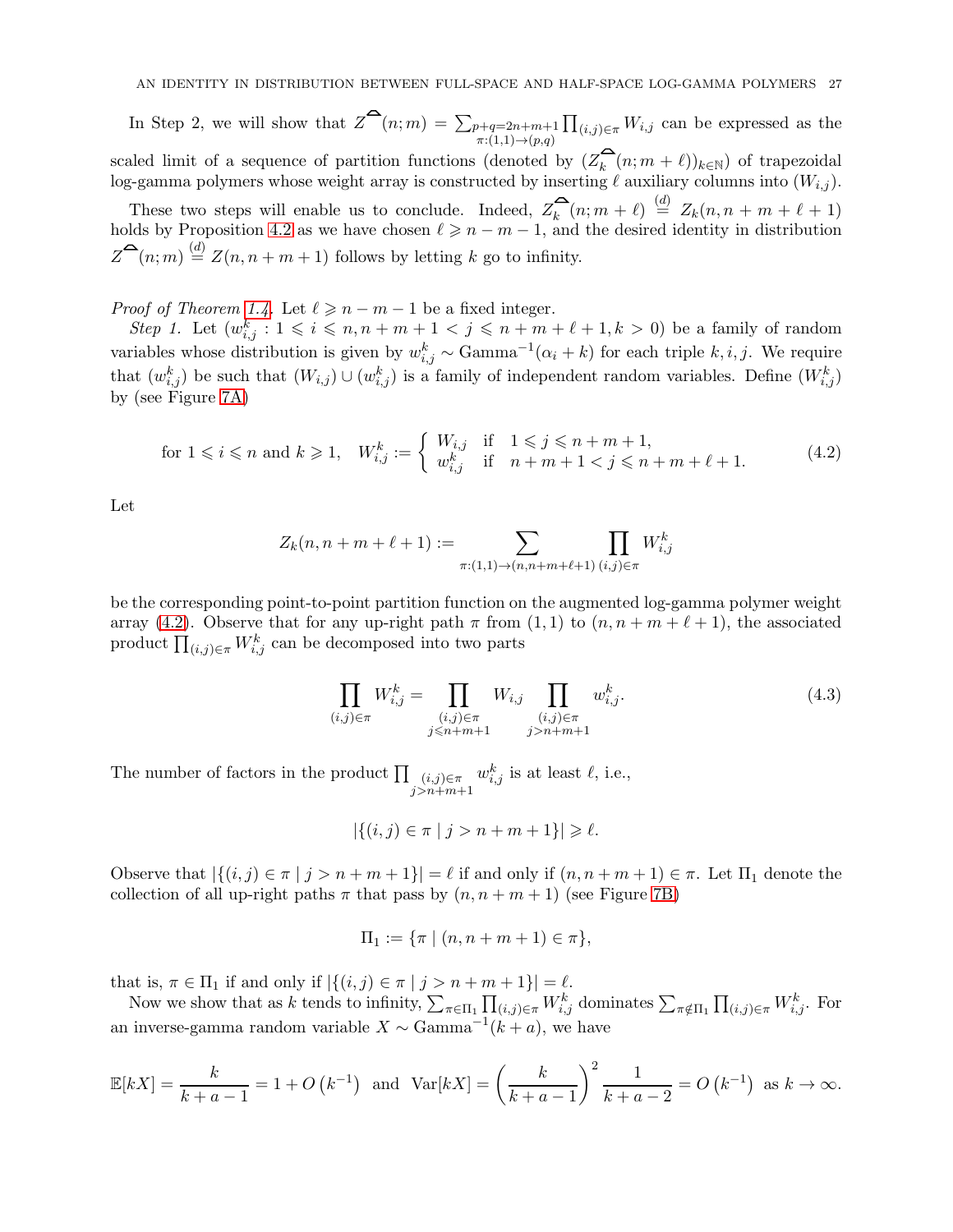In Step 2, we will show that $Z^{\frown}(n;m) = \sum_{\substack{p+q=2n+m+1 \\ \pi:(1,1)\to(p,q)}} \prod_{(i,j)\in\pi} W_{i,j}$ can be expressed as the scaled limit of a sequence of partition functions (denoted by $(Z_k^{\frown}(n;m+\ell))_{k\in\mathbb{N}}$) of trapezoidal log-gamma polymers whose weight array is constructed by inserting $\ell$ auxiliary columns into $(W_{i,j})$.

These two steps will enable us to conclude. Indeed, $Z_k^{\frown}(n;m+\ell) \overset{(d)}{=} Z_k(n, n+m+\ell+1)$ holds by Proposition 4.2 as we have chosen $\ell \geqslant n-m-1$, and the desired identity in distribution $Z^{\frown}(n;m) \overset{(d)}{=} Z(n, n+m+1)$ follows by letting $k$ go to infinity.

*Proof of Theorem 1.4.* Let $\ell \geqslant n-m-1$ be a fixed integer.

*Step 1.* Let $(w_{i,j}^k : 1 \leqslant i \leqslant n, n+m+1 < j \leqslant n+m+\ell+1, k > 0)$ be a family of random variables whose distribution is given by $w_{i,j}^k \sim \text{Gamma}^{-1}(\alpha_i + k)$ for each triple $k, i, j$. We require that $(w_{i,j}^k)$ be such that $(W_{i,j}) \cup (w_{i,j}^k)$ is a family of independent random variables. Define $(W_{i,j}^k)$ by (see Figure 7A)

$$\text{for } 1 \leqslant i \leqslant n \text{ and } k \geqslant 1, \quad W_{i,j}^k := \begin{cases} W_{i,j} & \text{if} \quad 1 \leqslant j \leqslant n+m+1, \\ w_{i,j}^k & \text{if} \quad n+m+1 < j \leqslant n+m+\ell+1. \end{cases} \tag{4.2}$$

Let

$$Z_k(n, n+m+\ell+1) := \sum_{\pi:(1,1)\to(n,n+m+\ell+1)} \prod_{(i,j)\in\pi} W_{i,j}^k$$

be the corresponding point-to-point partition function on the augmented log-gamma polymer weight array (4.2). Observe that for any up-right path $\pi$ from $(1,1)$ to $(n, n+m+\ell+1)$, the associated product $\prod_{(i,j)\in\pi} W_{i,j}^k$ can be decomposed into two parts

$$\prod_{(i,j)\in\pi} W_{i,j}^k = \prod_{\substack{(i,j)\in\pi \\ j\leqslant n+m+1}} W_{i,j} \prod_{\substack{(i,j)\in\pi \\ j>n+m+1}} w_{i,j}^k. \tag{4.3}$$

The number of factors in the product $\prod_{\substack{(i,j)\in\pi \\ j>n+m+1}} w_{i,j}^k$ is at least $\ell$, i.e.,

$$|\{(i,j) \in \pi \mid j > n+m+1\}| \geqslant \ell.$$

Observe that $|\{(i,j) \in \pi \mid j > n+m+1\}| = \ell$ if and only if $(n, n+m+1) \in \pi$. Let $\Pi_1$ denote the collection of all up-right paths $\pi$ that pass by $(n, n+m+1)$ (see Figure 7B)

$$\Pi_1 := \{\pi \mid (n, n+m+1) \in \pi\},$$

that is, $\pi \in \Pi_1$ if and only if $|\{(i,j) \in \pi \mid j > n+m+1\}| = \ell$.

Now we show that as $k$ tends to infinity, $\sum_{\pi\in\Pi_1} \prod_{(i,j)\in\pi} W_{i,j}^k$ dominates $\sum_{\pi\notin\Pi_1} \prod_{(i,j)\in\pi} W_{i,j}^k$. For an inverse-gamma random variable $X \sim \text{Gamma}^{-1}(k+a)$, we have

$$\mathbb{E}[kX] = \frac{k}{k+a-1} = 1 + O\left(k^{-1}\right) \text{ and } \operatorname{Var}[kX] = \left(\frac{k}{k+a-1}\right)^2 \frac{1}{k+a-2} = O\left(k^{-1}\right) \text{ as } k \to \infty.$$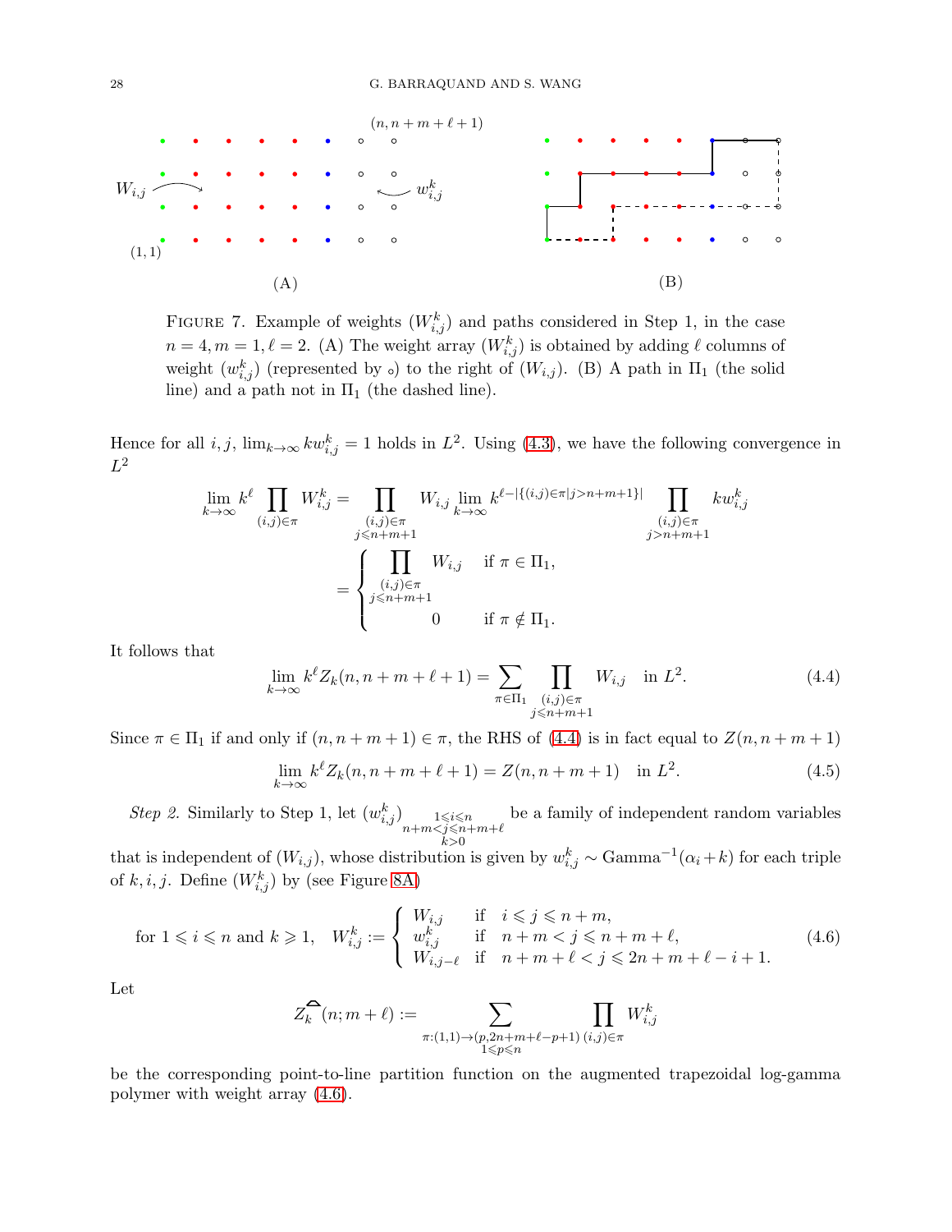FIGURE 7. Example of weights $(W^k_{i,j})$ and paths considered in Step 1, in the case $n = 4, m = 1, \ell = 2$. (A) The weight array $(W^k_{i,j})$ is obtained by adding $\ell$ columns of weight $(w^k_{i,j})$ (represented by $\circ$) to the right of $(W_{i,j})$. (B) A path in $\Pi_1$ (the solid line) and a path not in $\Pi_1$ (the dashed line).

Hence for all $i, j$, $\lim_{k\to\infty} k w^k_{i,j} = 1$ holds in $L^2$. Using (4.3), we have the following convergence in $L^2$

$$
\begin{aligned}
\lim_{k\to\infty} k^\ell \prod_{(i,j)\in\pi} W^k_{i,j} &= \prod_{\substack{(i,j)\in\pi \\ j\leqslant n+m+1}} W_{i,j} \lim_{k\to\infty} k^{\ell - |\{(i,j)\in\pi | j>n+m+1\}|} \prod_{\substack{(i,j)\in\pi \\ j>n+m+1}} k w^k_{i,j} \\
&= \begin{cases} \displaystyle\prod_{\substack{(i,j)\in\pi \\ j\leqslant n+m+1}} W_{i,j} & \text{if } \pi\in\Pi_1, \\ 0 & \text{if } \pi\notin\Pi_1. \end{cases}
\end{aligned}
$$

It follows that

$$
\lim_{k\to\infty} k^\ell Z_k(n, n+m+\ell+1) = \sum_{\pi\in\Pi_1} \prod_{\substack{(i,j)\in\pi \\ j\leqslant n+m+1}} W_{i,j} \quad \text{in } L^2. \tag{4.4}
$$

Since $\pi \in \Pi_1$ if and only if $(n, n+m+1) \in \pi$, the RHS of (4.4) is in fact equal to $Z(n, n+m+1)$

$$
\lim_{k\to\infty} k^\ell Z_k(n, n+m+\ell+1) = Z(n, n+m+1) \quad \text{in } L^2. \tag{4.5}
$$

*Step 2.* Similarly to Step 1, let $(w^k_{i,j})_{\substack{1\leqslant i\leqslant n \\ n+m<j\leqslant n+m+\ell \\ k>0}}$ be a family of independent random variables that is independent of $(W_{i,j})$, whose distribution is given by $w^k_{i,j} \sim \text{Gamma}^{-1}(\alpha_i + k)$ for each triple of $k, i, j$. Define $(W^k_{i,j})$ by (see Figure 8A)

$$
\text{for } 1\leqslant i\leqslant n \text{ and } k\geqslant 1, \quad W^k_{i,j} := \begin{cases} W_{i,j} & \text{if } \ i\leqslant j\leqslant n+m, \\ w^k_{i,j} & \text{if } \ n+m<j\leqslant n+m+\ell, \\ W_{i,j-\ell} & \text{if } \ n+m+\ell<j\leqslant 2n+m+\ell-i+1. \end{cases} \tag{4.6}
$$

Let

$$
Z_k^{\frown}(n; m+\ell) := \sum_{\substack{\pi:(1,1)\to(p,2n+m+\ell-p+1) \\ 1\leqslant p\leqslant n}} \prod_{(i,j)\in\pi} W^k_{i,j}
$$

be the corresponding point-to-line partition function on the augmented trapezoidal log-gamma polymer with weight array (4.6).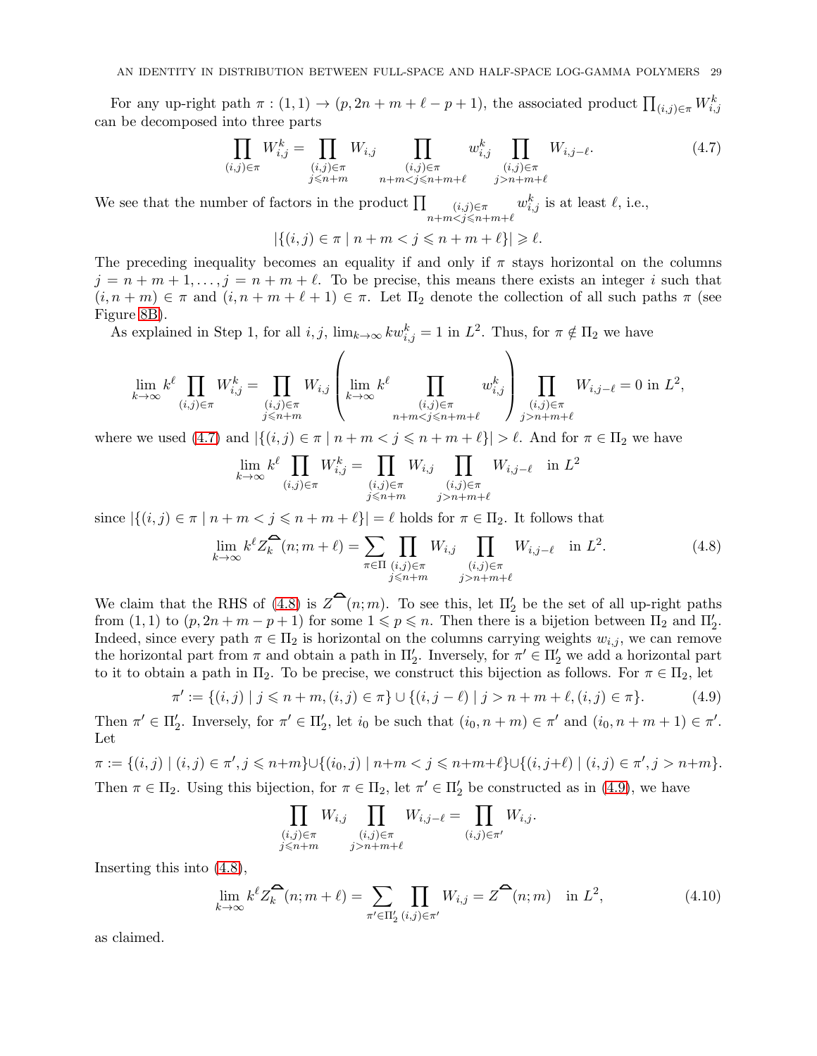For any up-right path $\pi : (1,1) \to (p, 2n+m+\ell-p+1)$, the associated product $\prod_{(i,j)\in\pi} W^k_{i,j}$ can be decomposed into three parts

$$\prod_{(i,j)\in\pi} W^k_{i,j} = \prod_{\substack{(i,j)\in\pi \\ j\leqslant n+m}} W_{i,j} \prod_{\substack{(i,j)\in\pi \\ n+m<j\leqslant n+m+\ell}} w^k_{i,j} \prod_{\substack{(i,j)\in\pi \\ j>n+m+\ell}} W_{i,j-\ell}. \tag{4.7}$$

We see that the number of factors in the product $\prod_{\substack{(i,j)\in\pi \\ n+m<j\leqslant n+m+\ell}} w^k_{i,j}$ is at least $\ell$, i.e.,

$$|\{(i,j)\in\pi \mid n+m<j\leqslant n+m+\ell\}| \geqslant \ell.$$

The preceding inequality becomes an equality if and only if $\pi$ stays horizontal on the columns $j = n+m+1, \dots, j = n+m+\ell$. To be precise, this means there exists an integer $i$ such that $(i, n+m) \in \pi$ and $(i, n+m+\ell+1) \in \pi$. Let $\Pi_2$ denote the collection of all such paths $\pi$ (see Figure 8B).

As explained in Step 1, for all $i,j$, $\lim_{k\to\infty} k w^k_{i,j} = 1$ in $L^2$. Thus, for $\pi \notin \Pi_2$ we have

$$\lim_{k\to\infty} k^\ell \prod_{(i,j)\in\pi} W^k_{i,j} = \prod_{\substack{(i,j)\in\pi \\ j\leqslant n+m}} W_{i,j} \left( \lim_{k\to\infty} k^\ell \prod_{\substack{(i,j)\in\pi \\ n+m<j\leqslant n+m+\ell}} w^k_{i,j} \right) \prod_{\substack{(i,j)\in\pi \\ j>n+m+\ell}} W_{i,j-\ell} = 0 \text{ in } L^2,$$

where we used (4.7) and $|\{(i,j)\in\pi \mid n+m<j\leqslant n+m+\ell\}| > \ell$. And for $\pi \in \Pi_2$ we have

$$\lim_{k\to\infty} k^\ell \prod_{(i,j)\in\pi} W^k_{i,j} = \prod_{\substack{(i,j)\in\pi \\ j\leqslant n+m}} W_{i,j} \prod_{\substack{(i,j)\in\pi \\ j>n+m+\ell}} W_{i,j-\ell} \quad \text{in } L^2$$

since $|\{(i,j)\in\pi \mid n+m<j\leqslant n+m+\ell\}| = \ell$ holds for $\pi\in\Pi_2$. It follows that

$$\lim_{k\to\infty} k^\ell Z^{\frown}_k(n; m+\ell) = \sum_{\pi\in\Pi} \prod_{\substack{(i,j)\in\pi \\ j\leqslant n+m}} W_{i,j} \prod_{\substack{(i,j)\in\pi \\ j>n+m+\ell}} W_{i,j-\ell} \quad \text{in } L^2. \tag{4.8}$$

We claim that the RHS of (4.8) is $Z^{\frown}(n;m)$. To see this, let $\Pi_2'$ be the set of all up-right paths from $(1,1)$ to $(p, 2n+m-p+1)$ for some $1\leqslant p\leqslant n$. Then there is a bijetion between $\Pi_2$ and $\Pi_2'$. Indeed, since every path $\pi\in\Pi_2$ is horizontal on the columns carrying weights $w_{i,j}$, we can remove the horizontal part from $\pi$ and obtain a path in $\Pi_2'$. Inversely, for $\pi'\in\Pi_2'$ we add a horizontal part to it to obtain a path in $\Pi_2$. To be precise, we construct this bijection as follows. For $\pi\in\Pi_2$, let

$$\pi' := \{(i,j) \mid j\leqslant n+m, (i,j)\in\pi\} \cup \{(i,j-\ell) \mid j>n+m+\ell, (i,j)\in\pi\}. \tag{4.9}$$

Then $\pi'\in\Pi_2'$. Inversely, for $\pi'\in\Pi_2'$, let $i_0$ be such that $(i_0, n+m)\in\pi'$ and $(i_0, n+m+1)\in\pi'$. Let

$$\pi := \{(i,j) \mid (i,j)\in\pi', j\leqslant n+m\} \cup \{(i_0,j) \mid n+m<j\leqslant n+m+\ell\} \cup \{(i,j+\ell) \mid (i,j)\in\pi', j>n+m\}.$$

Then $\pi\in\Pi_2$. Using this bijection, for $\pi\in\Pi_2$, let $\pi'\in\Pi_2'$ be constructed as in (4.9), we have

$$\prod_{\substack{(i,j)\in\pi \\ j\leqslant n+m}} W_{i,j} \prod_{\substack{(i,j)\in\pi \\ j>n+m+\ell}} W_{i,j-\ell} = \prod_{(i,j)\in\pi'} W_{i,j}.$$

Inserting this into (4.8),

$$\lim_{k\to\infty} k^\ell Z^{\frown}_k(n; m+\ell) = \sum_{\pi'\in\Pi_2'} \prod_{(i,j)\in\pi'} W_{i,j} = Z^{\frown}(n;m) \quad \text{in } L^2, \tag{4.10}$$

as claimed.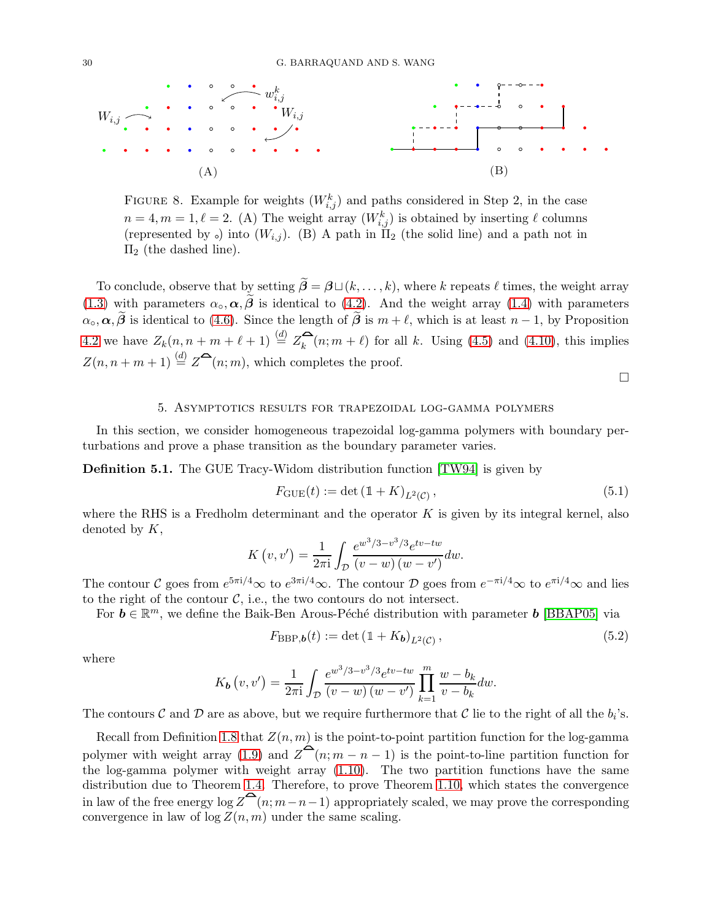Figure 8. Example for weights $(W_{i,j}^k)$ and paths considered in Step 2, in the case $n=4, m=1, \ell=2$. (A) The weight array $(W_{i,j}^k)$ is obtained by inserting $\ell$ columns (represented by $\circ$) into $(W_{i,j})$. (B) A path in $\Pi_2$ (the solid line) and a path not in $\Pi_2$ (the dashed line).

To conclude, observe that by setting $\widetilde{\boldsymbol{\beta}} = \boldsymbol{\beta} \sqcup (k, \dots, k)$, where $k$ repeats $\ell$ times, the weight array (1.3) with parameters $\alpha_\circ, \boldsymbol{\alpha}, \widetilde{\boldsymbol{\beta}}$ is identical to (4.2). And the weight array (1.4) with parameters $\alpha_\circ, \boldsymbol{\alpha}, \widetilde{\boldsymbol{\beta}}$ is identical to (4.6). Since the length of $\widetilde{\boldsymbol{\beta}}$ is $m+\ell$, which is at least $n-1$, by Proposition 4.2 we have $Z_k(n, n+m+\ell+1) \overset{(d)}{=} Z_k^{\frown}(n; m+\ell)$ for all $k$. Using (4.5) and (4.10), this implies $Z(n, n+m+1) \overset{(d)}{=} Z^{\frown}(n; m)$, which completes the proof.

□

## 5. Asymptotics results for trapezoidal log-gamma polymers

In this section, we consider homogeneous trapezoidal log-gamma polymers with boundary perturbations and prove a phase transition as the boundary parameter varies.

**Definition 5.1.** The GUE Tracy-Widom distribution function [TW94] is given by

$$F_{\mathrm{GUE}}(t) := \det\left(\mathbb{1} + K\right)_{L^2(\mathcal{C})}, \tag{5.1}$$

where the RHS is a Fredholm determinant and the operator $K$ is given by its integral kernel, also denoted by $K$,

$$K\left(v, v'\right) = \frac{1}{2\pi \mathrm{i}} \int_{\mathcal{D}} \frac{e^{w^3/3 - v^3/3} e^{tv - tw}}{(v-w)\left(w - v'\right)} dw.$$

The contour $\mathcal{C}$ goes from $e^{5\pi \mathrm{i}/4}\infty$ to $e^{3\pi \mathrm{i}/4}\infty$. The contour $\mathcal{D}$ goes from $e^{-\pi \mathrm{i}/4}\infty$ to $e^{\pi \mathrm{i}/4}\infty$ and lies to the right of the contour $\mathcal{C}$, i.e., the two contours do not intersect.

For $\boldsymbol{b} \in \mathbb{R}^m$, we define the Baik-Ben Arous-Péché distribution with parameter $\boldsymbol{b}$ [BBAP05] via

$$F_{\mathrm{BBP},\boldsymbol{b}}(t) := \det\left(\mathbb{1} + K_{\boldsymbol{b}}\right)_{L^2(\mathcal{C})}, \tag{5.2}$$

where

$$K_{\boldsymbol{b}}\left(v, v'\right) = \frac{1}{2\pi \mathrm{i}} \int_{\mathcal{D}} \frac{e^{w^3/3 - v^3/3} e^{tv - tw}}{(v-w)\left(w - v'\right)} \prod_{k=1}^{m} \frac{w - b_k}{v - b_k} dw.$$

The contours $\mathcal{C}$ and $\mathcal{D}$ are as above, but we require furthermore that $\mathcal{C}$ lie to the right of all the $b_i$'s.

Recall from Definition 1.8 that $Z(n, m)$ is the point-to-point partition function for the log-gamma polymer with weight array (1.9) and $Z^{\frown}(n; m-n-1)$ is the point-to-line partition function for the log-gamma polymer with weight array (1.10). The two partition functions have the same distribution due to Theorem 1.4. Therefore, to prove Theorem 1.10, which states the convergence in law of the free energy $\log Z^{\frown}(n; m-n-1)$ appropriately scaled, we may prove the corresponding convergence in law of $\log Z(n, m)$ under the same scaling.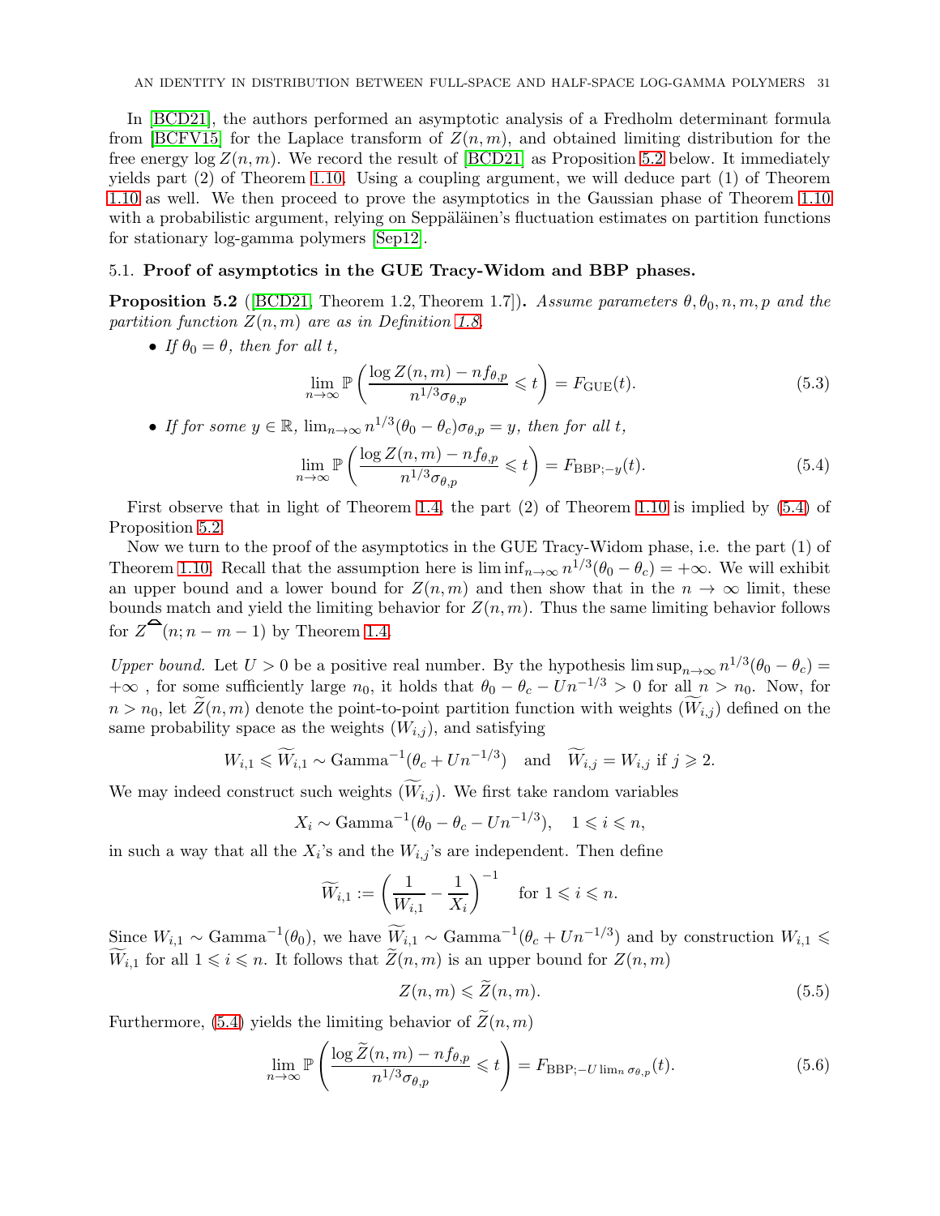In [BCD21], the authors performed an asymptotic analysis of a Fredholm determinant formula from [BCFV15] for the Laplace transform of $Z(n,m)$, and obtained limiting distribution for the free energy $\log Z(n,m)$. We record the result of [BCD21] as Proposition 5.2 below. It immediately yields part (2) of Theorem 1.10. Using a coupling argument, we will deduce part (1) of Theorem 1.10 as well. We then proceed to prove the asymptotics in the Gaussian phase of Theorem 1.10 with a probabilistic argument, relying on Seppäläinen's fluctuation estimates on partition functions for stationary log-gamma polymers [Sep12].

### 5.1. Proof of asymptotics in the GUE Tracy-Widom and BBP phases.

**Proposition 5.2** ([BCD21, Theorem 1.2, Theorem 1.7])**.** *Assume parameters $\theta, \theta_0, n, m, p$ and the partition function $Z(n,m)$ are as in Definition 1.8.*

- *If $\theta_0 = \theta$, then for all $t$,*

$$\lim_{n\to\infty} \mathbb{P}\left(\frac{\log Z(n,m) - nf_{\theta,p}}{n^{1/3}\sigma_{\theta,p}} \leqslant t\right) = F_{\mathrm{GUE}}(t). \tag{5.3}$$

- *If for some $y \in \mathbb{R}$, $\lim_{n\to\infty} n^{1/3}(\theta_0 - \theta_c)\sigma_{\theta,p} = y$, then for all $t$,*

$$\lim_{n\to\infty} \mathbb{P}\left(\frac{\log Z(n,m) - nf_{\theta,p}}{n^{1/3}\sigma_{\theta,p}} \leqslant t\right) = F_{\mathrm{BBP};-y}(t). \tag{5.4}$$

First observe that in light of Theorem 1.4, the part (2) of Theorem 1.10 is implied by (5.4) of Proposition 5.2.

Now we turn to the proof of the asymptotics in the GUE Tracy-Widom phase, i.e. the part (1) of Theorem 1.10. Recall that the assumption here is $\liminf_{n\to\infty} n^{1/3}(\theta_0 - \theta_c) = +\infty$. We will exhibit an upper bound and a lower bound for $Z(n,m)$ and then show that in the $n \to \infty$ limit, these bounds match and yield the limiting behavior for $Z(n,m)$. Thus the same limiting behavior follows for $Z^{\frown}(n; n-m-1)$ by Theorem 1.4.

*Upper bound.* Let $U > 0$ be a positive real number. By the hypothesis $\limsup_{n\to\infty} n^{1/3}(\theta_0 - \theta_c) = +\infty$ , for some sufficiently large $n_0$, it holds that $\theta_0 - \theta_c - Un^{-1/3} > 0$ for all $n > n_0$. Now, for $n > n_0$, let $\widetilde{Z}(n,m)$ denote the point-to-point partition function with weights $(\widetilde{W}_{i,j})$ defined on the same probability space as the weights $(W_{i,j})$, and satisfying

$$W_{i,1} \leqslant \widetilde{W}_{i,1} \sim \mathrm{Gamma}^{-1}(\theta_c + Un^{-1/3}) \quad \text{and} \quad \widetilde{W}_{i,j} = W_{i,j} \text{ if } j \geqslant 2.$$

We may indeed construct such weights $(\widetilde{W}_{i,j})$. We first take random variables

$$X_i \sim \mathrm{Gamma}^{-1}(\theta_0 - \theta_c - Un^{-1/3}), \quad 1 \leqslant i \leqslant n,$$

in such a way that all the $X_i$'s and the $W_{i,j}$'s are independent. Then define

$$\widetilde{W}_{i,1} := \left(\frac{1}{W_{i,1}} - \frac{1}{X_i}\right)^{-1} \quad \text{for } 1 \leqslant i \leqslant n.$$

Since $W_{i,1} \sim \mathrm{Gamma}^{-1}(\theta_0)$, we have $\widetilde{W}_{i,1} \sim \mathrm{Gamma}^{-1}(\theta_c + Un^{-1/3})$ and by construction $W_{i,1} \leqslant \widetilde{W}_{i,1}$ for all $1 \leqslant i \leqslant n$. It follows that $\widetilde{Z}(n,m)$ is an upper bound for $Z(n,m)$

$$Z(n,m) \leqslant \widetilde{Z}(n,m). \tag{5.5}$$

Furthermore, (5.4) yields the limiting behavior of $\widetilde{Z}(n,m)$

$$\lim_{n\to\infty} \mathbb{P}\left(\frac{\log \widetilde{Z}(n,m) - nf_{\theta,p}}{n^{1/3}\sigma_{\theta,p}} \leqslant t\right) = F_{\mathrm{BBP};-U\lim_n \sigma_{\theta,p}}(t). \tag{5.6}$$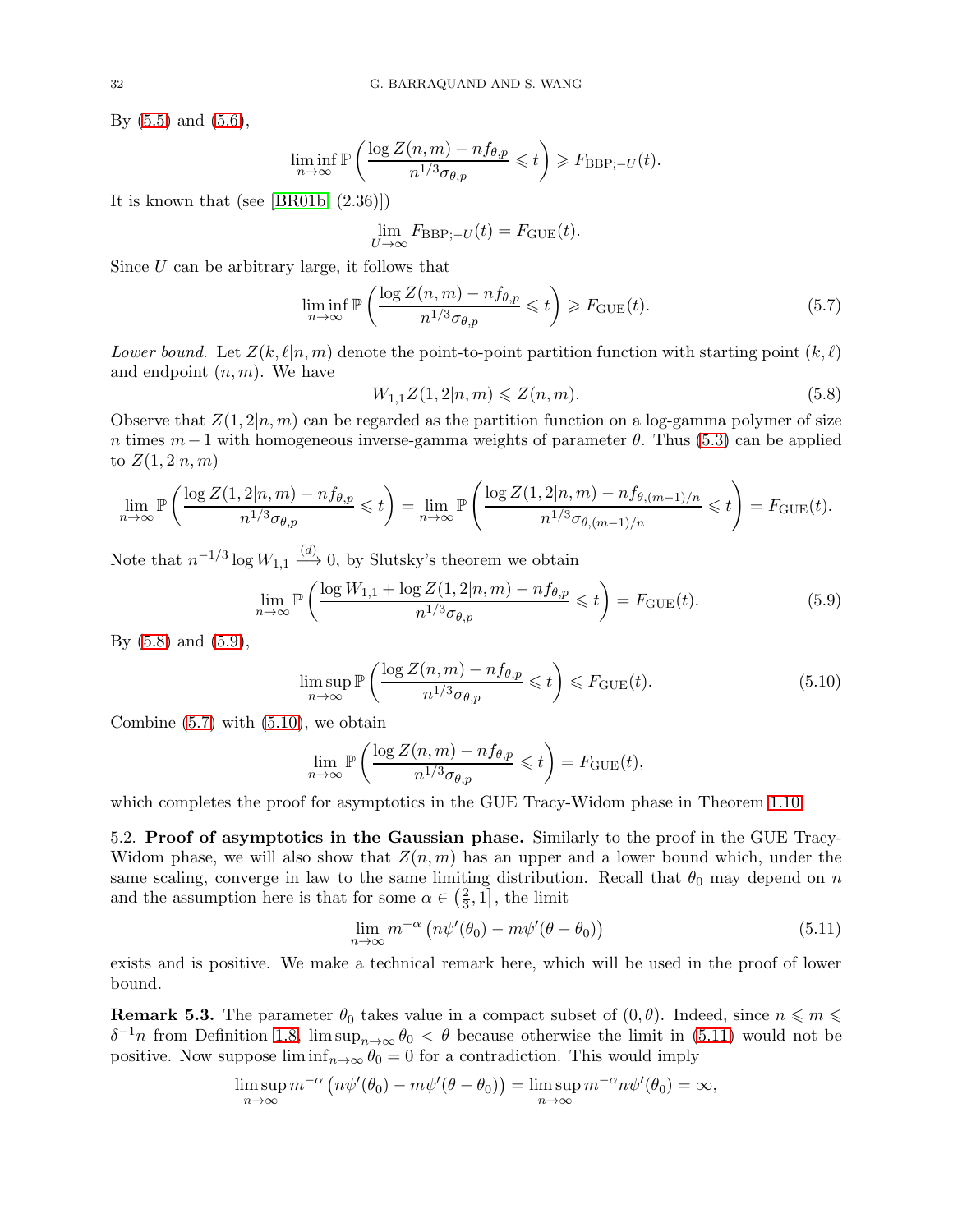By (5.5) and (5.6),

$$\liminf_{n\to\infty} \mathbb{P}\left(\frac{\log Z(n,m) - nf_{\theta,p}}{n^{1/3}\sigma_{\theta,p}} \leqslant t\right) \geqslant F_{\mathrm{BBP};-U}(t).$$

It is known that (see [BR01b, (2.36)])

$$\lim_{U\to\infty} F_{\mathrm{BBP};-U}(t) = F_{\mathrm{GUE}}(t).$$

Since $U$ can be arbitrary large, it follows that

$$\liminf_{n\to\infty} \mathbb{P}\left(\frac{\log Z(n,m) - nf_{\theta,p}}{n^{1/3}\sigma_{\theta,p}} \leqslant t\right) \geqslant F_{\mathrm{GUE}}(t). \tag{5.7}$$

*Lower bound.* Let $Z(k,\ell|n,m)$ denote the point-to-point partition function with starting point $(k,\ell)$ and endpoint $(n,m)$. We have

$$W_{1,1}Z(1,2|n,m) \leqslant Z(n,m). \tag{5.8}$$

Observe that $Z(1,2|n,m)$ can be regarded as the partition function on a log-gamma polymer of size $n$ times $m-1$ with homogeneous inverse-gamma weights of parameter $\theta$. Thus (5.3) can be applied to $Z(1,2|n,m)$

$$\lim_{n\to\infty} \mathbb{P}\left(\frac{\log Z(1,2|n,m) - nf_{\theta,p}}{n^{1/3}\sigma_{\theta,p}} \leqslant t\right) = \lim_{n\to\infty} \mathbb{P}\left(\frac{\log Z(1,2|n,m) - nf_{\theta,(m-1)/n}}{n^{1/3}\sigma_{\theta,(m-1)/n}} \leqslant t\right) = F_{\mathrm{GUE}}(t).$$

Note that $n^{-1/3}\log W_{1,1} \xrightarrow{(d)} 0$, by Slutsky's theorem we obtain

$$\lim_{n\to\infty} \mathbb{P}\left(\frac{\log W_{1,1} + \log Z(1,2|n,m) - nf_{\theta,p}}{n^{1/3}\sigma_{\theta,p}} \leqslant t\right) = F_{\mathrm{GUE}}(t). \tag{5.9}$$

By (5.8) and (5.9),

$$\limsup_{n\to\infty} \mathbb{P}\left(\frac{\log Z(n,m) - nf_{\theta,p}}{n^{1/3}\sigma_{\theta,p}} \leqslant t\right) \leqslant F_{\mathrm{GUE}}(t). \tag{5.10}$$

Combine (5.7) with (5.10), we obtain

$$\lim_{n\to\infty} \mathbb{P}\left(\frac{\log Z(n,m) - nf_{\theta,p}}{n^{1/3}\sigma_{\theta,p}} \leqslant t\right) = F_{\mathrm{GUE}}(t),$$

which completes the proof for asymptotics in the GUE Tracy-Widom phase in Theorem 1.10.

5.2. **Proof of asymptotics in the Gaussian phase.** Similarly to the proof in the GUE Tracy-Widom phase, we will also show that $Z(n,m)$ has an upper and a lower bound which, under the same scaling, converge in law to the same limiting distribution. Recall that $\theta_0$ may depend on $n$ and the assumption here is that for some $\alpha \in \left(\frac{2}{3}, 1\right]$, the limit

$$\lim_{n\to\infty} m^{-\alpha}\left(n\psi'(\theta_0) - m\psi'(\theta-\theta_0)\right) \tag{5.11}$$

exists and is positive. We make a technical remark here, which will be used in the proof of lower bound.

**Remark 5.3.** The parameter $\theta_0$ takes value in a compact subset of $(0,\theta)$. Indeed, since $n \leqslant m \leqslant \delta^{-1}n$ from Definition 1.8, $\limsup_{n\to\infty}\theta_0 < \theta$ because otherwise the limit in (5.11) would not be positive. Now suppose $\liminf_{n\to\infty}\theta_0 = 0$ for a contradiction. This would imply

$$\limsup_{n\to\infty} m^{-\alpha}\left(n\psi'(\theta_0) - m\psi'(\theta-\theta_0)\right) = \limsup_{n\to\infty} m^{-\alpha}n\psi'(\theta_0) = \infty,$$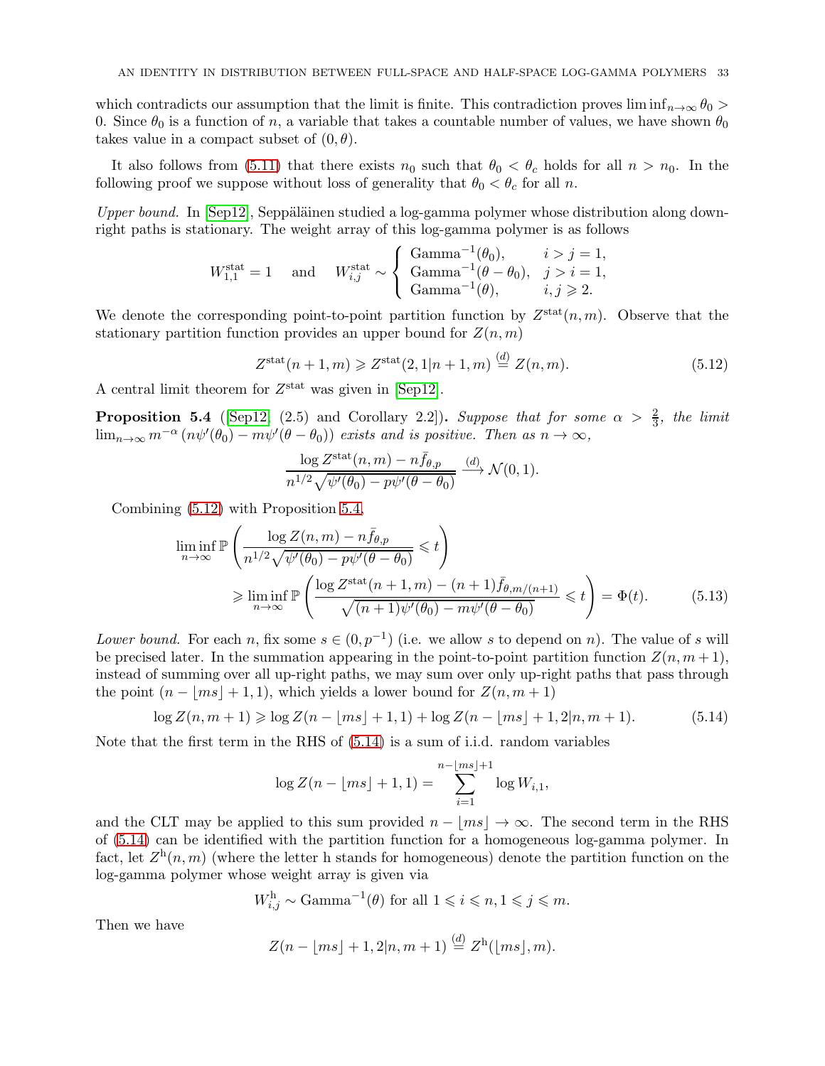which contradicts our assumption that the limit is finite. This contradiction proves $\liminf_{n\to\infty} \theta_0 > 0$. Since $\theta_0$ is a function of $n$, a variable that takes a countable number of values, we have shown $\theta_0$ takes value in a compact subset of $(0, \theta)$.

It also follows from (5.11) that there exists $n_0$ such that $\theta_0 < \theta_c$ holds for all $n > n_0$. In the following proof we suppose without loss of generality that $\theta_0 < \theta_c$ for all $n$.

*Upper bound.* In [Sep12], Seppäläinen studied a log-gamma polymer whose distribution along down-right paths is stationary. The weight array of this log-gamma polymer is as follows

$$W^{\rm stat}_{1,1} = 1 \quad \text{and} \quad W^{\rm stat}_{i,j} \sim \begin{cases} \mathrm{Gamma}^{-1}(\theta_0), & i > j = 1, \\ \mathrm{Gamma}^{-1}(\theta - \theta_0), & j > i = 1, \\ \mathrm{Gamma}^{-1}(\theta), & i, j \geqslant 2. \end{cases}$$

We denote the corresponding point-to-point partition function by $Z^{\rm stat}(n, m)$. Observe that the stationary partition function provides an upper bound for $Z(n, m)$

$$Z^{\rm stat}(n+1, m) \geqslant Z^{\rm stat}(2, 1|n+1, m) \overset{(d)}{=} Z(n, m). \tag{5.12}$$

A central limit theorem for $Z^{\rm stat}$ was given in [Sep12].

**Proposition 5.4** ([Sep12, (2.5) and Corollary 2.2])**.** *Suppose that for some $\alpha > \frac{2}{3}$, the limit $\lim_{n\to\infty} m^{-\alpha} \left(n\psi'(\theta_0) - m\psi'(\theta - \theta_0)\right)$ exists and is positive. Then as $n \to \infty$,*

$$\frac{\log Z^{\rm stat}(n, m) - n\bar{f}_{\theta,p}}{n^{1/2}\sqrt{\psi'(\theta_0) - p\psi'(\theta - \theta_0)}} \xrightarrow{(d)} \mathcal{N}(0, 1).$$

Combining (5.12) with Proposition 5.4,

$$\begin{aligned} \liminf_{n\to\infty} \mathbb{P}\left( \frac{\log Z(n, m) - n\bar{f}_{\theta,p}}{n^{1/2}\sqrt{\psi'(\theta_0) - p\psi'(\theta - \theta_0)}} \leqslant t \right) \\ \geqslant \liminf_{n\to\infty} \mathbb{P}\left( \frac{\log Z^{\rm stat}(n+1, m) - (n+1)\bar{f}_{\theta,m/(n+1)}}{\sqrt{(n+1)\psi'(\theta_0) - m\psi'(\theta - \theta_0)}} \leqslant t \right) = \Phi(t). \end{aligned} \tag{5.13}$$

*Lower bound.* For each $n$, fix some $s \in (0, p^{-1})$ (i.e. we allow $s$ to depend on $n$). The value of $s$ will be precised later. In the summation appearing in the point-to-point partition function $Z(n, m+1)$, instead of summing over all up-right paths, we may sum over only up-right paths that pass through the point $(n - \lfloor ms \rfloor + 1, 1)$, which yields a lower bound for $Z(n, m+1)$

$$\log Z(n, m+1) \geqslant \log Z(n - \lfloor ms \rfloor + 1, 1) + \log Z(n - \lfloor ms \rfloor + 1, 2|n, m+1). \tag{5.14}$$

Note that the first term in the RHS of (5.14) is a sum of i.i.d. random variables

$$\log Z(n - \lfloor ms \rfloor + 1, 1) = \sum_{i=1}^{n - \lfloor ms \rfloor + 1} \log W_{i,1},$$

and the CLT may be applied to this sum provided $n - \lfloor ms \rfloor \to \infty$. The second term in the RHS of (5.14) can be identified with the partition function for a homogeneous log-gamma polymer. In fact, let $Z^{\rm h}(n, m)$ (where the letter h stands for homogeneous) denote the partition function on the log-gamma polymer whose weight array is given via

$$W^{\rm h}_{i,j} \sim \mathrm{Gamma}^{-1}(\theta) \text{ for all } 1 \leqslant i \leqslant n, 1 \leqslant j \leqslant m.$$

Then we have

$$Z(n - \lfloor ms \rfloor + 1, 2|n, m+1) \overset{(d)}{=} Z^{\rm h}(\lfloor ms \rfloor, m).$$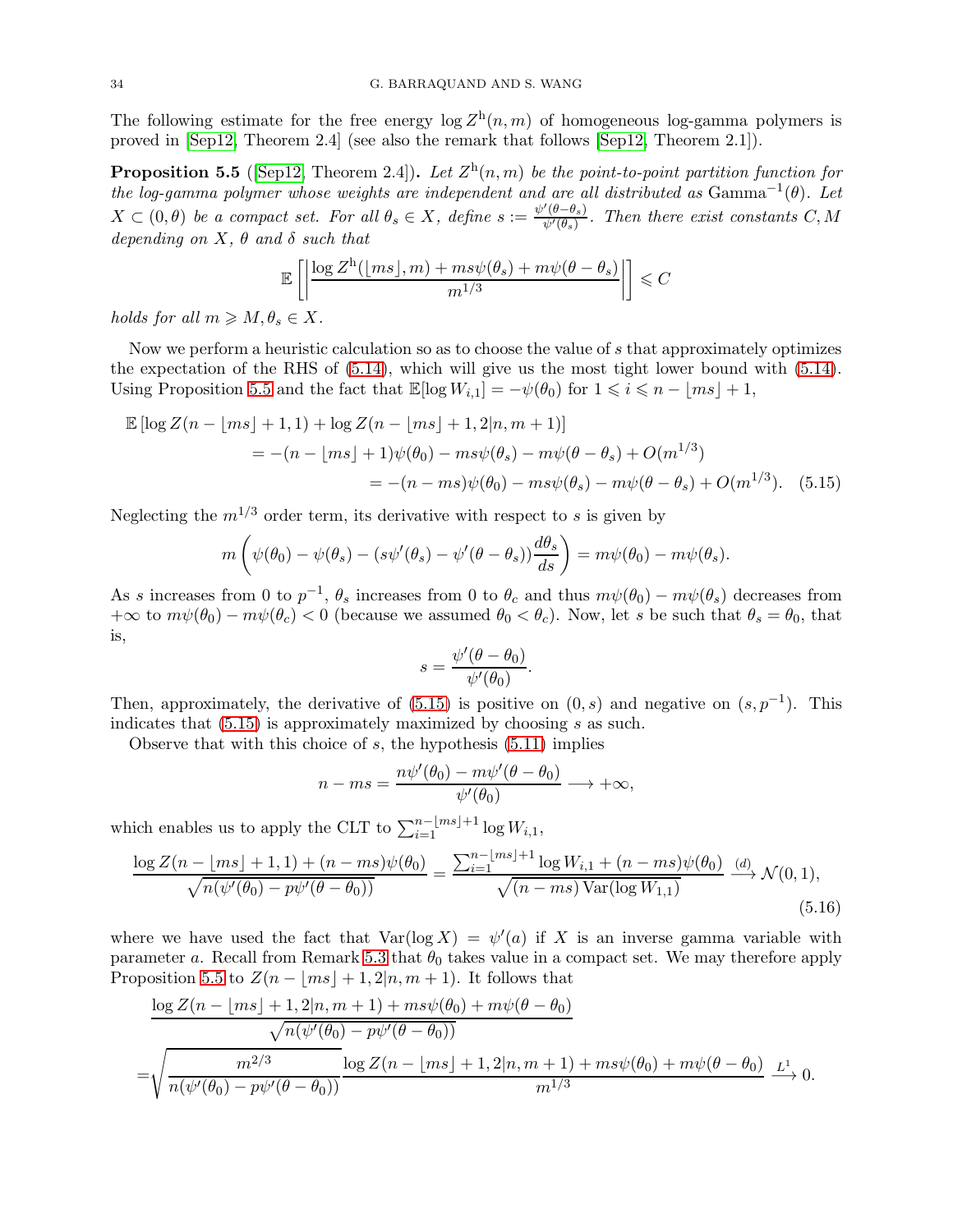The following estimate for the free energy $\log Z^{\mathrm{h}}(n,m)$ of homogeneous log-gamma polymers is proved in [Sep12, Theorem 2.4] (see also the remark that follows [Sep12, Theorem 2.1]).

**Proposition 5.5** ([Sep12, Theorem 2.4])**.** *Let $Z^{\mathrm{h}}(n,m)$ be the point-to-point partition function for the log-gamma polymer whose weights are independent and are all distributed as $\mathrm{Gamma}^{-1}(\theta)$. Let $X \subset (0,\theta)$ be a compact set. For all $\theta_s \in X$, define $s := \frac{\psi'(\theta-\theta_s)}{\psi'(\theta_s)}$. Then there exist constants $C, M$ depending on $X$, $\theta$ and $\delta$ such that*

$$\mathbb{E}\left[\left|\frac{\log Z^{\mathrm{h}}(\lfloor ms \rfloor, m) + ms\psi(\theta_s) + m\psi(\theta-\theta_s)}{m^{1/3}}\right|\right] \leqslant C$$

*holds for all $m \geqslant M, \theta_s \in X$.*

Now we perform a heuristic calculation so as to choose the value of $s$ that approximately optimizes the expectation of the RHS of (5.14), which will give us the most tight lower bound with (5.14). Using Proposition 5.5 and the fact that $\mathbb{E}[\log W_{i,1}] = -\psi(\theta_0)$ for $1 \leqslant i \leqslant n - \lfloor ms \rfloor + 1$,

$$\begin{aligned}
\mathbb{E}\left[\log Z(n - \lfloor ms \rfloor + 1, 1) + \log Z(n - \lfloor ms \rfloor + 1, 2|n, m+1)\right]&\\
= -(n - \lfloor ms \rfloor + 1)\psi(\theta_0) - ms\psi(\theta_s) - m\psi(\theta-\theta_s) + O(m^{1/3})&\\
= -(n - ms)\psi(\theta_0) - ms\psi(\theta_s) - m\psi(\theta-\theta_s) + O(m^{1/3}).&\quad (5.15)
\end{aligned}$$

Neglecting the $m^{1/3}$ order term, its derivative with respect to $s$ is given by

$$m\left(\psi(\theta_0) - \psi(\theta_s) - (s\psi'(\theta_s) - \psi'(\theta-\theta_s))\frac{d\theta_s}{ds}\right) = m\psi(\theta_0) - m\psi(\theta_s).$$

As $s$ increases from 0 to $p^{-1}$, $\theta_s$ increases from 0 to $\theta_c$ and thus $m\psi(\theta_0) - m\psi(\theta_s)$ decreases from $+\infty$ to $m\psi(\theta_0) - m\psi(\theta_c) < 0$ (because we assumed $\theta_0 < \theta_c$). Now, let $s$ be such that $\theta_s = \theta_0$, that is,

$$s = \frac{\psi'(\theta-\theta_0)}{\psi'(\theta_0)}.$$

Then, approximately, the derivative of (5.15) is positive on $(0, s)$ and negative on $(s, p^{-1})$. This indicates that (5.15) is approximately maximized by choosing $s$ as such.

Observe that with this choice of $s$, the hypothesis (5.11) implies

$$n - ms = \frac{n\psi'(\theta_0) - m\psi'(\theta-\theta_0)}{\psi'(\theta_0)} \longrightarrow +\infty,$$

which enables us to apply the CLT to $\sum_{i=1}^{n-\lfloor ms \rfloor+1} \log W_{i,1}$,

$$\frac{\log Z(n - \lfloor ms \rfloor + 1, 1) + (n-ms)\psi(\theta_0)}{\sqrt{n(\psi'(\theta_0) - p\psi'(\theta-\theta_0))}} = \frac{\sum_{i=1}^{n-\lfloor ms \rfloor+1} \log W_{i,1} + (n-ms)\psi(\theta_0)}{\sqrt{(n-ms)\,\mathrm{Var}(\log W_{1,1})}} \xrightarrow{(d)} \mathcal{N}(0,1), \tag{5.16}$$

where we have used the fact that $\mathrm{Var}(\log X) = \psi'(a)$ if $X$ is an inverse gamma variable with parameter $a$. Recall from Remark 5.3 that $\theta_0$ takes value in a compact set. We may therefore apply Proposition 5.5 to $Z(n - \lfloor ms \rfloor + 1, 2|n, m+1)$. It follows that

$$\begin{aligned}
&\frac{\log Z(n - \lfloor ms \rfloor + 1, 2|n, m+1) + ms\psi(\theta_0) + m\psi(\theta-\theta_0)}{\sqrt{n(\psi'(\theta_0) - p\psi'(\theta-\theta_0))}}\\
=&\sqrt{\frac{m^{2/3}}{n(\psi'(\theta_0) - p\psi'(\theta-\theta_0))}}\frac{\log Z(n - \lfloor ms \rfloor + 1, 2|n, m+1) + ms\psi(\theta_0) + m\psi(\theta-\theta_0)}{m^{1/3}} \xrightarrow{L^1} 0.
\end{aligned}$$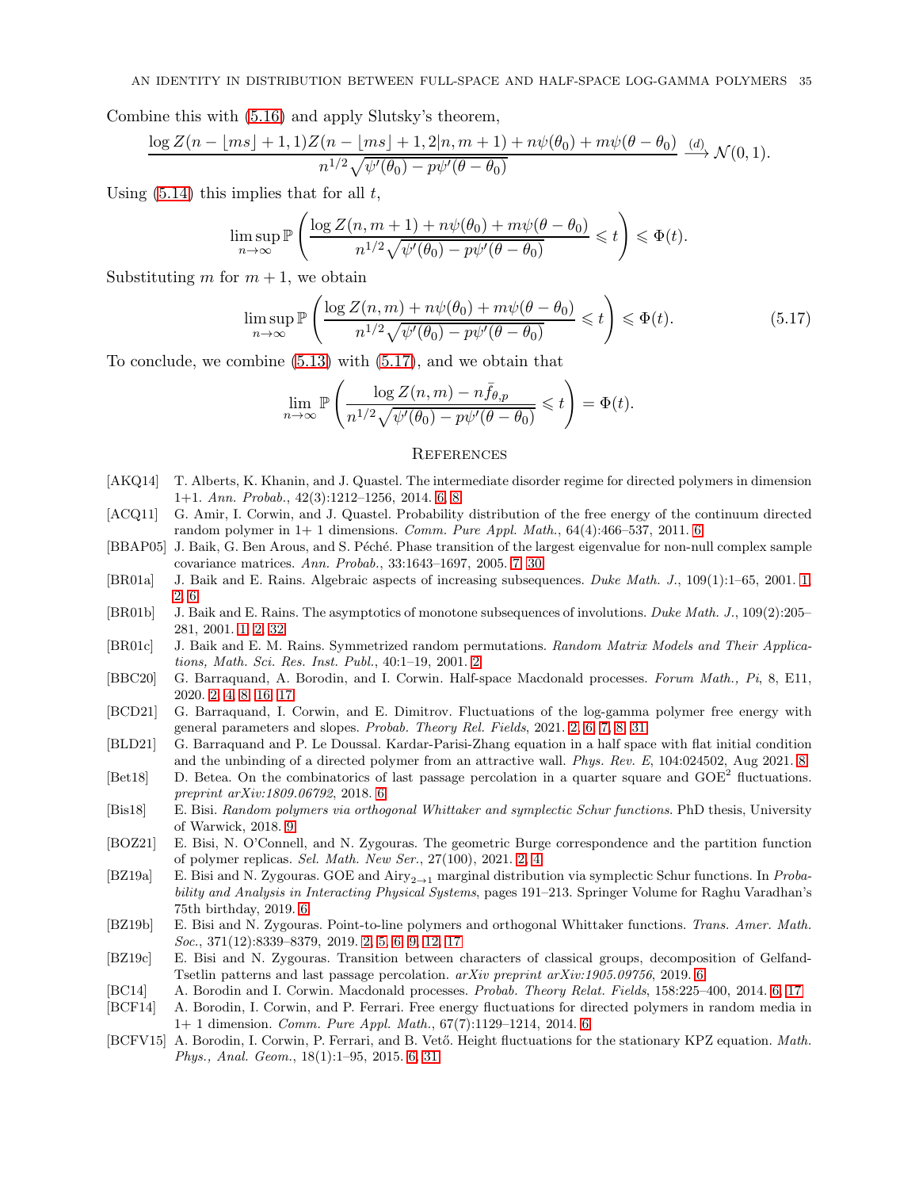Combine this with (5.16) and apply Slutsky's theorem,

$$\frac{\log Z(n-\lfloor ms\rfloor+1,1)Z(n-\lfloor ms\rfloor+1,2|n,m+1)+n\psi(\theta_0)+m\psi(\theta-\theta_0)}{n^{1/2}\sqrt{\psi'(\theta_0)-p\psi'(\theta-\theta_0)}} \xrightarrow{(d)} \mathcal{N}(0,1).$$

Using (5.14) this implies that for all $t$,

$$\limsup_{n\to\infty}\mathbb{P}\left(\frac{\log Z(n,m+1)+n\psi(\theta_0)+m\psi(\theta-\theta_0)}{n^{1/2}\sqrt{\psi'(\theta_0)-p\psi'(\theta-\theta_0)}}\leqslant t\right)\leqslant \Phi(t).$$

Substituting $m$ for $m+1$, we obtain

$$\limsup_{n\to\infty}\mathbb{P}\left(\frac{\log Z(n,m)+n\psi(\theta_0)+m\psi(\theta-\theta_0)}{n^{1/2}\sqrt{\psi'(\theta_0)-p\psi'(\theta-\theta_0)}}\leqslant t\right)\leqslant \Phi(t). \tag{5.17}$$

To conclude, we combine (5.13) with (5.17), and we obtain that

$$\lim_{n\to\infty}\mathbb{P}\left(\frac{\log Z(n,m)-n\bar{f}_{\theta,p}}{n^{1/2}\sqrt{\psi'(\theta_0)-p\psi'(\theta-\theta_0)}}\leqslant t\right)=\Phi(t).$$

## References

[AKQ14] T. Alberts, K. Khanin, and J. Quastel. The intermediate disorder regime for directed polymers in dimension 1+1. *Ann. Probab.*, 42(3):1212–1256, 2014. 6, 8

[ACQ11] G. Amir, I. Corwin, and J. Quastel. Probability distribution of the free energy of the continuum directed random polymer in 1+ 1 dimensions. *Comm. Pure Appl. Math.*, 64(4):466–537, 2011. 6

[BBAP05] J. Baik, G. Ben Arous, and S. Péché. Phase transition of the largest eigenvalue for non-null complex sample covariance matrices. *Ann. Probab.*, 33:1643–1697, 2005. 7, 30

[BR01a] J. Baik and E. Rains. Algebraic aspects of increasing subsequences. *Duke Math. J.*, 109(1):1–65, 2001. 1, 2, 6

[BR01b] J. Baik and E. Rains. The asymptotics of monotone subsequences of involutions. *Duke Math. J.*, 109(2):205–281, 2001. 1, 2, 32

[BR01c] J. Baik and E. M. Rains. Symmetrized random permutations. *Random Matrix Models and Their Applications, Math. Sci. Res. Inst. Publ.*, 40:1–19, 2001. 2

[BBC20] G. Barraquand, A. Borodin, and I. Corwin. Half-space Macdonald processes. *Forum Math., Pi*, 8, E11, 2020. 2, 4, 8, 16, 17

[BCD21] G. Barraquand, I. Corwin, and E. Dimitrov. Fluctuations of the log-gamma polymer free energy with general parameters and slopes. *Probab. Theory Rel. Fields*, 2021. 2, 6, 7, 8, 31

[BLD21] G. Barraquand and P. Le Doussal. Kardar-Parisi-Zhang equation in a half space with flat initial condition and the unbinding of a directed polymer from an attractive wall. *Phys. Rev. E*, 104:024502, Aug 2021. 8

[Bet18] D. Betea. On the combinatorics of last passage percolation in a quarter square and $\mathrm{GOE}^2$ fluctuations. *preprint arXiv:1809.06792*, 2018. 6

[Bis18] E. Bisi. *Random polymers via orthogonal Whittaker and symplectic Schur functions.* PhD thesis, University of Warwick, 2018. 9

[BOZ21] E. Bisi, N. O'Connell, and N. Zygouras. The geometric Burge correspondence and the partition function of polymer replicas. *Sel. Math. New Ser.*, 27(100), 2021. 2, 4

[BZ19a] E. Bisi and N. Zygouras. GOE and $\mathrm{Airy}_{2\to 1}$ marginal distribution via symplectic Schur functions. In *Probability and Analysis in Interacting Physical Systems*, pages 191–213. Springer Volume for Raghu Varadhan's 75th birthday, 2019. 6

[BZ19b] E. Bisi and N. Zygouras. Point-to-line polymers and orthogonal Whittaker functions. *Trans. Amer. Math. Soc.*, 371(12):8339–8379, 2019. 2, 5, 6, 9, 12, 17

[BZ19c] E. Bisi and N. Zygouras. Transition between characters of classical groups, decomposition of Gelfand-Tsetlin patterns and last passage percolation. *arXiv preprint arXiv:1905.09756*, 2019. 6

[BC14] A. Borodin and I. Corwin. Macdonald processes. *Probab. Theory Relat. Fields*, 158:225–400, 2014. 6, 17

[BCF14] A. Borodin, I. Corwin, and P. Ferrari. Free energy fluctuations for directed polymers in random media in 1+ 1 dimension. *Comm. Pure Appl. Math.*, 67(7):1129–1214, 2014. 6

[BCFV15] A. Borodin, I. Corwin, P. Ferrari, and B. Vető. Height fluctuations for the stationary KPZ equation. *Math. Phys., Anal. Geom.*, 18(1):1–95, 2015. 6, 31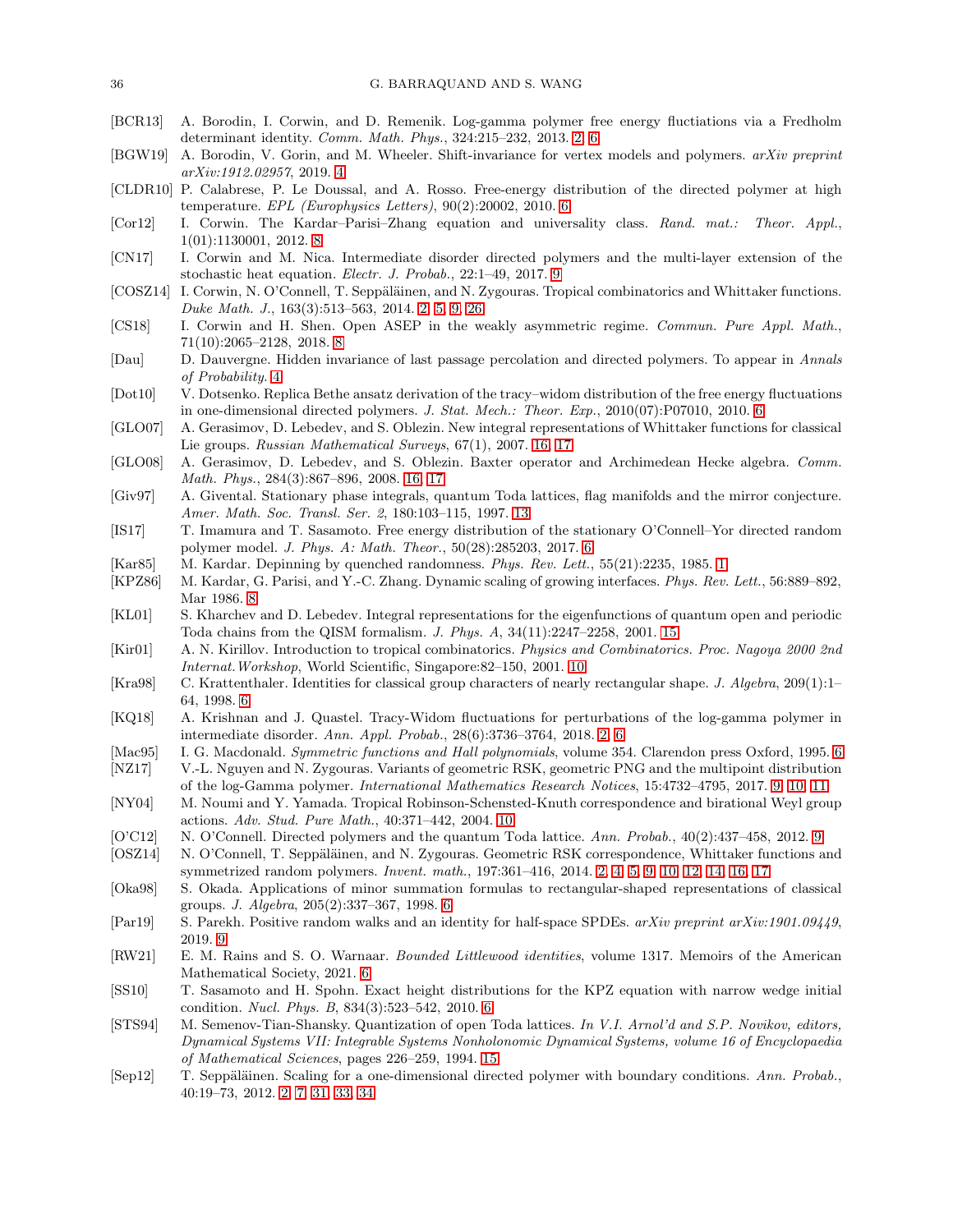[BCR13] A. Borodin, I. Corwin, and D. Remenik. Log-gamma polymer free energy fluctuations via a Fredholm determinant identity. *Comm. Math. Phys.*, 324:215–232, 2013. 2, 6

[BGW19] A. Borodin, V. Gorin, and M. Wheeler. Shift-invariance for vertex models and polymers. *arXiv preprint arXiv:1912.02957*, 2019. 4

[CLDR10] P. Calabrese, P. Le Doussal, and A. Rosso. Free-energy distribution of the directed polymer at high temperature. *EPL (Europhysics Letters)*, 90(2):20002, 2010. 6

[Cor12] I. Corwin. The Kardar–Parisi–Zhang equation and universality class. *Rand. mat.: Theor. Appl.*, 1(01):1130001, 2012. 8

[CN17] I. Corwin and M. Nica. Intermediate disorder directed polymers and the multi-layer extension of the stochastic heat equation. *Electr. J. Probab.*, 22:1–49, 2017. 9

[COSZ14] I. Corwin, N. O'Connell, T. Seppäläinen, and N. Zygouras. Tropical combinatorics and Whittaker functions. *Duke Math. J.*, 163(3):513–563, 2014. 2, 5, 9, 26

[CS18] I. Corwin and H. Shen. Open ASEP in the weakly asymmetric regime. *Commun. Pure Appl. Math.*, 71(10):2065–2128, 2018. 8

[Dau] D. Dauvergne. Hidden invariance of last passage percolation and directed polymers. To appear in *Annals of Probability*. 4

[Dot10] V. Dotsenko. Replica Bethe ansatz derivation of the tracy–widom distribution of the free energy fluctuations in one-dimensional directed polymers. *J. Stat. Mech.: Theor. Exp.*, 2010(07):P07010, 2010. 6

[GLO07] A. Gerasimov, D. Lebedev, and S. Oblezin. New integral representations of Whittaker functions for classical Lie groups. *Russian Mathematical Surveys*, 67(1), 2007. 16, 17

[GLO08] A. Gerasimov, D. Lebedev, and S. Oblezin. Baxter operator and Archimedean Hecke algebra. *Comm. Math. Phys.*, 284(3):867–896, 2008. 16, 17

[Giv97] A. Givental. Stationary phase integrals, quantum Toda lattices, flag manifolds and the mirror conjecture. *Amer. Math. Soc. Transl. Ser. 2*, 180:103–115, 1997. 13

[IS17] T. Imamura and T. Sasamoto. Free energy distribution of the stationary O'Connell–Yor directed random polymer model. *J. Phys. A: Math. Theor.*, 50(28):285203, 2017. 6

[Kar85] M. Kardar. Depinning by quenched randomness. *Phys. Rev. Lett.*, 55(21):2235, 1985. 1

[KPZ86] M. Kardar, G. Parisi, and Y.-C. Zhang. Dynamic scaling of growing interfaces. *Phys. Rev. Lett.*, 56:889–892, Mar 1986. 8

[KL01] S. Kharchev and D. Lebedev. Integral representations for the eigenfunctions of quantum open and periodic Toda chains from the QISM formalism. *J. Phys. A*, 34(11):2247–2258, 2001. 15

[Kir01] A. N. Kirillov. Introduction to tropical combinatorics. *Physics and Combinatorics. Proc. Nagoya 2000 2nd Internat.Workshop*, World Scientific, Singapore:82–150, 2001. 10

[Kra98] C. Krattenthaler. Identities for classical group characters of nearly rectangular shape. *J. Algebra*, 209(1):1–64, 1998. 6

[KQ18] A. Krishnan and J. Quastel. Tracy-Widom fluctuations for perturbations of the log-gamma polymer in intermediate disorder. *Ann. Appl. Probab.*, 28(6):3736–3764, 2018. 2, 6

[Mac95] I. G. Macdonald. *Symmetric functions and Hall polynomials*, volume 354. Clarendon press Oxford, 1995. 6

[NZ17] V.-L. Nguyen and N. Zygouras. Variants of geometric RSK, geometric PNG and the multipoint distribution of the log-Gamma polymer. *International Mathematics Research Notices*, 15:4732–4795, 2017. 9, 10, 11

[NY04] M. Noumi and Y. Yamada. Tropical Robinson-Schensted-Knuth correspondence and birational Weyl group actions. *Adv. Stud. Pure Math.*, 40:371–442, 2004. 10

[O'C12] N. O'Connell. Directed polymers and the quantum Toda lattice. *Ann. Probab.*, 40(2):437–458, 2012. 9

[OSZ14] N. O'Connell, T. Seppäläinen, and N. Zygouras. Geometric RSK correspondence, Whittaker functions and symmetrized random polymers. *Invent. math.*, 197:361–416, 2014. 2, 4, 5, 9, 10, 12, 14, 16, 17

[Oka98] S. Okada. Applications of minor summation formulas to rectangular-shaped representations of classical groups. *J. Algebra*, 205(2):337–367, 1998. 6

[Par19] S. Parekh. Positive random walks and an identity for half-space SPDEs. *arXiv preprint arXiv:1901.09449*, 2019. 9

[RW21] E. M. Rains and S. O. Warnaar. *Bounded Littlewood identities*, volume 1317. Memoirs of the American Mathematical Society, 2021. 6

[SS10] T. Sasamoto and H. Spohn. Exact height distributions for the KPZ equation with narrow wedge initial condition. *Nucl. Phys. B*, 834(3):523–542, 2010. 6

[STS94] M. Semenov-Tian-Shansky. Quantization of open Toda lattices. *In V.I. Arnol'd and S.P. Novikov, editors, Dynamical Systems VII: Integrable Systems Nonholonomic Dynamical Systems, volume 16 of Encyclopaedia of Mathematical Sciences*, pages 226–259, 1994. 15

[Sep12] T. Seppäläinen. Scaling for a one-dimensional directed polymer with boundary conditions. *Ann. Probab.*, 40:19–73, 2012. 2, 7, 31, 33, 34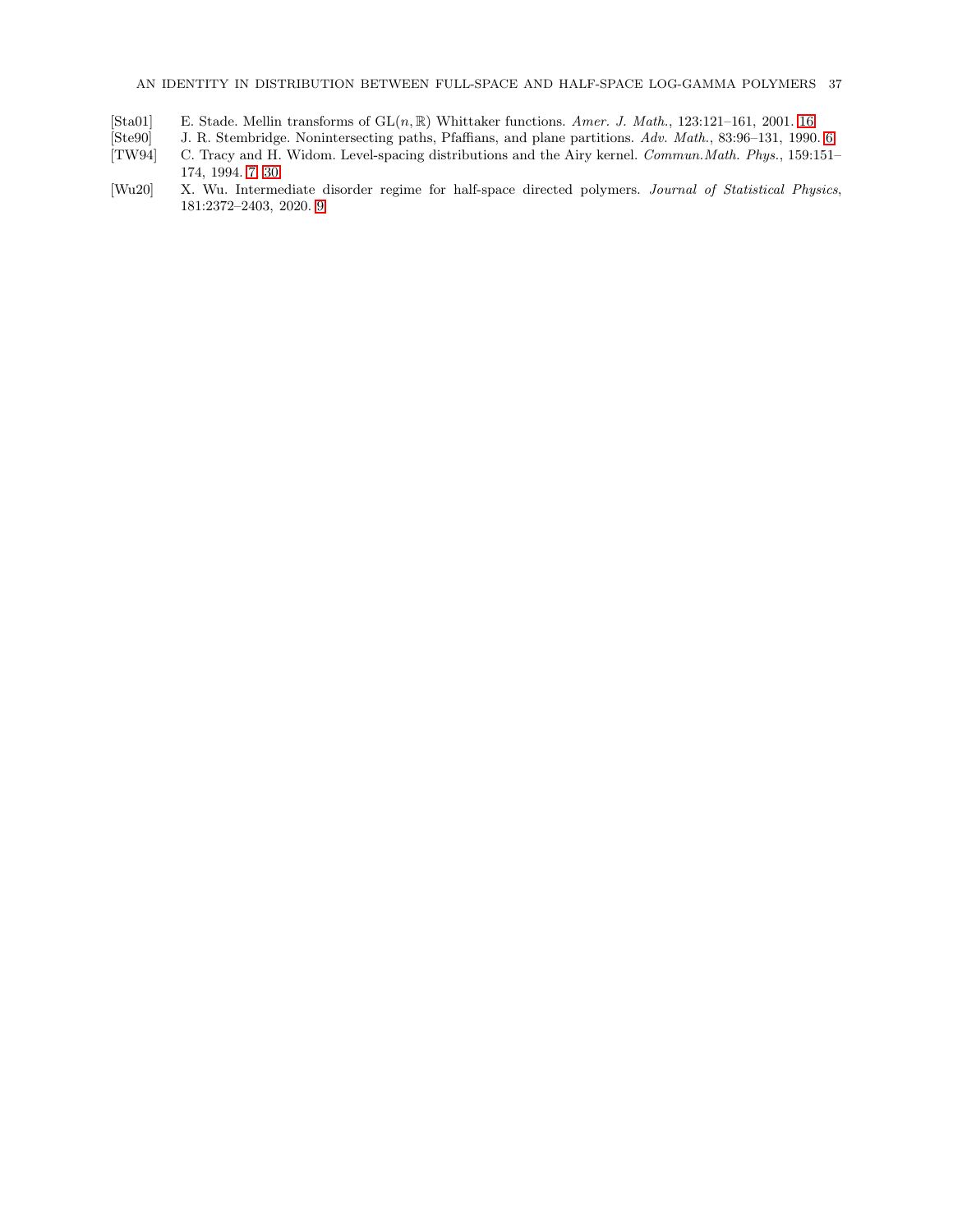[Sta01] E. Stade. Mellin transforms of $\mathrm{GL}(n, \mathbb{R})$ Whittaker functions. *Amer. J. Math.*, 123:121–161, 2001. 16

[Ste90] J. R. Stembridge. Nonintersecting paths, Pfaffians, and plane partitions. *Adv. Math.*, 83:96–131, 1990. 6

[TW94] C. Tracy and H. Widom. Level-spacing distributions and the Airy kernel. *Commun.Math. Phys.*, 159:151–174, 1994. 7, 30

[Wu20] X. Wu. Intermediate disorder regime for half-space directed polymers. *Journal of Statistical Physics*, 181:2372–2403, 2020. 9